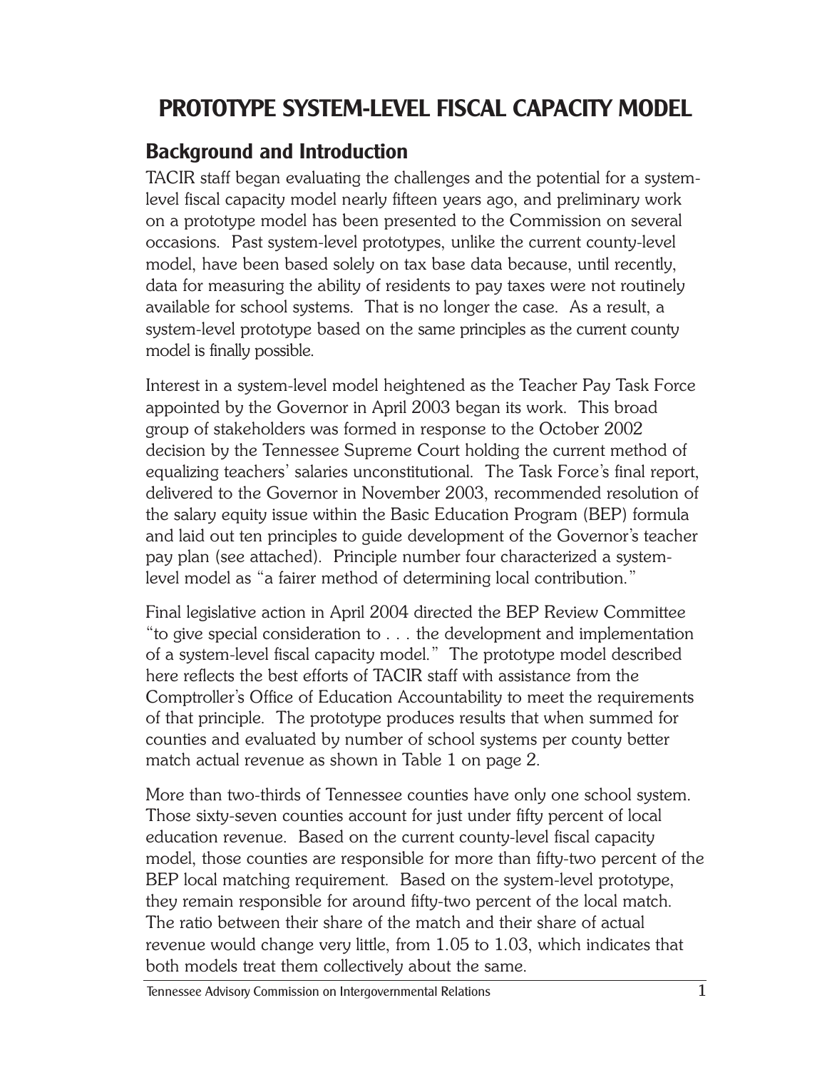# PROTOTYPE SYSTEM-LEVEL FISCAL CAPACITY MODEL

## Background and Introduction

TACIR staff began evaluating the challenges and the potential for a system-level fiscal capacity model nearly fifteen years ago, and preliminary work on a prototype model has been presented to the Commission on several occasions. Past system-level prototypes, unlike the current county-level model, have been based solely on tax base data because, until recently, data for measuring the ability of residents to pay taxes were not routinely available for school systems. That is no longer the case. As a result, a system-level prototype based on the same principles as the current county model is finally possible.

Interest in a system-level model heightened as the Teacher Pay Task Force appointed by the Governor in April 2003 began its work. This broad group of stakeholders was formed in response to the October 2002 decision by the Tennessee Supreme Court holding the current method of equalizing teachers' salaries unconstitutional. The Task Force's final report, delivered to the Governor in November 2003, recommended resolution of the salary equity issue within the Basic Education Program (BEP) formula and laid out ten principles to guide development of the Governor's teacher pay plan (see attached). Principle number four characterized a system-level model as "a fairer method of determining local contribution."

Final legislative action in April 2004 directed the BEP Review Committee "to give special consideration to . . . the development and implementation of a system-level fiscal capacity model." The prototype model described here reflects the best efforts of TACIR staff with assistance from the Comptroller's Office of Education Accountability to meet the requirements of that principle. The prototype produces results that when summed for counties and evaluated by number of school systems per county better match actual revenue as shown in Table 1 on page 2.

More than two-thirds of Tennessee counties have only one school system. Those sixty-seven counties account for just under fifty percent of local education revenue. Based on the current county-level fiscal capacity model, those counties are responsible for more than fifty-two percent of the BEP local matching requirement. Based on the system-level prototype, they remain responsible for around fifty-two percent of the local match. The ratio between their share of the match and their share of actual revenue would change very little, from 1.05 to 1.03, which indicates that both models treat them collectively about the same.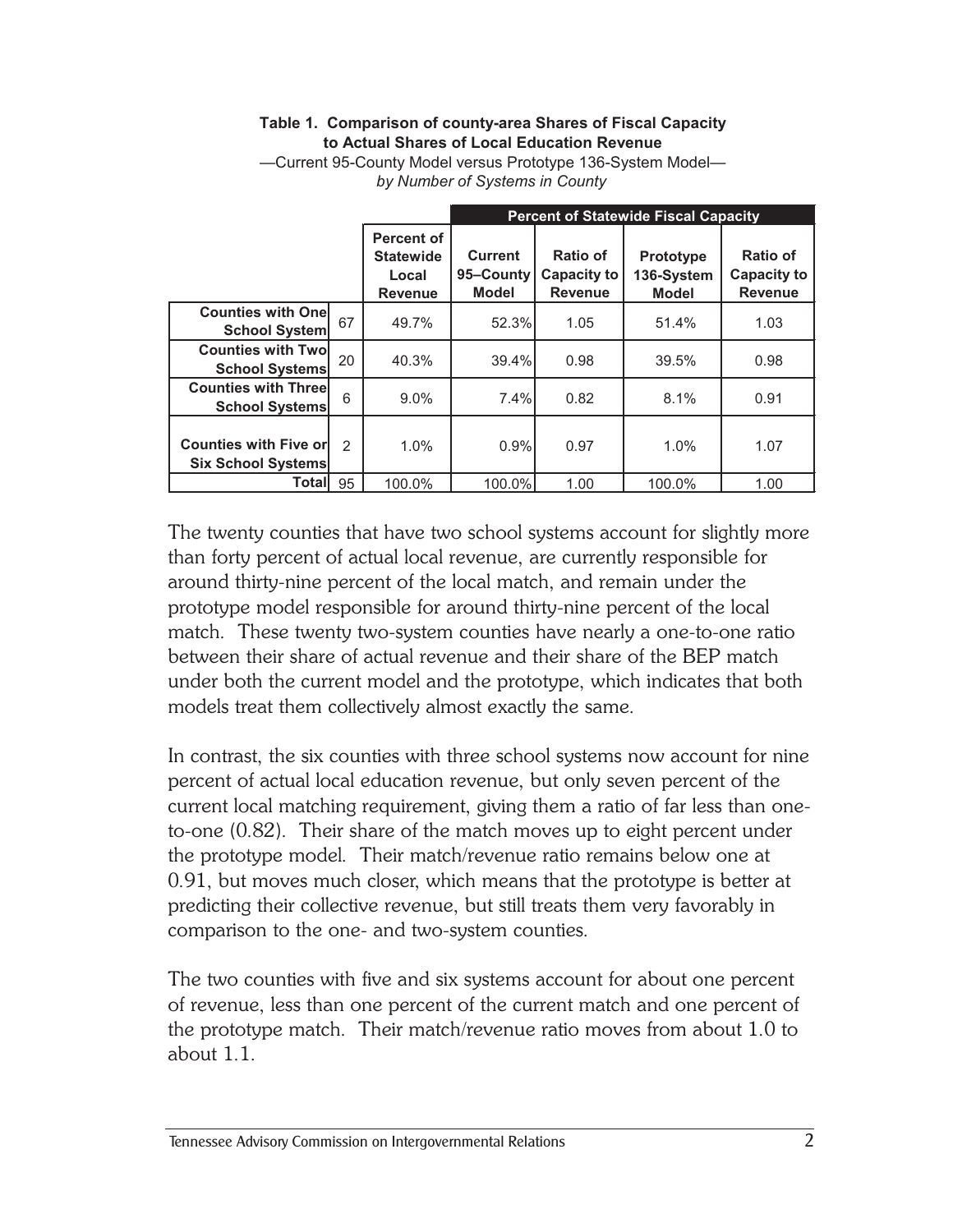**Table 1. Comparison of county-area Shares of Fiscal Capacity to Actual Shares of Local Education Revenue**

—Current 95-County Model versus Prototype 136-System Model—
*by Number of Systems in County*

| | | Percent of Statewide Local Revenue | Percent of Statewide Fiscal Capacity | | | |
|---|---|---|---|---|---|---|
| | | | Current 95–County Model | Ratio of Capacity to Revenue | Prototype 136-System Model | Ratio of Capacity to Revenue |
| **Counties with One School System** | 67 | 49.7% | 52.3% | 1.05 | 51.4% | 1.03 |
| **Counties with Two School Systems** | 20 | 40.3% | 39.4% | 0.98 | 39.5% | 0.98 |
| **Counties with Three School Systems** | 6 | 9.0% | 7.4% | 0.82 | 8.1% | 0.91 |
| **Counties with Five or Six School Systems** | 2 | 1.0% | 0.9% | 0.97 | 1.0% | 1.07 |
| **Total** | 95 | 100.0% | 100.0% | 1.00 | 100.0% | 1.00 |

The twenty counties that have two school systems account for slightly more than forty percent of actual local revenue, are currently responsible for around thirty-nine percent of the local match, and remain under the prototype model responsible for around thirty-nine percent of the local match. These twenty two-system counties have nearly a one-to-one ratio between their share of actual revenue and their share of the BEP match under both the current model and the prototype, which indicates that both models treat them collectively almost exactly the same.

In contrast, the six counties with three school systems now account for nine percent of actual local education revenue, but only seven percent of the current local matching requirement, giving them a ratio of far less than one-to-one (0.82). Their share of the match moves up to eight percent under the prototype model. Their match/revenue ratio remains below one at 0.91, but moves much closer, which means that the prototype is better at predicting their collective revenue, but still treats them very favorably in comparison to the one- and two-system counties.

The two counties with five and six systems account for about one percent of revenue, less than one percent of the current match and one percent of the prototype match. Their match/revenue ratio moves from about 1.0 to about 1.1.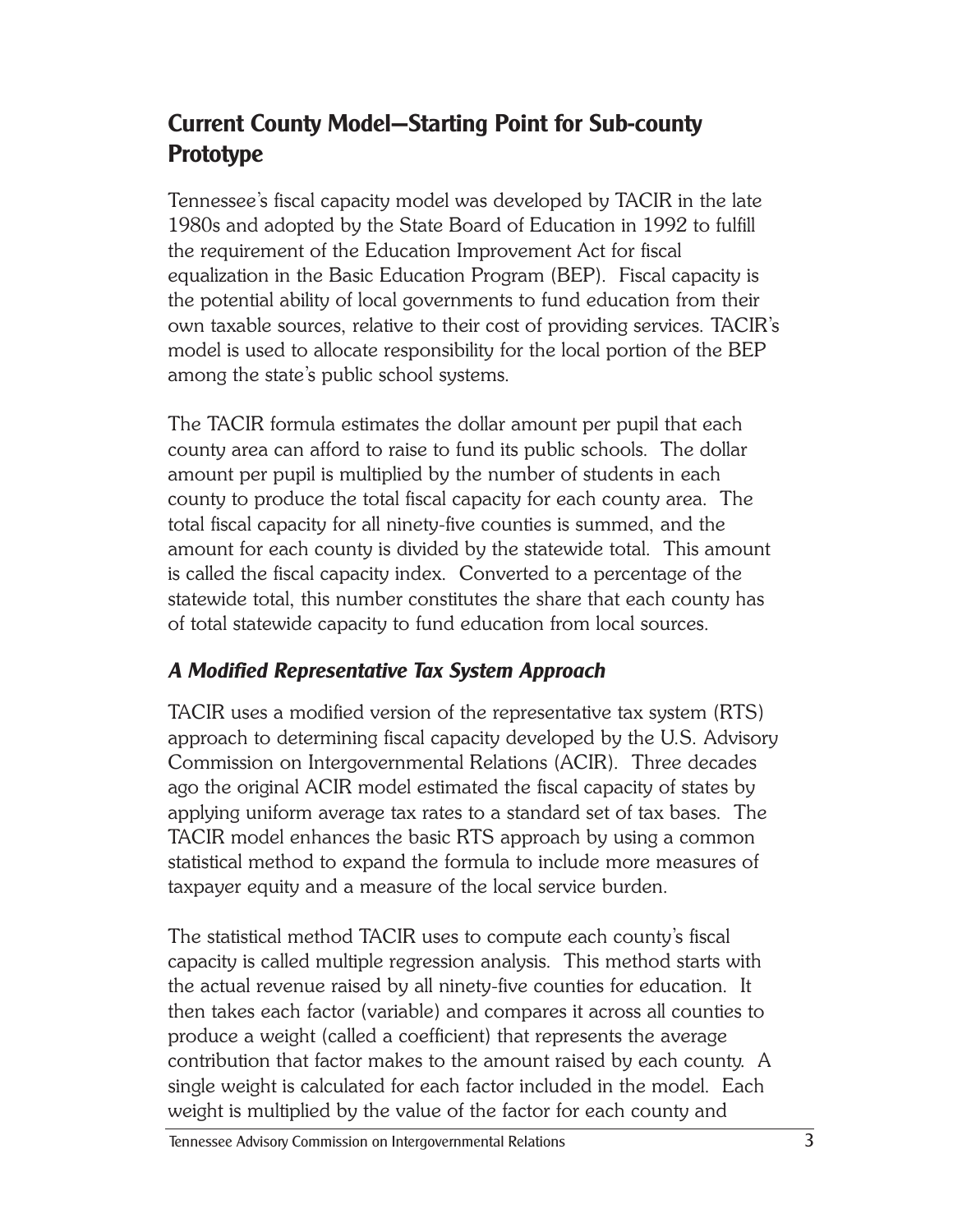## Current County Model—Starting Point for Sub-county Prototype

Tennessee's fiscal capacity model was developed by TACIR in the late 1980s and adopted by the State Board of Education in 1992 to fulfill the requirement of the Education Improvement Act for fiscal equalization in the Basic Education Program (BEP). Fiscal capacity is the potential ability of local governments to fund education from their own taxable sources, relative to their cost of providing services. TACIR's model is used to allocate responsibility for the local portion of the BEP among the state's public school systems.

The TACIR formula estimates the dollar amount per pupil that each county area can afford to raise to fund its public schools. The dollar amount per pupil is multiplied by the number of students in each county to produce the total fiscal capacity for each county area. The total fiscal capacity for all ninety-five counties is summed, and the amount for each county is divided by the statewide total. This amount is called the fiscal capacity index. Converted to a percentage of the statewide total, this number constitutes the share that each county has of total statewide capacity to fund education from local sources.

### *A Modified Representative Tax System Approach*

TACIR uses a modified version of the representative tax system (RTS) approach to determining fiscal capacity developed by the U.S. Advisory Commission on Intergovernmental Relations (ACIR). Three decades ago the original ACIR model estimated the fiscal capacity of states by applying uniform average tax rates to a standard set of tax bases. The TACIR model enhances the basic RTS approach by using a common statistical method to expand the formula to include more measures of taxpayer equity and a measure of the local service burden.

The statistical method TACIR uses to compute each county's fiscal capacity is called multiple regression analysis. This method starts with the actual revenue raised by all ninety-five counties for education. It then takes each factor (variable) and compares it across all counties to produce a weight (called a coefficient) that represents the average contribution that factor makes to the amount raised by each county. A single weight is calculated for each factor included in the model. Each weight is multiplied by the value of the factor for each county and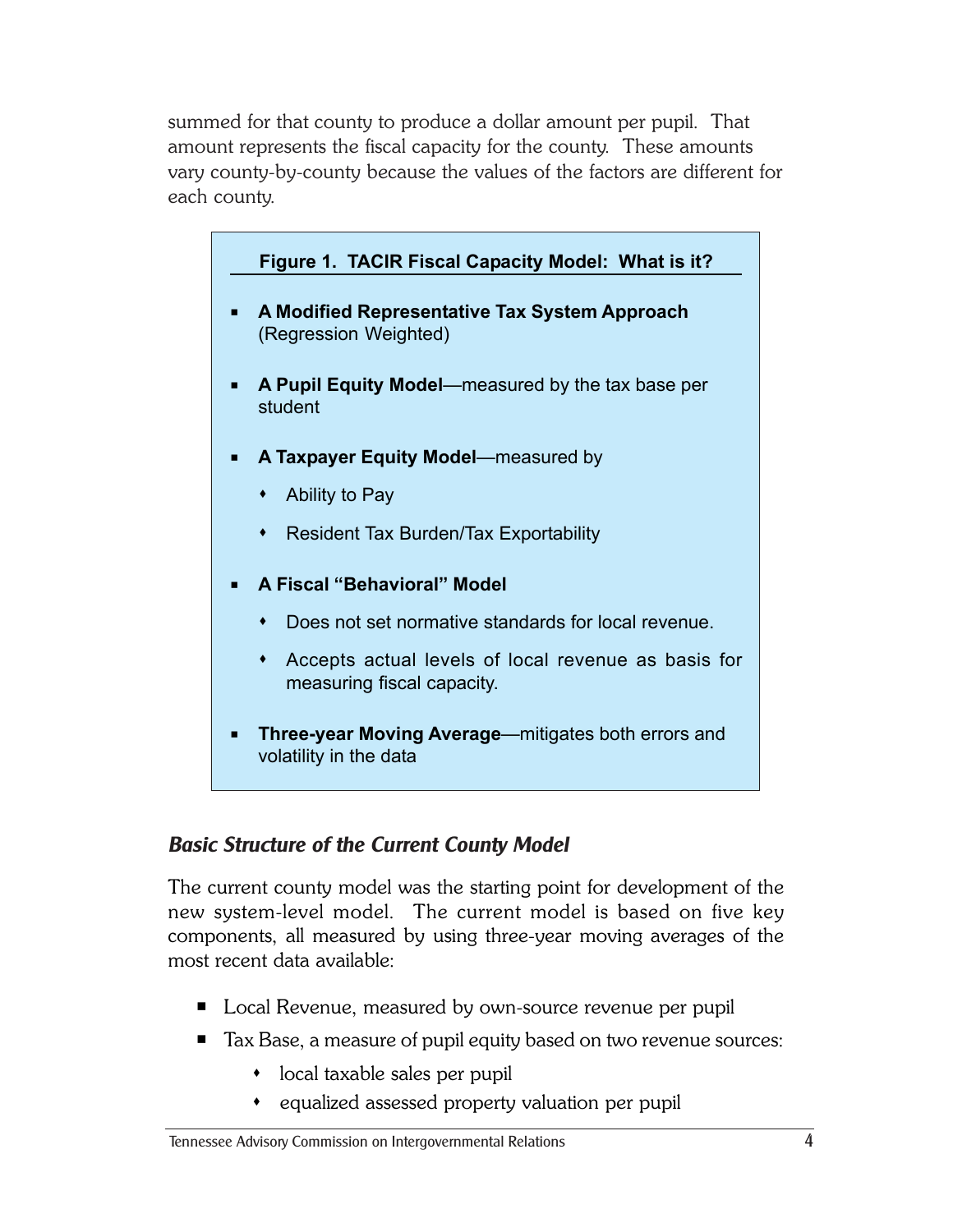summed for that county to produce a dollar amount per pupil. That amount represents the fiscal capacity for the county. These amounts vary county-by-county because the values of the factors are different for each county.

**Figure 1. TACIR Fiscal Capacity Model: What is it?**

- **A Modified Representative Tax System Approach** (Regression Weighted)
- **A Pupil Equity Model**—measured by the tax base per student
- **A Taxpayer Equity Model**—measured by
  - Ability to Pay
  - Resident Tax Burden/Tax Exportability
- **A Fiscal "Behavioral" Model**
  - Does not set normative standards for local revenue.
  - Accepts actual levels of local revenue as basis for measuring fiscal capacity.
- **Three-year Moving Average**—mitigates both errors and volatility in the data

### *Basic Structure of the Current County Model*

The current county model was the starting point for development of the new system-level model. The current model is based on five key components, all measured by using three-year moving averages of the most recent data available:

- Local Revenue, measured by own-source revenue per pupil
- Tax Base, a measure of pupil equity based on two revenue sources:
  - local taxable sales per pupil
  - equalized assessed property valuation per pupil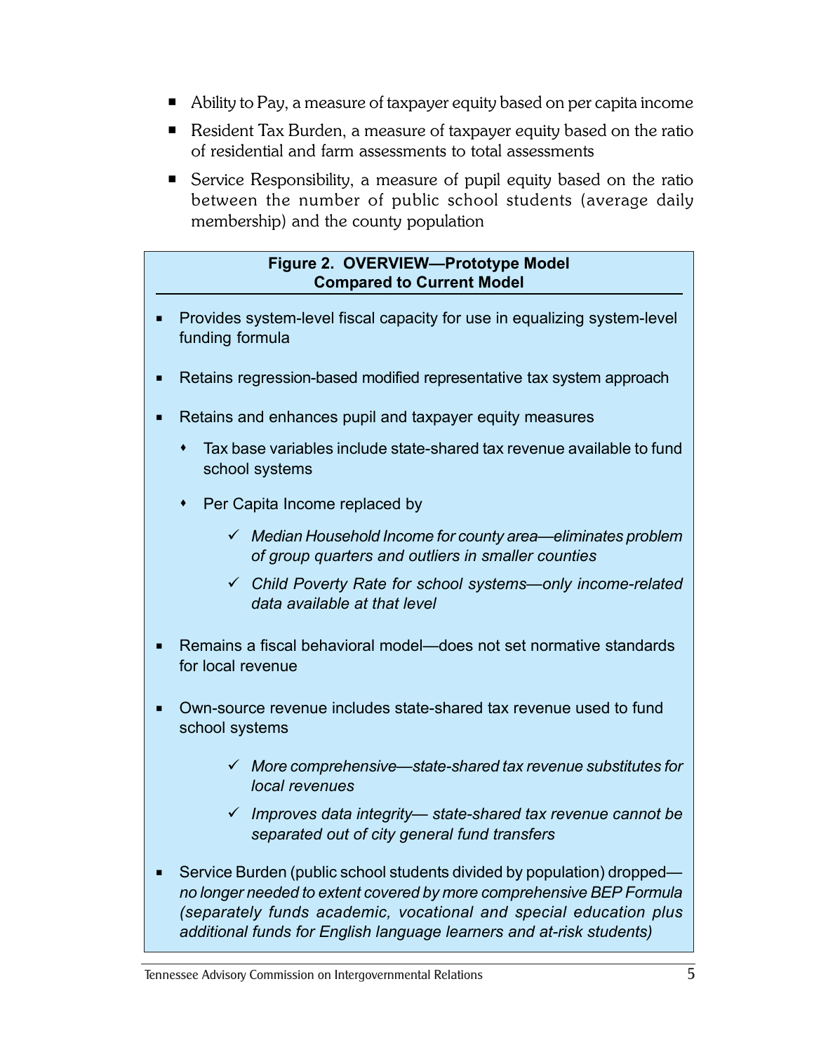- Ability to Pay, a measure of taxpayer equity based on per capita income
- Resident Tax Burden, a measure of taxpayer equity based on the ratio of residential and farm assessments to total assessments
- Service Responsibility, a measure of pupil equity based on the ratio between the number of public school students (average daily membership) and the county population

**Figure 2. OVERVIEW—Prototype Model Compared to Current Model**

- Provides system-level fiscal capacity for use in equalizing system-level funding formula
- Retains regression-based modified representative tax system approach
- Retains and enhances pupil and taxpayer equity measures
  - Tax base variables include state-shared tax revenue available to fund school systems
  - Per Capita Income replaced by
    - ✓ *Median Household Income for county area—eliminates problem of group quarters and outliers in smaller counties*
    - ✓ *Child Poverty Rate for school systems—only income-related data available at that level*
- Remains a fiscal behavioral model—does not set normative standards for local revenue
- Own-source revenue includes state-shared tax revenue used to fund school systems
  - ✓ *More comprehensive—state-shared tax revenue substitutes for local revenues*
  - ✓ *Improves data integrity— state-shared tax revenue cannot be separated out of city general fund transfers*
- Service Burden (public school students divided by population) dropped—*no longer needed to extent covered by more comprehensive BEP Formula (separately funds academic, vocational and special education plus additional funds for English language learners and at-risk students)*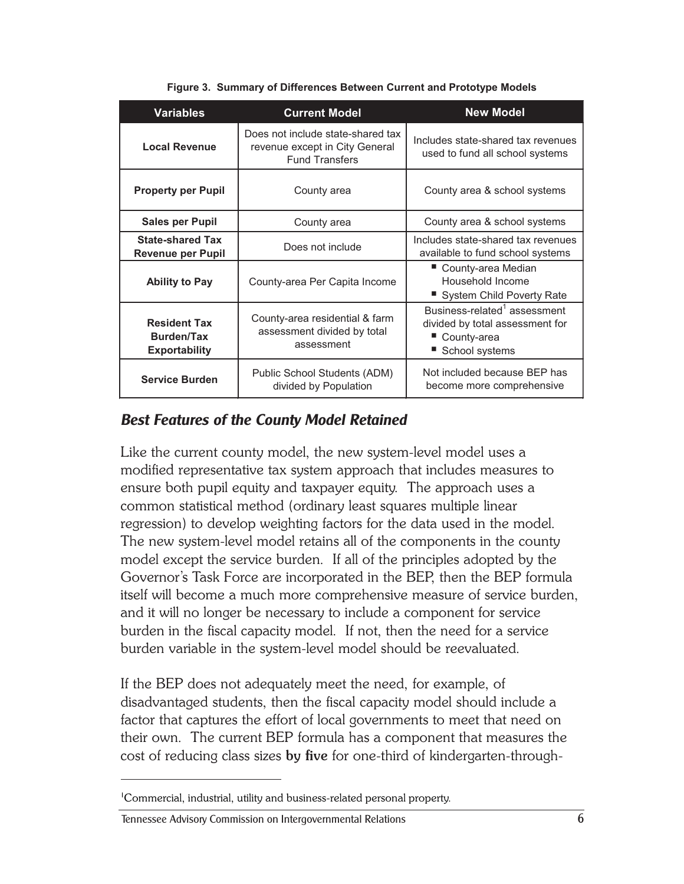**Figure 3. Summary of Differences Between Current and Prototype Models**

| Variables | Current Model | New Model |
|---|---|---|
| **Local Revenue** | Does not include state-shared tax revenue except in City General Fund Transfers | Includes state-shared tax revenues used to fund all school systems |
| **Property per Pupil** | County area | County area & school systems |
| **Sales per Pupil** | County area | County area & school systems |
| **State-shared Tax Revenue per Pupil** | Does not include | Includes state-shared tax revenues available to fund school systems |
| **Ability to Pay** | County-area Per Capita Income | ▪ County-area Median Household Income<br>▪ System Child Poverty Rate |
| **Resident Tax Burden/Tax Exportability** | County-area residential & farm assessment divided by total assessment | Business-related[1] assessment divided by total assessment for<br>▪ County-area<br>▪ School systems |
| **Service Burden** | Public School Students (ADM) divided by Population | Not included because BEP has become more comprehensive |

## *Best Features of the County Model Retained*

Like the current county model, the new system-level model uses a modified representative tax system approach that includes measures to ensure both pupil equity and taxpayer equity. The approach uses a common statistical method (ordinary least squares multiple linear regression) to develop weighting factors for the data used in the model. The new system-level model retains all of the components in the county model except the service burden. If all of the principles adopted by the Governor's Task Force are incorporated in the BEP, then the BEP formula itself will become a much more comprehensive measure of service burden, and it will no longer be necessary to include a component for service burden in the fiscal capacity model. If not, then the need for a service burden variable in the system-level model should be reevaluated.

If the BEP does not adequately meet the need, for example, of disadvantaged students, then the fiscal capacity model should include a factor that captures the effort of local governments to meet that need on their own. The current BEP formula has a component that measures the cost of reducing class sizes **by five** for one-third of kindergarten-through-

---

[1]Commercial, industrial, utility and business-related personal property.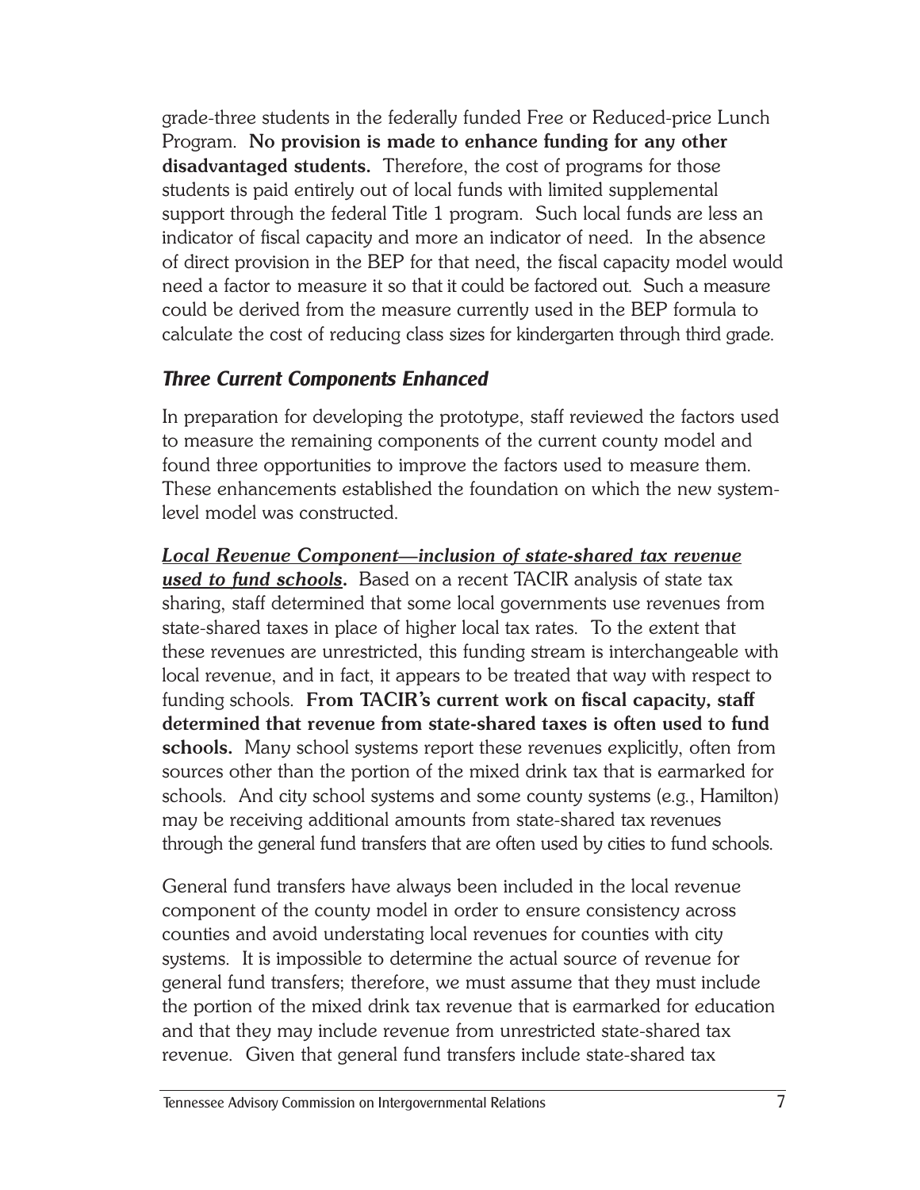grade-three students in the federally funded Free or Reduced-price Lunch Program. **No provision is made to enhance funding for any other disadvantaged students.** Therefore, the cost of programs for those students is paid entirely out of local funds with limited supplemental support through the federal Title 1 program. Such local funds are less an indicator of fiscal capacity and more an indicator of need. In the absence of direct provision in the BEP for that need, the fiscal capacity model would need a factor to measure it so that it could be factored out. Such a measure could be derived from the measure currently used in the BEP formula to calculate the cost of reducing class sizes for kindergarten through third grade.

### *Three Current Components Enhanced*

In preparation for developing the prototype, staff reviewed the factors used to measure the remaining components of the current county model and found three opportunities to improve the factors used to measure them. These enhancements established the foundation on which the new system-level model was constructed.

***Local Revenue Component—inclusion of state-shared tax revenue used to fund schools.*** Based on a recent TACIR analysis of state tax sharing, staff determined that some local governments use revenues from state-shared taxes in place of higher local tax rates. To the extent that these revenues are unrestricted, this funding stream is interchangeable with local revenue, and in fact, it appears to be treated that way with respect to funding schools. **From TACIR's current work on fiscal capacity, staff determined that revenue from state-shared taxes is often used to fund schools.** Many school systems report these revenues explicitly, often from sources other than the portion of the mixed drink tax that is earmarked for schools. And city school systems and some county systems (e.g., Hamilton) may be receiving additional amounts from state-shared tax revenues through the general fund transfers that are often used by cities to fund schools.

General fund transfers have always been included in the local revenue component of the county model in order to ensure consistency across counties and avoid understating local revenues for counties with city systems. It is impossible to determine the actual source of revenue for general fund transfers; therefore, we must assume that they must include the portion of the mixed drink tax revenue that is earmarked for education and that they may include revenue from unrestricted state-shared tax revenue. Given that general fund transfers include state-shared tax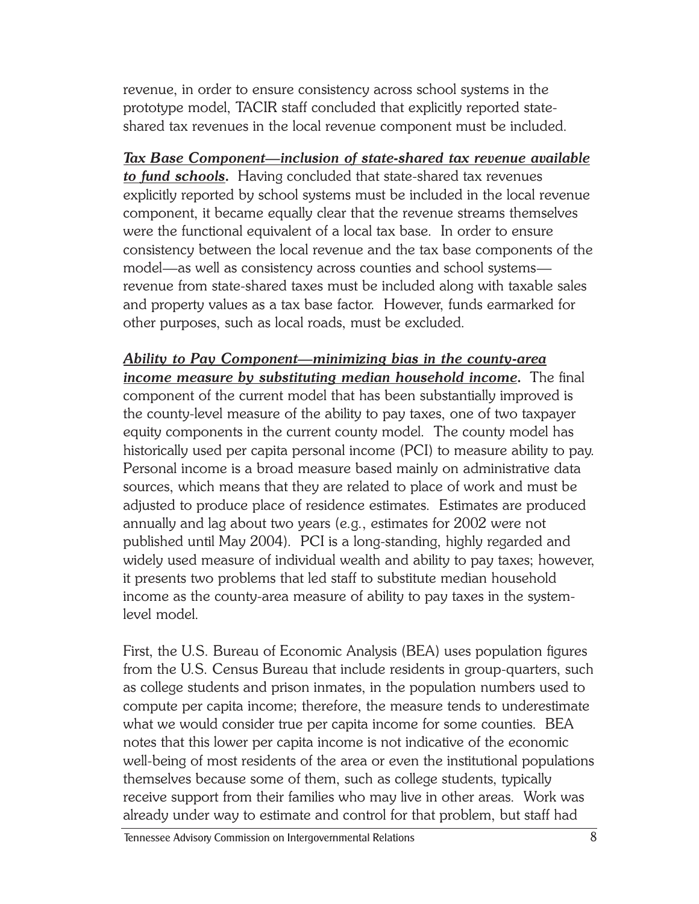revenue, in order to ensure consistency across school systems in the prototype model, TACIR staff concluded that explicitly reported state-shared tax revenues in the local revenue component must be included.

***Tax Base Component—inclusion of state-shared tax revenue available to fund schools.*** Having concluded that state-shared tax revenues explicitly reported by school systems must be included in the local revenue component, it became equally clear that the revenue streams themselves were the functional equivalent of a local tax base. In order to ensure consistency between the local revenue and the tax base components of the model—as well as consistency across counties and school systems—revenue from state-shared taxes must be included along with taxable sales and property values as a tax base factor. However, funds earmarked for other purposes, such as local roads, must be excluded.

***Ability to Pay Component—minimizing bias in the county-area income measure by substituting median household income.*** The final component of the current model that has been substantially improved is the county-level measure of the ability to pay taxes, one of two taxpayer equity components in the current county model. The county model has historically used per capita personal income (PCI) to measure ability to pay. Personal income is a broad measure based mainly on administrative data sources, which means that they are related to place of work and must be adjusted to produce place of residence estimates. Estimates are produced annually and lag about two years (e.g., estimates for 2002 were not published until May 2004). PCI is a long-standing, highly regarded and widely used measure of individual wealth and ability to pay taxes; however, it presents two problems that led staff to substitute median household income as the county-area measure of ability to pay taxes in the system-level model.

First, the U.S. Bureau of Economic Analysis (BEA) uses population figures from the U.S. Census Bureau that include residents in group-quarters, such as college students and prison inmates, in the population numbers used to compute per capita income; therefore, the measure tends to underestimate what we would consider true per capita income for some counties. BEA notes that this lower per capita income is not indicative of the economic well-being of most residents of the area or even the institutional populations themselves because some of them, such as college students, typically receive support from their families who may live in other areas. Work was already under way to estimate and control for that problem, but staff had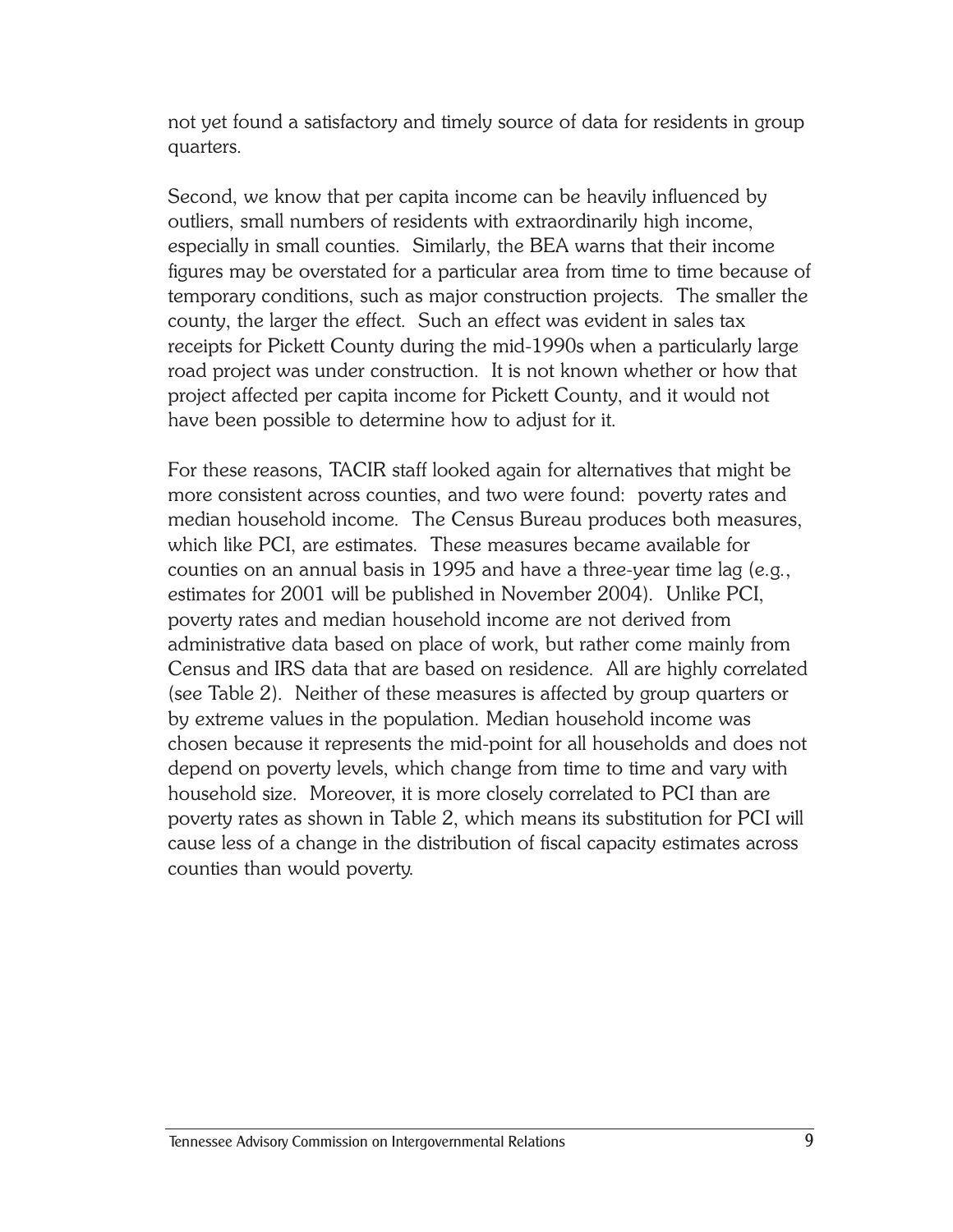not yet found a satisfactory and timely source of data for residents in group quarters.

Second, we know that per capita income can be heavily influenced by outliers, small numbers of residents with extraordinarily high income, especially in small counties. Similarly, the BEA warns that their income figures may be overstated for a particular area from time to time because of temporary conditions, such as major construction projects. The smaller the county, the larger the effect. Such an effect was evident in sales tax receipts for Pickett County during the mid-1990s when a particularly large road project was under construction. It is not known whether or how that project affected per capita income for Pickett County, and it would not have been possible to determine how to adjust for it.

For these reasons, TACIR staff looked again for alternatives that might be more consistent across counties, and two were found: poverty rates and median household income. The Census Bureau produces both measures, which like PCI, are estimates. These measures became available for counties on an annual basis in 1995 and have a three-year time lag (e.g., estimates for 2001 will be published in November 2004). Unlike PCI, poverty rates and median household income are not derived from administrative data based on place of work, but rather come mainly from Census and IRS data that are based on residence. All are highly correlated (see Table 2). Neither of these measures is affected by group quarters or by extreme values in the population. Median household income was chosen because it represents the mid-point for all households and does not depend on poverty levels, which change from time to time and vary with household size. Moreover, it is more closely correlated to PCI than are poverty rates as shown in Table 2, which means its substitution for PCI will cause less of a change in the distribution of fiscal capacity estimates across counties than would poverty.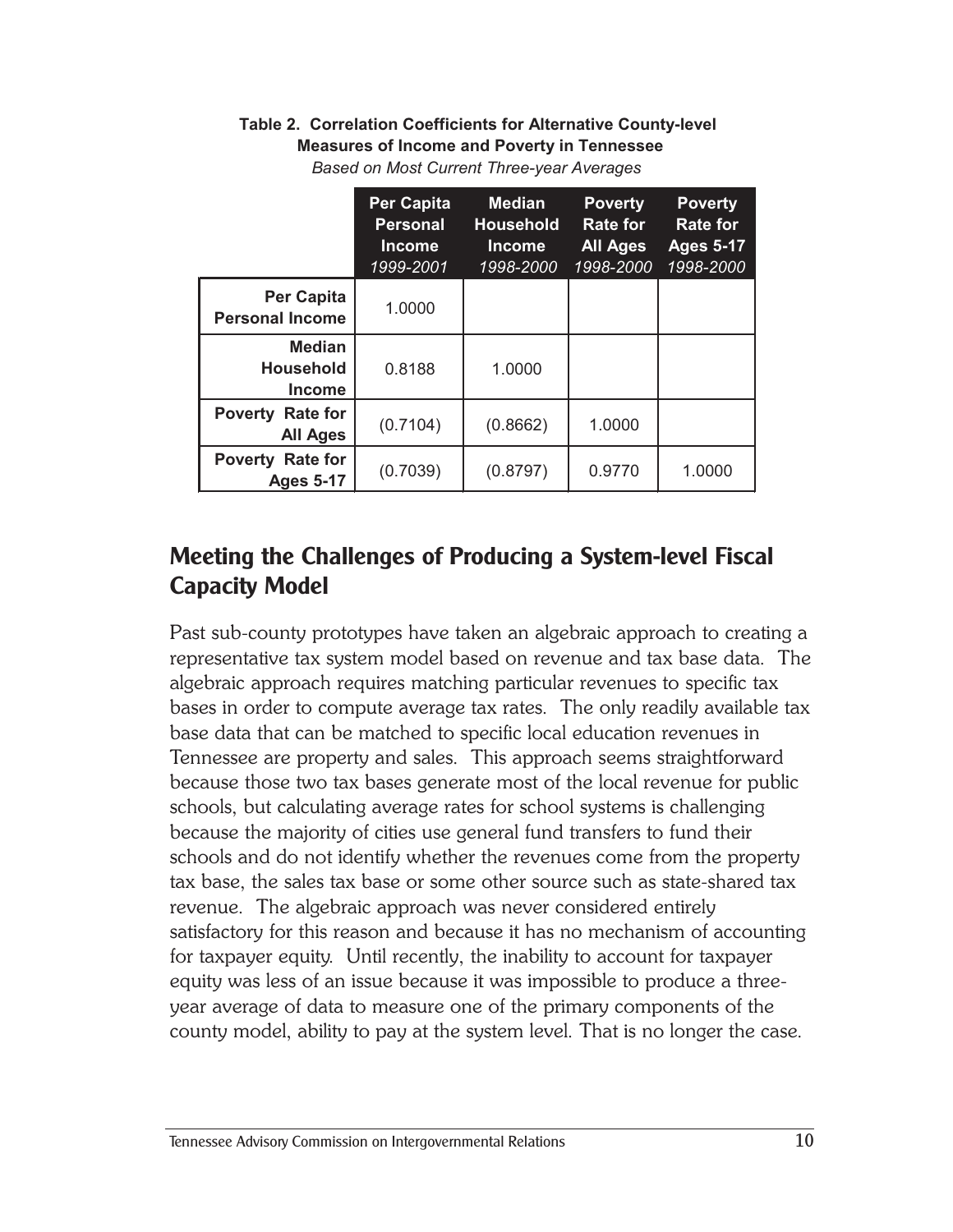**Table 2. Correlation Coefficients for Alternative County-level Measures of Income and Poverty in Tennessee**

*Based on Most Current Three-year Averages*

| | Per Capita Personal Income *1999-2001* | Median Household Income *1998-2000* | Poverty Rate for All Ages *1998-2000* | Poverty Rate for Ages 5-17 *1998-2000* |
|---|---|---|---|---|
| **Per Capita Personal Income** | 1.0000 | | | |
| **Median Household Income** | 0.8188 | 1.0000 | | |
| **Poverty Rate for All Ages** | (0.7104) | (0.8662) | 1.0000 | |
| **Poverty Rate for Ages 5-17** | (0.7039) | (0.8797) | 0.9770 | 1.0000 |

## Meeting the Challenges of Producing a System-level Fiscal Capacity Model

Past sub-county prototypes have taken an algebraic approach to creating a representative tax system model based on revenue and tax base data. The algebraic approach requires matching particular revenues to specific tax bases in order to compute average tax rates. The only readily available tax base data that can be matched to specific local education revenues in Tennessee are property and sales. This approach seems straightforward because those two tax bases generate most of the local revenue for public schools, but calculating average rates for school systems is challenging because the majority of cities use general fund transfers to fund their schools and do not identify whether the revenues come from the property tax base, the sales tax base or some other source such as state-shared tax revenue. The algebraic approach was never considered entirely satisfactory for this reason and because it has no mechanism of accounting for taxpayer equity. Until recently, the inability to account for taxpayer equity was less of an issue because it was impossible to produce a three-year average of data to measure one of the primary components of the county model, ability to pay at the system level. That is no longer the case.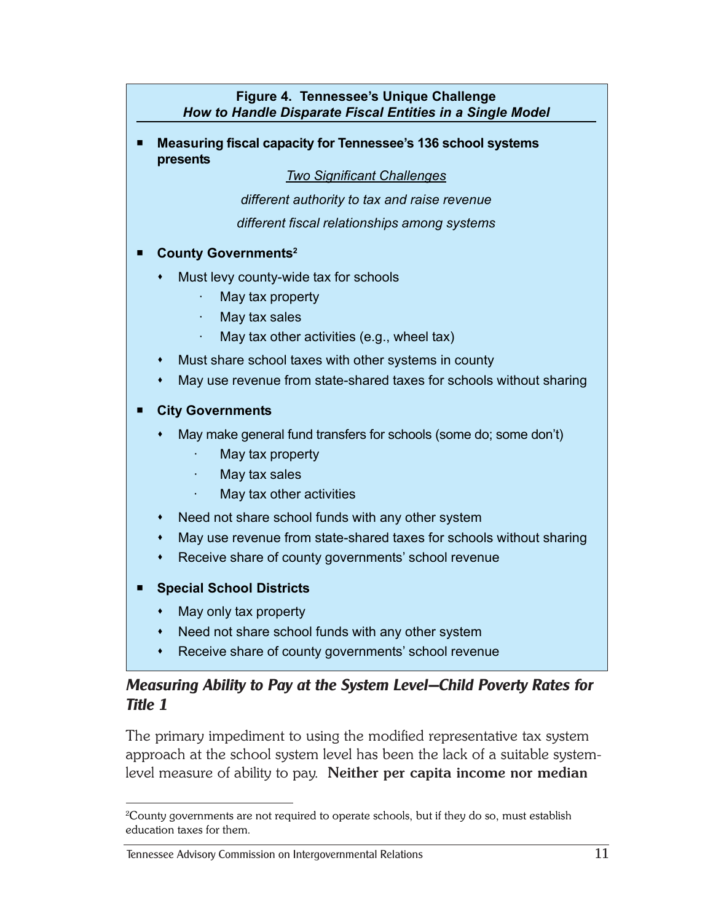**Figure 4. Tennessee's Unique Challenge**
***How to Handle Disparate Fiscal Entities in a Single Model***

- **Measuring fiscal capacity for Tennessee's 136 school systems presents**

  *Two Significant Challenges*

  *different authority to tax and raise revenue*

  *different fiscal relationships among systems*

- **County Governments**[2]
  - Must levy county-wide tax for schools
    - May tax property
    - May tax sales
    - May tax other activities (e.g., wheel tax)
  - Must share school taxes with other systems in county
  - May use revenue from state-shared taxes for schools without sharing

- **City Governments**
  - May make general fund transfers for schools (some do; some don't)
    - May tax property
    - May tax sales
    - May tax other activities
  - Need not share school funds with any other system
  - May use revenue from state-shared taxes for schools without sharing
  - Receive share of county governments' school revenue

- **Special School Districts**
  - May only tax property
  - Need not share school funds with any other system
  - Receive share of county governments' school revenue

### *Measuring Ability to Pay at the System Level—Child Poverty Rates for Title 1*

The primary impediment to using the modified representative tax system approach at the school system level has been the lack of a suitable system-level measure of ability to pay. **Neither per capita income nor median**

[2] County governments are not required to operate schools, but if they do so, must establish education taxes for them.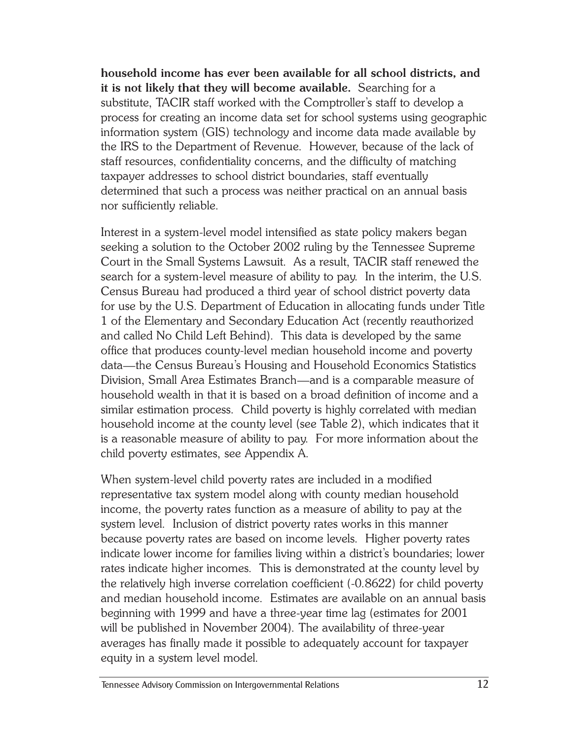**household income has ever been available for all school districts, and it is not likely that they will become available.** Searching for a substitute, TACIR staff worked with the Comptroller's staff to develop a process for creating an income data set for school systems using geographic information system (GIS) technology and income data made available by the IRS to the Department of Revenue. However, because of the lack of staff resources, confidentiality concerns, and the difficulty of matching taxpayer addresses to school district boundaries, staff eventually determined that such a process was neither practical on an annual basis nor sufficiently reliable.

Interest in a system-level model intensified as state policy makers began seeking a solution to the October 2002 ruling by the Tennessee Supreme Court in the Small Systems Lawsuit. As a result, TACIR staff renewed the search for a system-level measure of ability to pay. In the interim, the U.S. Census Bureau had produced a third year of school district poverty data for use by the U.S. Department of Education in allocating funds under Title 1 of the Elementary and Secondary Education Act (recently reauthorized and called No Child Left Behind). This data is developed by the same office that produces county-level median household income and poverty data—the Census Bureau's Housing and Household Economics Statistics Division, Small Area Estimates Branch—and is a comparable measure of household wealth in that it is based on a broad definition of income and a similar estimation process. Child poverty is highly correlated with median household income at the county level (see Table 2), which indicates that it is a reasonable measure of ability to pay. For more information about the child poverty estimates, see Appendix A.

When system-level child poverty rates are included in a modified representative tax system model along with county median household income, the poverty rates function as a measure of ability to pay at the system level. Inclusion of district poverty rates works in this manner because poverty rates are based on income levels. Higher poverty rates indicate lower income for families living within a district's boundaries; lower rates indicate higher incomes. This is demonstrated at the county level by the relatively high inverse correlation coefficient (-0.8622) for child poverty and median household income. Estimates are available on an annual basis beginning with 1999 and have a three-year time lag (estimates for 2001 will be published in November 2004). The availability of three-year averages has finally made it possible to adequately account for taxpayer equity in a system level model.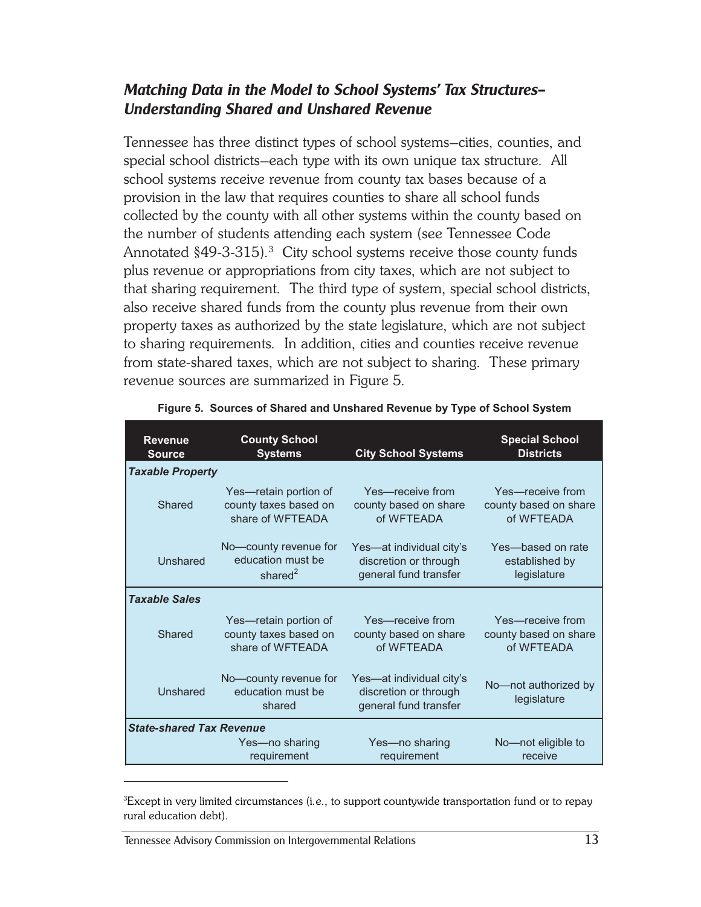### *Matching Data in the Model to School Systems' Tax Structures–Understanding Shared and Unshared Revenue*

Tennessee has three distinct types of school systems—cities, counties, and special school districts—each type with its own unique tax structure. All school systems receive revenue from county tax bases because of a provision in the law that requires counties to share all school funds collected by the county with all other systems within the county based on the number of students attending each system (see Tennessee Code Annotated §49-3-315).[3] City school systems receive those county funds plus revenue or appropriations from city taxes, which are not subject to that sharing requirement. The third type of system, special school districts, also receive shared funds from the county plus revenue from their own property taxes as authorized by the state legislature, which are not subject to sharing requirements. In addition, cities and counties receive revenue from state-shared taxes, which are not subject to sharing. These primary revenue sources are summarized in Figure 5.

**Figure 5. Sources of Shared and Unshared Revenue by Type of School System**

| Revenue Source | County School Systems | City School Systems | Special School Districts |
|---|---|---|---|
| ***Taxable Property*** | | | |
| Shared | Yes—retain portion of county taxes based on share of WFTEADA | Yes—receive from county based on share of WFTEADA | Yes—receive from county based on share of WFTEADA |
| Unshared | No—county revenue for education must be shared[2] | Yes—at individual city's discretion or through general fund transfer | Yes—based on rate established by legislature |
| ***Taxable Sales*** | | | |
| Shared | Yes—retain portion of county taxes based on share of WFTEADA | Yes—receive from county based on share of WFTEADA | Yes—receive from county based on share of WFTEADA |
| Unshared | No—county revenue for education must be shared | Yes—at individual city's discretion or through general fund transfer | No—not authorized by legislature |
| ***State-shared Tax Revenue*** | Yes—no sharing requirement | Yes—no sharing requirement | No—not eligible to receive |

---

[3]Except in very limited circumstances (i.e., to support countywide transportation fund or to repay rural education debt).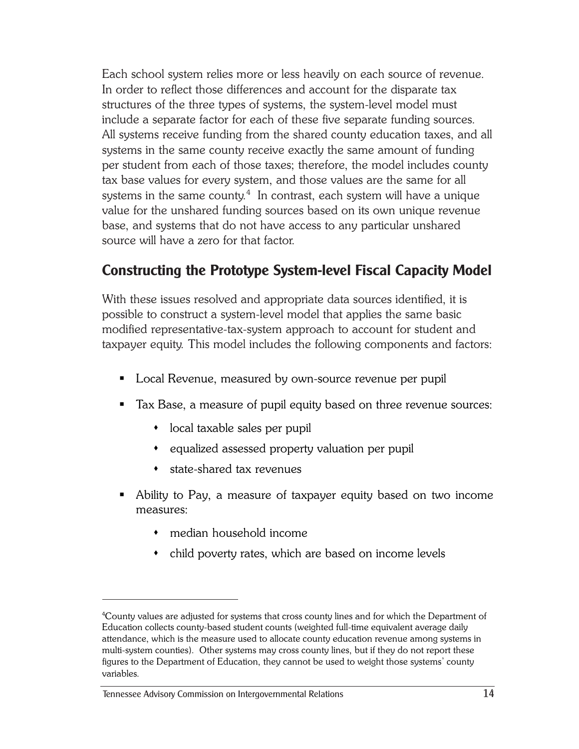Each school system relies more or less heavily on each source of revenue. In order to reflect those differences and account for the disparate tax structures of the three types of systems, the system-level model must include a separate factor for each of these five separate funding sources. All systems receive funding from the shared county education taxes, and all systems in the same county receive exactly the same amount of funding per student from each of those taxes; therefore, the model includes county tax base values for every system, and those values are the same for all systems in the same county.[4] In contrast, each system will have a unique value for the unshared funding sources based on its own unique revenue base, and systems that do not have access to any particular unshared source will have a zero for that factor.

## Constructing the Prototype System-level Fiscal Capacity Model

With these issues resolved and appropriate data sources identified, it is possible to construct a system-level model that applies the same basic modified representative-tax-system approach to account for student and taxpayer equity. This model includes the following components and factors:

- Local Revenue, measured by own-source revenue per pupil
- Tax Base, a measure of pupil equity based on three revenue sources:
  - local taxable sales per pupil
  - equalized assessed property valuation per pupil
  - state-shared tax revenues
- Ability to Pay, a measure of taxpayer equity based on two income measures:
  - median household income
  - child poverty rates, which are based on income levels

---

[4] County values are adjusted for systems that cross county lines and for which the Department of Education collects county-based student counts (weighted full-time equivalent average daily attendance, which is the measure used to allocate county education revenue among systems in multi-system counties). Other systems may cross county lines, but if they do not report these figures to the Department of Education, they cannot be used to weight those systems' county variables.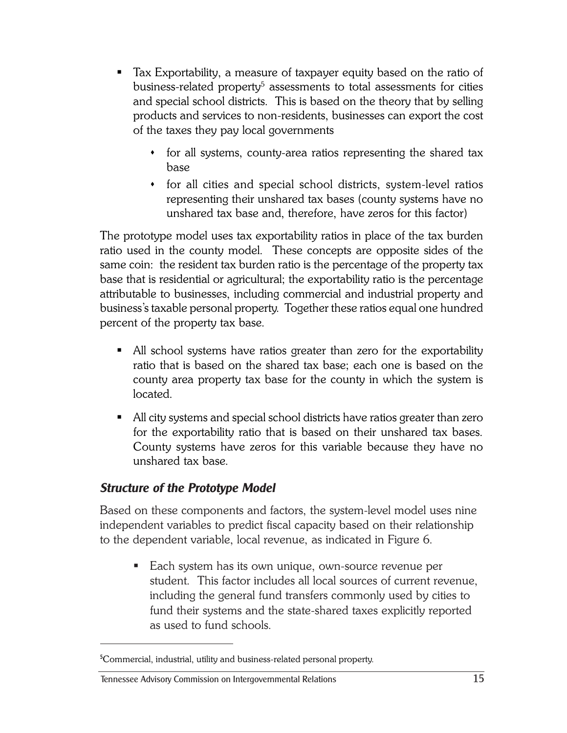- Tax Exportability, a measure of taxpayer equity based on the ratio of business-related property[5] assessments to total assessments for cities and special school districts. This is based on the theory that by selling products and services to non-residents, businesses can export the cost of the taxes they pay local governments
    - for all systems, county-area ratios representing the shared tax base
    - for all cities and special school districts, system-level ratios representing their unshared tax bases (county systems have no unshared tax base and, therefore, have zeros for this factor)

The prototype model uses tax exportability ratios in place of the tax burden ratio used in the county model. These concepts are opposite sides of the same coin: the resident tax burden ratio is the percentage of the property tax base that is residential or agricultural; the exportability ratio is the percentage attributable to businesses, including commercial and industrial property and business's taxable personal property. Together these ratios equal one hundred percent of the property tax base.

- All school systems have ratios greater than zero for the exportability ratio that is based on the shared tax base; each one is based on the county area property tax base for the county in which the system is located.
- All city systems and special school districts have ratios greater than zero for the exportability ratio that is based on their unshared tax bases. County systems have zeros for this variable because they have no unshared tax base.

### *Structure of the Prototype Model*

Based on these components and factors, the system-level model uses nine independent variables to predict fiscal capacity based on their relationship to the dependent variable, local revenue, as indicated in Figure 6.

- Each system has its own unique, own-source revenue per student. This factor includes all local sources of current revenue, including the general fund transfers commonly used by cities to fund their systems and the state-shared taxes explicitly reported as used to fund schools.

---

[5] Commercial, industrial, utility and business-related personal property.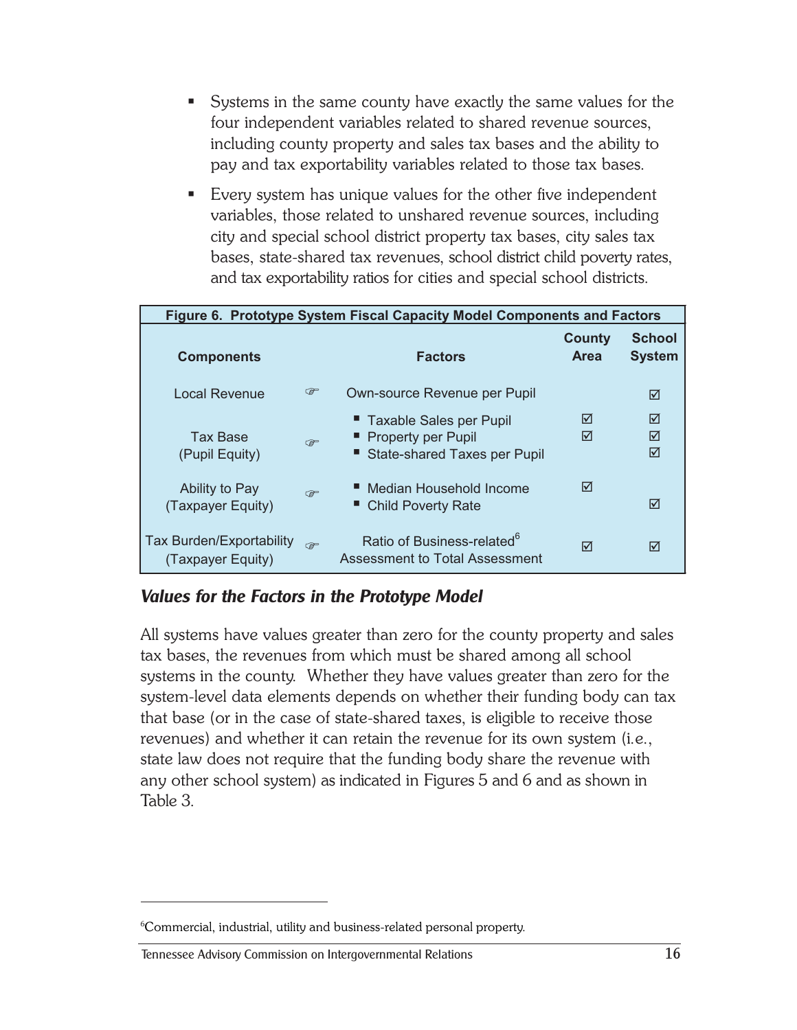- Systems in the same county have exactly the same values for the four independent variables related to shared revenue sources, including county property and sales tax bases and the ability to pay and tax exportability variables related to those tax bases.
- Every system has unique values for the other five independent variables, those related to unshared revenue sources, including city and special school district property tax bases, city sales tax bases, state-shared tax revenues, school district child poverty rates, and tax exportability ratios for cities and special school districts.

**Figure 6. Prototype System Fiscal Capacity Model Components and Factors**

| Components | Factors | County Area | School System |
|---|---|---|---|
| Local Revenue | Own-source Revenue per Pupil | | ☑ |
| Tax Base (Pupil Equity) | ▪ Taxable Sales per Pupil | ☑ | ☑ |
| | ▪ Property per Pupil | ☑ | ☑ |
| | ▪ State-shared Taxes per Pupil | | ☑ |
| Ability to Pay (Taxpayer Equity) | ▪ Median Household Income | ☑ | |
| | ▪ Child Poverty Rate | | ☑ |
| Tax Burden/Exportability (Taxpayer Equity) | Ratio of Business-related[6] Assessment to Total Assessment | ☑ | ☑ |

### *Values for the Factors in the Prototype Model*

All systems have values greater than zero for the county property and sales tax bases, the revenues from which must be shared among all school systems in the county. Whether they have values greater than zero for the system-level data elements depends on whether their funding body can tax that base (or in the case of state-shared taxes, is eligible to receive those revenues) and whether it can retain the revenue for its own system (i.e., state law does not require that the funding body share the revenue with any other school system) as indicated in Figures 5 and 6 and as shown in Table 3.

---

[6]Commercial, industrial, utility and business-related personal property.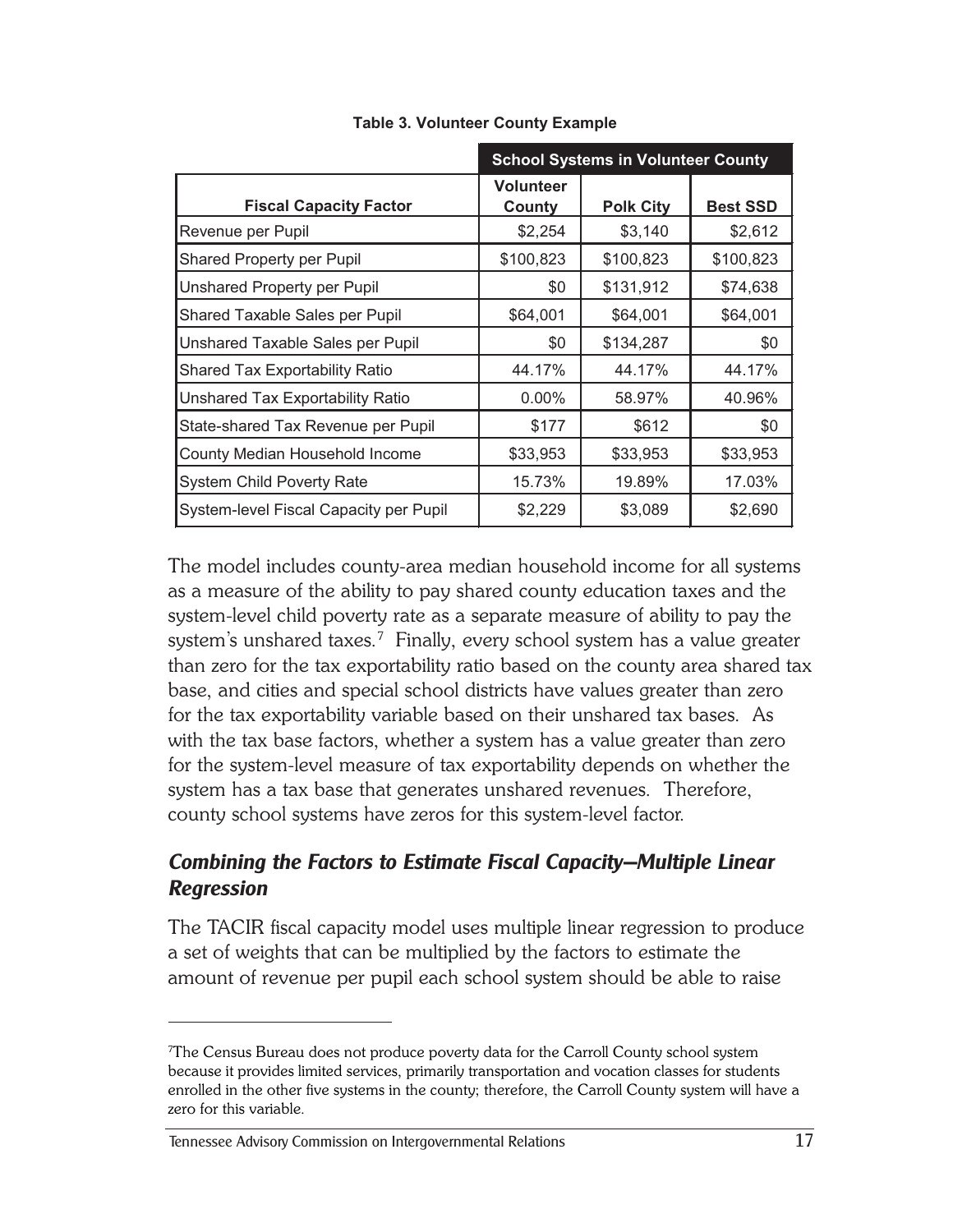**Table 3. Volunteer County Example**

| | School Systems in Volunteer County | | |
|---|---|---|---|
| **Fiscal Capacity Factor** | **Volunteer County** | **Polk City** | **Best SSD** |
| Revenue per Pupil | $2,254 | $3,140 | $2,612 |
| Shared Property per Pupil | $100,823 | $100,823 | $100,823 |
| Unshared Property per Pupil | $0 | $131,912 | $74,638 |
| Shared Taxable Sales per Pupil | $64,001 | $64,001 | $64,001 |
| Unshared Taxable Sales per Pupil | $0 | $134,287 | $0 |
| Shared Tax Exportability Ratio | 44.17% | 44.17% | 44.17% |
| Unshared Tax Exportability Ratio | 0.00% | 58.97% | 40.96% |
| State-shared Tax Revenue per Pupil | $177 | $612 | $0 |
| County Median Household Income | $33,953 | $33,953 | $33,953 |
| System Child Poverty Rate | 15.73% | 19.89% | 17.03% |
| System-level Fiscal Capacity per Pupil | $2,229 | $3,089 | $2,690 |

The model includes county-area median household income for all systems as a measure of the ability to pay shared county education taxes and the system-level child poverty rate as a separate measure of ability to pay the system's unshared taxes.[7] Finally, every school system has a value greater than zero for the tax exportability ratio based on the county area shared tax base, and cities and special school districts have values greater than zero for the tax exportability variable based on their unshared tax bases. As with the tax base factors, whether a system has a value greater than zero for the system-level measure of tax exportability depends on whether the system has a tax base that generates unshared revenues. Therefore, county school systems have zeros for this system-level factor.

### *Combining the Factors to Estimate Fiscal Capacity—Multiple Linear Regression*

The TACIR fiscal capacity model uses multiple linear regression to produce a set of weights that can be multiplied by the factors to estimate the amount of revenue per pupil each school system should be able to raise

---

[7]The Census Bureau does not produce poverty data for the Carroll County school system because it provides limited services, primarily transportation and vocation classes for students enrolled in the other five systems in the county; therefore, the Carroll County system will have a zero for this variable.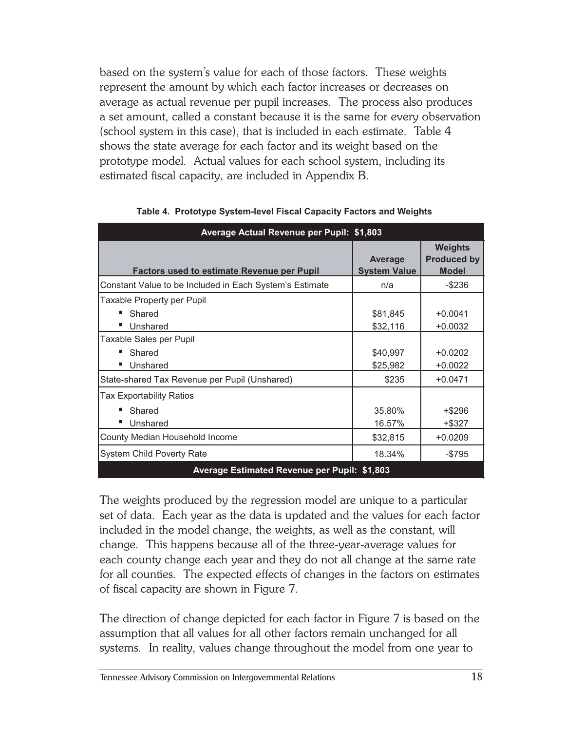based on the system's value for each of those factors. These weights represent the amount by which each factor increases or decreases on average as actual revenue per pupil increases. The process also produces a set amount, called a constant because it is the same for every observation (school system in this case), that is included in each estimate. Table 4 shows the state average for each factor and its weight based on the prototype model. Actual values for each school system, including its estimated fiscal capacity, are included in Appendix B.

**Table 4. Prototype System-level Fiscal Capacity Factors and Weights**

| Average Actual Revenue per Pupil: $1,803 | | |
|---|---|---|
| **Factors used to estimate Revenue per Pupil** | **Average System Value** | **Weights Produced by Model** |
| Constant Value to be Included in Each System's Estimate | n/a | -$236 |
| Taxable Property per Pupil | | |
| ▪ Shared | $81,845 | +0.0041 |
| ▪ Unshared | $32,116 | +0.0032 |
| Taxable Sales per Pupil | | |
| ▪ Shared | $40,997 | +0.0202 |
| ▪ Unshared | $25,982 | +0.0022 |
| State-shared Tax Revenue per Pupil (Unshared) | $235 | +0.0471 |
| Tax Exportability Ratios | | |
| ▪ Shared | 35.80% | +$296 |
| ▪ Unshared | 16.57% | +$327 |
| County Median Household Income | $32,815 | +0.0209 |
| System Child Poverty Rate | 18.34% | -$795 |
| **Average Estimated Revenue per Pupil: $1,803** | | |

The weights produced by the regression model are unique to a particular set of data. Each year as the data is updated and the values for each factor included in the model change, the weights, as well as the constant, will change. This happens because all of the three-year-average values for each county change each year and they do not all change at the same rate for all counties. The expected effects of changes in the factors on estimates of fiscal capacity are shown in Figure 7.

The direction of change depicted for each factor in Figure 7 is based on the assumption that all values for all other factors remain unchanged for all systems. In reality, values change throughout the model from one year to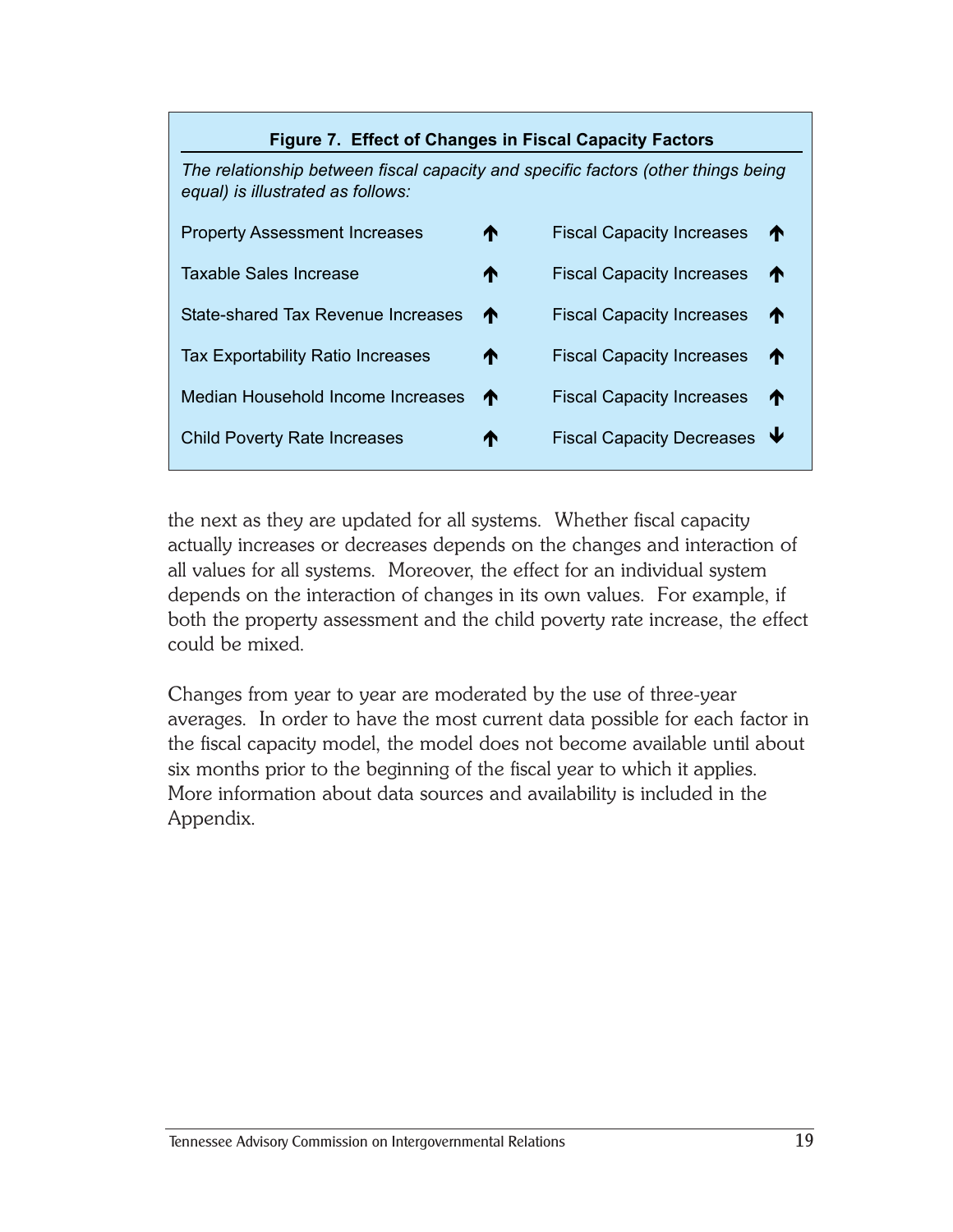**Figure 7. Effect of Changes in Fiscal Capacity Factors**

*The relationship between fiscal capacity and specific factors (other things being equal) is illustrated as follows:*

| | | | |
|---|---|---|---|
| Property Assessment Increases | ↑ | Fiscal Capacity Increases | ↑ |
| Taxable Sales Increase | ↑ | Fiscal Capacity Increases | ↑ |
| State-shared Tax Revenue Increases | ↑ | Fiscal Capacity Increases | ↑ |
| Tax Exportability Ratio Increases | ↑ | Fiscal Capacity Increases | ↑ |
| Median Household Income Increases | ↑ | Fiscal Capacity Increases | ↑ |
| Child Poverty Rate Increases | ↑ | Fiscal Capacity Decreases | ↓ |

the next as they are updated for all systems. Whether fiscal capacity actually increases or decreases depends on the changes and interaction of all values for all systems. Moreover, the effect for an individual system depends on the interaction of changes in its own values. For example, if both the property assessment and the child poverty rate increase, the effect could be mixed.

Changes from year to year are moderated by the use of three-year averages. In order to have the most current data possible for each factor in the fiscal capacity model, the model does not become available until about six months prior to the beginning of the fiscal year to which it applies. More information about data sources and availability is included in the Appendix.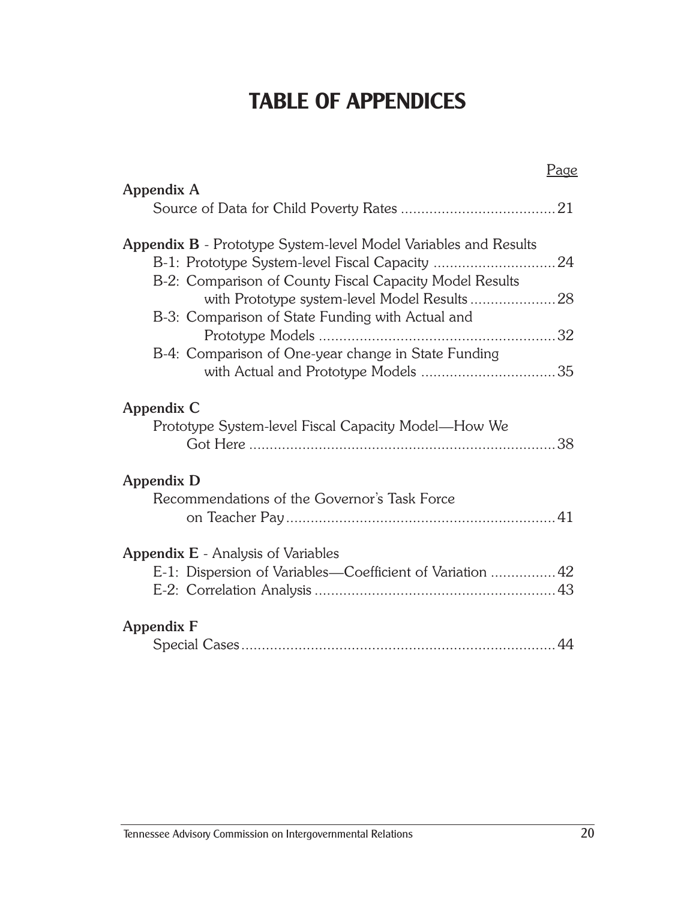# TABLE OF APPENDICES

| | Page |
|---|---|
| **Appendix A** | |
| Source of Data for Child Poverty Rates | 21 |
| **Appendix B** - Prototype System-level Model Variables and Results | |
| B-1: Prototype System-level Fiscal Capacity | 24 |
| B-2: Comparison of County Fiscal Capacity Model Results with Prototype system-level Model Results | 28 |
| B-3: Comparison of State Funding with Actual and Prototype Models | 32 |
| B-4: Comparison of One-year change in State Funding with Actual and Prototype Models | 35 |
| **Appendix C** | |
| Prototype System-level Fiscal Capacity Model—How We Got Here | 38 |
| **Appendix D** | |
| Recommendations of the Governor's Task Force on Teacher Pay | 41 |
| **Appendix E** - Analysis of Variables | |
| E-1: Dispersion of Variables—Coefficient of Variation | 42 |
| E-2: Correlation Analysis | 43 |
| **Appendix F** | |
| Special Cases | 44 |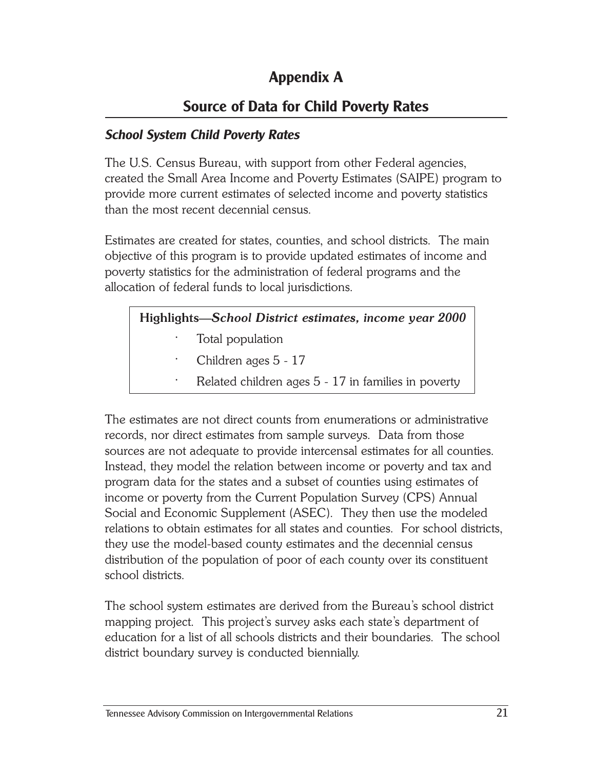# Appendix A

## Source of Data for Child Poverty Rates

### *School System Child Poverty Rates*

The U.S. Census Bureau, with support from other Federal agencies, created the Small Area Income and Poverty Estimates (SAIPE) program to provide more current estimates of selected income and poverty statistics than the most recent decennial census.

Estimates are created for states, counties, and school districts. The main objective of this program is to provide updated estimates of income and poverty statistics for the administration of federal programs and the allocation of federal funds to local jurisdictions.

> **Highlights—*School District estimates, income year 2000***
>
> - Total population
> - Children ages 5 - 17
> - Related children ages 5 - 17 in families in poverty

The estimates are not direct counts from enumerations or administrative records, nor direct estimates from sample surveys. Data from those sources are not adequate to provide intercensal estimates for all counties. Instead, they model the relation between income or poverty and tax and program data for the states and a subset of counties using estimates of income or poverty from the Current Population Survey (CPS) Annual Social and Economic Supplement (ASEC). They then use the modeled relations to obtain estimates for all states and counties. For school districts, they use the model-based county estimates and the decennial census distribution of the population of poor of each county over its constituent school districts.

The school system estimates are derived from the Bureau's school district mapping project. This project's survey asks each state's department of education for a list of all schools districts and their boundaries. The school district boundary survey is conducted biennially.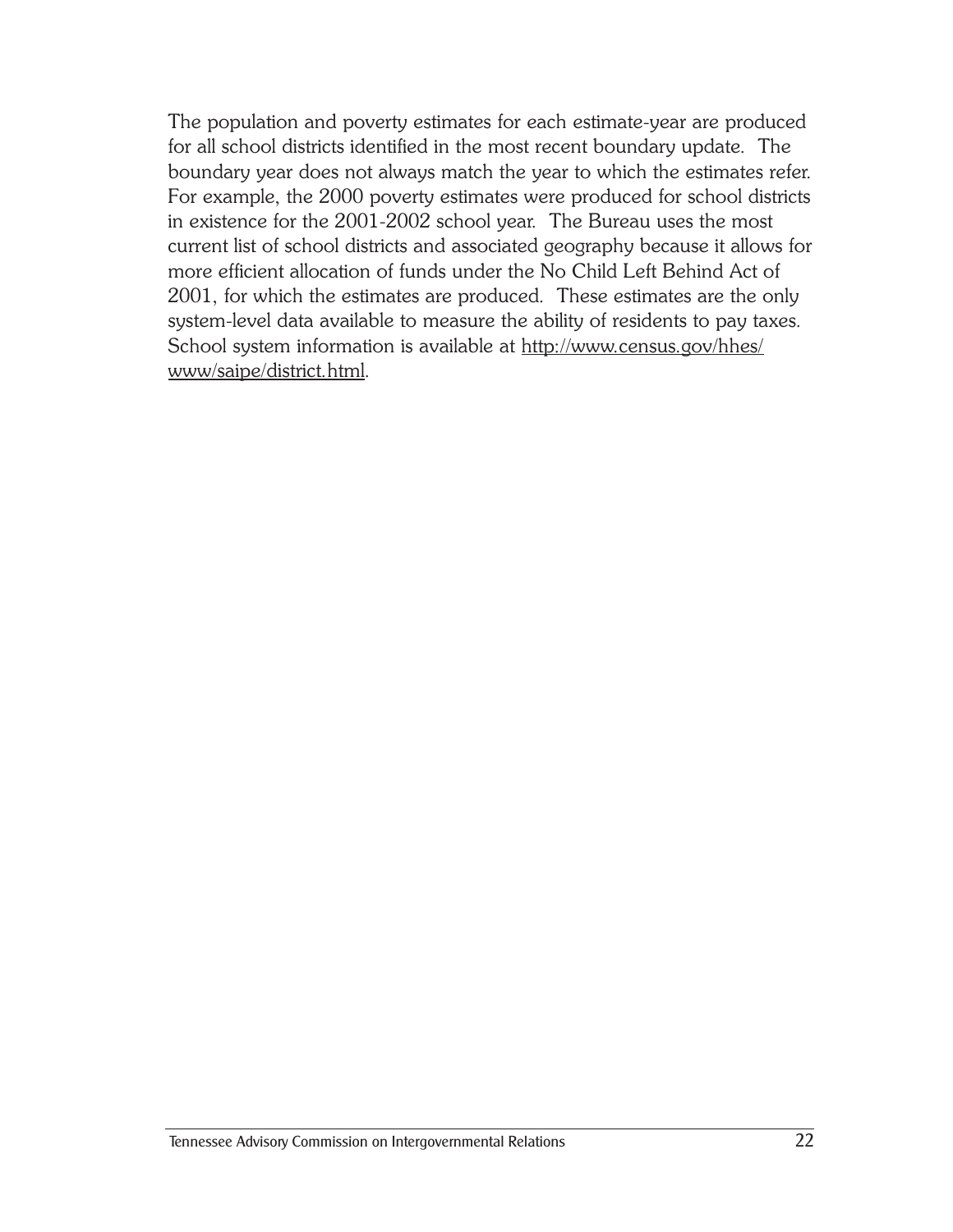The population and poverty estimates for each estimate-year are produced for all school districts identified in the most recent boundary update. The boundary year does not always match the year to which the estimates refer. For example, the 2000 poverty estimates were produced for school districts in existence for the 2001-2002 school year. The Bureau uses the most current list of school districts and associated geography because it allows for more efficient allocation of funds under the No Child Left Behind Act of 2001, for which the estimates are produced. These estimates are the only system-level data available to measure the ability of residents to pay taxes. School system information is available at http://www.census.gov/hhes/www/saipe/district.html.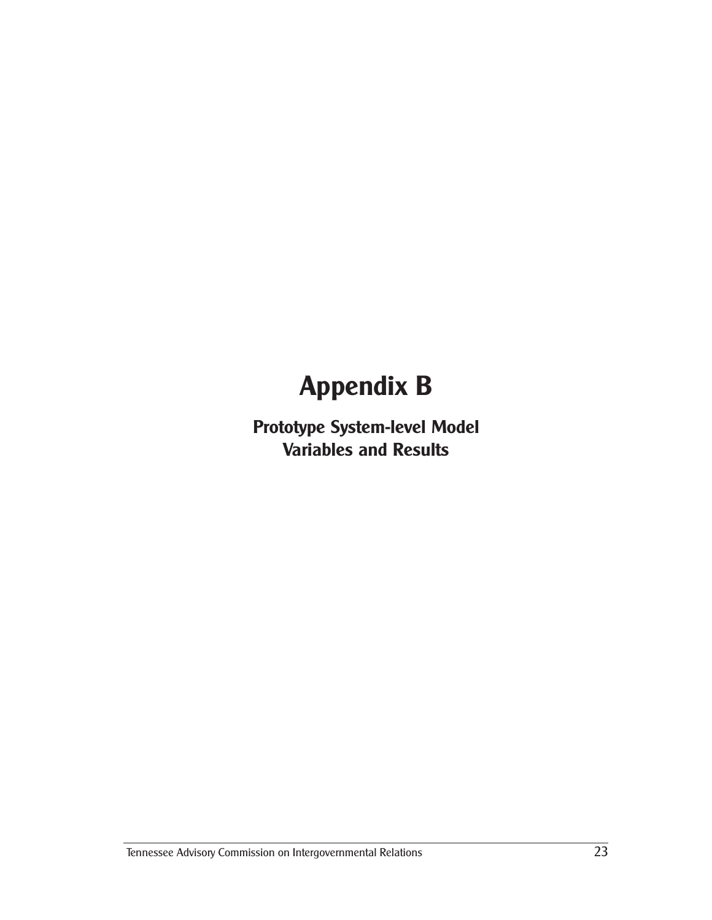# Appendix B

## Prototype System-level Model Variables and Results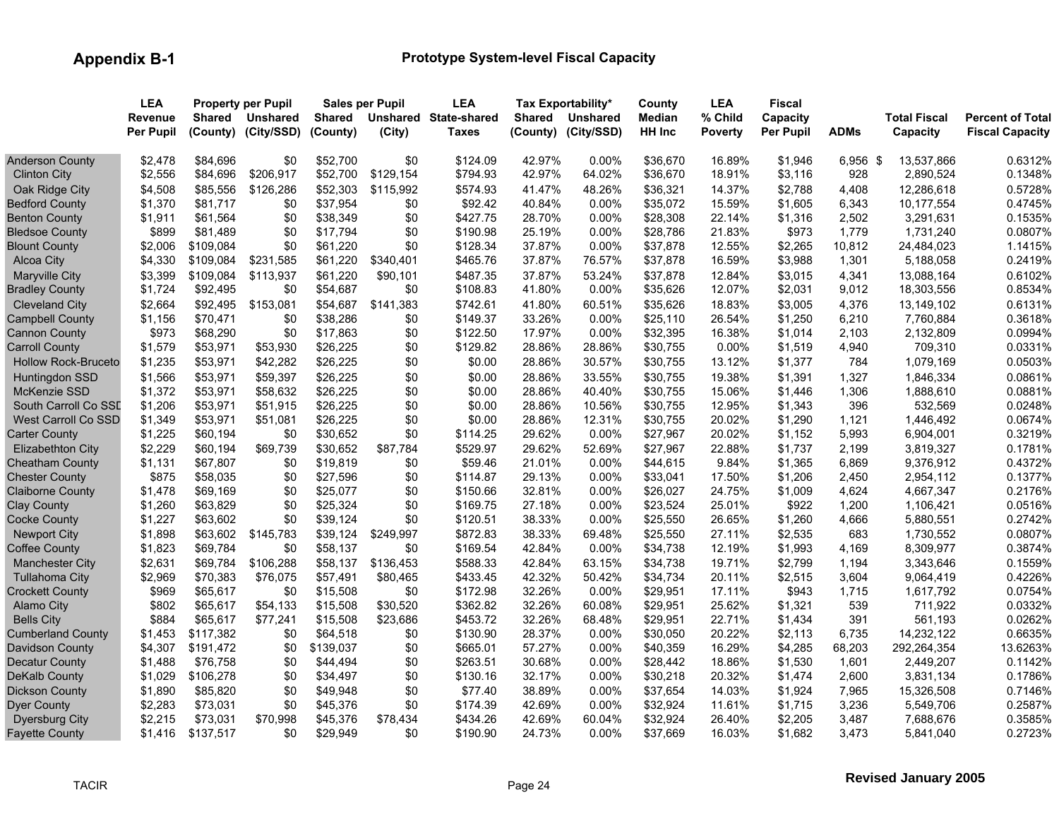# Appendix B-1

## Prototype System-level Fiscal Capacity

| | LEA Revenue Per Pupil | Property per Pupil Shared (County) | Property per Pupil Unshared (City/SSD) | Sales per Pupil Shared (County) | Sales per Pupil Unshared (City) | LEA State-shared Taxes | Tax Exportability* Shared (County) | Tax Exportability* Unshared (City/SSD) | County Median HH Inc | LEA % Child Poverty | Fiscal Capacity Per Pupil | ADMs | Total Fiscal Capacity | Percent of Total Fiscal Capacity |
|---|---|---|---|---|---|---|---|---|---|---|---|---|---|---|
| Anderson County | $2,478 | $84,696 | $0 | $52,700 | $0 | $124.09 | 42.97% | 0.00% | $36,670 | 16.89% | $1,946 | 6,956 | $ 13,537,866 | 0.6312% |
| Clinton City | $2,556 | $84,696 | $206,917 | $52,700 | $129,154 | $794.93 | 42.97% | 64.02% | $36,670 | 18.91% | $3,116 | 928 | 2,890,524 | 0.1348% |
| Oak Ridge City | $4,508 | $85,556 | $126,286 | $52,303 | $115,992 | $574.93 | 41.47% | 48.26% | $36,321 | 14.37% | $2,788 | 4,408 | 12,286,618 | 0.5728% |
| Bedford County | $1,370 | $81,717 | $0 | $37,954 | $0 | $92.42 | 40.84% | 0.00% | $35,072 | 15.59% | $1,605 | 6,343 | 10,177,554 | 0.4745% |
| Benton County | $1,911 | $61,564 | $0 | $38,349 | $0 | $427.75 | 28.70% | 0.00% | $28,308 | 22.14% | $1,316 | 2,502 | 3,291,631 | 0.1535% |
| Bledsoe County | $899 | $81,489 | $0 | $17,794 | $0 | $190.98 | 25.19% | 0.00% | $28,786 | 21.83% | $973 | 1,779 | 1,731,240 | 0.0807% |
| Blount County | $2,006 | $109,084 | $0 | $61,220 | $0 | $128.34 | 37.87% | 0.00% | $37,878 | 12.55% | $2,265 | 10,812 | 24,484,023 | 1.1415% |
| Alcoa City | $4,330 | $109,084 | $231,585 | $61,220 | $340,401 | $465.76 | 37.87% | 76.57% | $37,878 | 16.59% | $3,988 | 1,301 | 5,188,058 | 0.2419% |
| Maryville City | $3,399 | $109,084 | $113,937 | $61,220 | $90,101 | $487.35 | 37.87% | 53.24% | $37,878 | 12.84% | $3,015 | 4,341 | 13,088,164 | 0.6102% |
| Bradley County | $1,724 | $92,495 | $0 | $54,687 | $0 | $108.83 | 41.80% | 0.00% | $35,626 | 12.07% | $2,031 | 9,012 | 18,303,556 | 0.8534% |
| Cleveland City | $2,664 | $92,495 | $153,081 | $54,687 | $141,383 | $742.61 | 41.80% | 60.51% | $35,626 | 18.83% | $3,005 | 4,376 | 13,149,102 | 0.6131% |
| Campbell County | $1,156 | $70,471 | $0 | $38,286 | $0 | $149.37 | 33.26% | 0.00% | $25,110 | 26.54% | $1,250 | 6,210 | 7,760,884 | 0.3618% |
| Cannon County | $973 | $68,290 | $0 | $17,863 | $0 | $122.50 | 17.97% | 0.00% | $32,395 | 16.38% | $1,014 | 2,103 | 2,132,809 | 0.0994% |
| Carroll County | $1,579 | $53,971 | $53,930 | $26,225 | $0 | $129.82 | 28.86% | 28.86% | $30,755 | 0.00% | $1,519 | 4,940 | 709,310 | 0.0331% |
| Hollow Rock-Bruceto | $1,235 | $53,971 | $42,282 | $26,225 | $0 | $0.00 | 28.86% | 30.57% | $30,755 | 13.12% | $1,377 | 784 | 1,079,169 | 0.0503% |
| Huntingdon SSD | $1,566 | $53,971 | $59,397 | $26,225 | $0 | $0.00 | 28.86% | 33.55% | $30,755 | 19.38% | $1,391 | 1,327 | 1,846,334 | 0.0861% |
| McKenzie SSD | $1,372 | $53,971 | $58,632 | $26,225 | $0 | $0.00 | 28.86% | 40.40% | $30,755 | 15.06% | $1,446 | 1,306 | 1,888,610 | 0.0881% |
| South Carroll Co SSD | $1,206 | $53,971 | $51,915 | $26,225 | $0 | $0.00 | 28.86% | 10.56% | $30,755 | 12.95% | $1,343 | 396 | 532,569 | 0.0248% |
| West Carroll Co SSD | $1,349 | $53,971 | $51,081 | $26,225 | $0 | $0.00 | 28.86% | 12.31% | $30,755 | 20.02% | $1,290 | 1,121 | 1,446,492 | 0.0674% |
| Carter County | $1,225 | $60,194 | $0 | $30,652 | $0 | $114.25 | 29.62% | 0.00% | $27,967 | 20.02% | $1,152 | 5,993 | 6,904,001 | 0.3219% |
| Elizabethton City | $2,229 | $60,194 | $69,739 | $30,652 | $87,784 | $529.97 | 29.62% | 52.69% | $27,967 | 22.88% | $1,737 | 2,199 | 3,819,327 | 0.1781% |
| Cheatham County | $1,131 | $67,807 | $0 | $19,819 | $0 | $59.46 | 21.01% | 0.00% | $44,615 | 9.84% | $1,365 | 6,869 | 9,376,912 | 0.4372% |
| Chester County | $875 | $58,035 | $0 | $27,596 | $0 | $114.87 | 29.13% | 0.00% | $33,041 | 17.50% | $1,206 | 2,450 | 2,954,112 | 0.1377% |
| Claiborne County | $1,478 | $69,169 | $0 | $25,077 | $0 | $150.66 | 32.81% | 0.00% | $26,027 | 24.75% | $1,009 | 4,624 | 4,667,347 | 0.2176% |
| Clay County | $1,260 | $63,829 | $0 | $25,324 | $0 | $169.75 | 27.18% | 0.00% | $23,524 | 25.01% | $922 | 1,200 | 1,106,421 | 0.0516% |
| Cocke County | $1,227 | $63,602 | $0 | $39,124 | $0 | $120.51 | 38.33% | 0.00% | $25,550 | 26.65% | $1,260 | 4,666 | 5,880,551 | 0.2742% |
| Newport City | $1,898 | $63,602 | $145,783 | $39,124 | $249,997 | $872.83 | 38.33% | 69.48% | $25,550 | 27.11% | $2,535 | 683 | 1,730,552 | 0.0807% |
| Coffee County | $1,823 | $69,784 | $0 | $58,137 | $0 | $169.54 | 42.84% | 0.00% | $34,738 | 12.19% | $1,993 | 4,169 | 8,309,977 | 0.3874% |
| Manchester City | $2,631 | $69,784 | $106,288 | $58,137 | $136,453 | $588.33 | 42.84% | 63.15% | $34,738 | 19.71% | $2,799 | 1,194 | 3,343,646 | 0.1559% |
| Tullahoma City | $2,969 | $70,383 | $76,075 | $57,491 | $80,465 | $433.45 | 42.32% | 50.42% | $34,734 | 20.11% | $2,515 | 3,604 | 9,064,419 | 0.4226% |
| Crockett County | $969 | $65,617 | $0 | $15,508 | $0 | $172.98 | 32.26% | 0.00% | $29,951 | 17.11% | $943 | 1,715 | 1,617,792 | 0.0754% |
| Alamo City | $802 | $65,617 | $54,133 | $15,508 | $30,520 | $362.82 | 32.26% | 60.08% | $29,951 | 25.62% | $1,321 | 539 | 711,922 | 0.0332% |
| Bells City | $884 | $65,617 | $77,241 | $15,508 | $23,686 | $453.72 | 32.26% | 68.48% | $29,951 | 22.71% | $1,434 | 391 | 561,193 | 0.0262% |
| Cumberland County | $1,453 | $117,382 | $0 | $64,518 | $0 | $130.90 | 28.37% | 0.00% | $30,050 | 20.22% | $2,113 | 6,735 | 14,232,122 | 0.6635% |
| Davidson County | $4,307 | $191,472 | $0 | $139,037 | $0 | $665.01 | 57.27% | 0.00% | $40,359 | 16.29% | $4,285 | 68,203 | 292,264,354 | 13.6263% |
| Decatur County | $1,488 | $76,758 | $0 | $44,494 | $0 | $263.51 | 30.68% | 0.00% | $28,442 | 18.86% | $1,530 | 1,601 | 2,449,207 | 0.1142% |
| DeKalb County | $1,029 | $106,278 | $0 | $34,497 | $0 | $130.16 | 32.17% | 0.00% | $30,218 | 20.32% | $1,474 | 2,600 | 3,831,134 | 0.1786% |
| Dickson County | $1,890 | $85,820 | $0 | $49,948 | $0 | $77.40 | 38.89% | 0.00% | $37,654 | 14.03% | $1,924 | 7,965 | 15,326,508 | 0.7146% |
| Dyer County | $2,283 | $73,031 | $0 | $45,376 | $0 | $174.39 | 42.69% | 0.00% | $32,924 | 11.61% | $1,715 | 3,236 | 5,549,706 | 0.2587% |
| Dyersburg City | $2,215 | $73,031 | $70,998 | $45,376 | $78,434 | $434.26 | 42.69% | 60.04% | $32,924 | 26.40% | $2,205 | 3,487 | 7,688,676 | 0.3585% |
| Fayette County | $1,416 | $137,517 | $0 | $29,949 | $0 | $190.90 | 24.73% | 0.00% | $37,669 | 16.03% | $1,682 | 3,473 | 5,841,040 | 0.2723% |

TACIR

Revised January 2005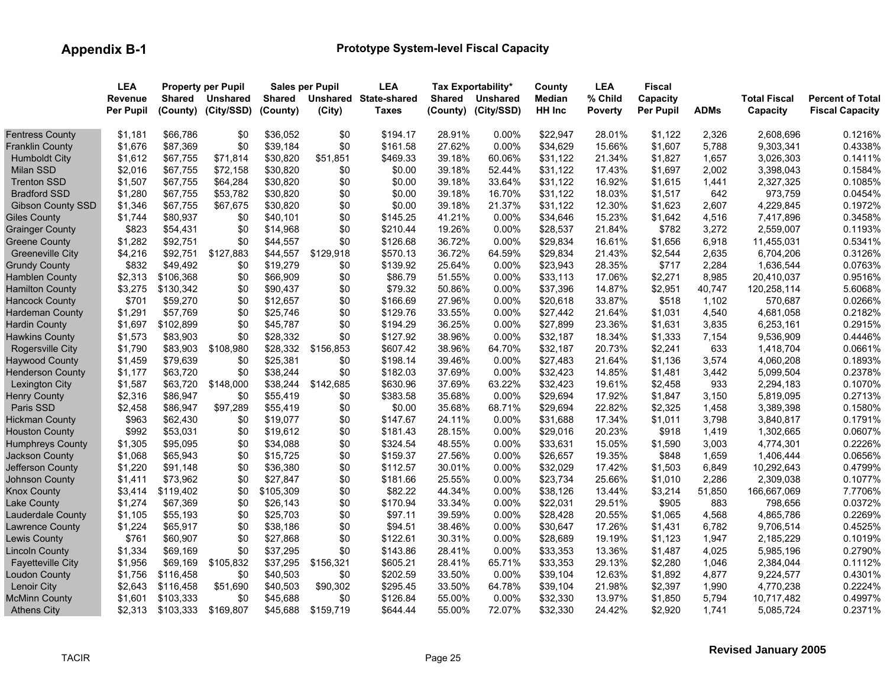## Appendix B-1

### Prototype System-level Fiscal Capacity

| | LEA Revenue Per Pupil | Property per Pupil | | Sales per Pupil | | LEA State-shared Taxes | Tax Exportability* | | County Median HH Inc | LEA % Child Poverty | Fiscal Capacity Per Pupil | ADMs | Total Fiscal Capacity | Percent of Total Fiscal Capacity |
|---|---|---|---|---|---|---|---|---|---|---|---|---|---|---|
| | | Shared (County) | Unshared (City/SSD) | Shared (County) | Unshared (City) | | Shared (County) | Unshared (City/SSD) | | | | | | |
| Fentress County | $1,181 | $66,786 | $0 | $36,052 | $0 | $194.17 | 28.91% | 0.00% | $22,947 | 28.01% | $1,122 | 2,326 | 2,608,696 | 0.1216% |
| Franklin County | $1,676 | $87,369 | $0 | $39,184 | $0 | $161.58 | 27.62% | 0.00% | $34,629 | 15.66% | $1,607 | 5,788 | 9,303,341 | 0.4338% |
| Humboldt City | $1,612 | $67,755 | $71,814 | $30,820 | $51,851 | $469.33 | 39.18% | 60.06% | $31,122 | 21.34% | $1,827 | 1,657 | 3,026,303 | 0.1411% |
| Milan SSD | $2,016 | $67,755 | $72,158 | $30,820 | $0 | $0.00 | 39.18% | 52.44% | $31,122 | 17.43% | $1,697 | 2,002 | 3,398,043 | 0.1584% |
| Trenton SSD | $1,507 | $67,755 | $64,284 | $30,820 | $0 | $0.00 | 39.18% | 33.64% | $31,122 | 16.92% | $1,615 | 1,441 | 2,327,325 | 0.1085% |
| Bradford SSD | $1,280 | $67,755 | $53,782 | $30,820 | $0 | $0.00 | 39.18% | 16.70% | $31,122 | 18.03% | $1,517 | 642 | 973,759 | 0.0454% |
| Gibson County SSD | $1,346 | $67,755 | $67,675 | $30,820 | $0 | $0.00 | 39.18% | 21.37% | $31,122 | 12.30% | $1,623 | 2,607 | 4,229,845 | 0.1972% |
| Giles County | $1,744 | $80,937 | $0 | $40,101 | $0 | $145.25 | 41.21% | 0.00% | $34,646 | 15.23% | $1,642 | 4,516 | 7,417,896 | 0.3458% |
| Grainger County | $823 | $54,431 | $0 | $14,968 | $0 | $210.44 | 19.26% | 0.00% | $28,537 | 21.84% | $782 | 3,272 | 2,559,007 | 0.1193% |
| Greene County | $1,282 | $92,751 | $0 | $44,557 | $0 | $126.68 | 36.72% | 0.00% | $29,834 | 16.61% | $1,656 | 6,918 | 11,455,031 | 0.5341% |
| Greeneville City | $4,216 | $92,751 | $127,883 | $44,557 | $129,918 | $570.13 | 36.72% | 64.59% | $29,834 | 21.43% | $2,544 | 2,635 | 6,704,206 | 0.3126% |
| Grundy County | $832 | $49,492 | $0 | $19,279 | $0 | $139.92 | 25.64% | 0.00% | $23,943 | 28.35% | $717 | 2,284 | 1,636,544 | 0.0763% |
| Hamblen County | $2,313 | $106,368 | $0 | $66,909 | $0 | $86.79 | 51.55% | 0.00% | $33,113 | 17.06% | $2,271 | 8,985 | 20,410,037 | 0.9516% |
| Hamilton County | $3,275 | $130,342 | $0 | $90,437 | $0 | $79.32 | 50.86% | 0.00% | $37,396 | 14.87% | $2,951 | 40,747 | 120,258,114 | 5.6068% |
| Hancock County | $701 | $59,270 | $0 | $12,657 | $0 | $166.69 | 27.96% | 0.00% | $20,618 | 33.87% | $518 | 1,102 | 570,687 | 0.0266% |
| Hardeman County | $1,291 | $57,769 | $0 | $25,746 | $0 | $129.76 | 33.55% | 0.00% | $27,442 | 21.64% | $1,031 | 4,540 | 4,681,058 | 0.2182% |
| Hardin County | $1,697 | $102,899 | $0 | $45,787 | $0 | $194.29 | 36.25% | 0.00% | $27,899 | 23.36% | $1,631 | 3,835 | 6,253,161 | 0.2915% |
| Hawkins County | $1,573 | $83,903 | $0 | $28,332 | $0 | $127.92 | 38.96% | 0.00% | $32,187 | 18.34% | $1,333 | 7,154 | 9,536,909 | 0.4446% |
| Rogersville City | $1,790 | $83,903 | $108,980 | $28,332 | $156,853 | $607.42 | 38.96% | 64.70% | $32,187 | 20.73% | $2,241 | 633 | 1,418,704 | 0.0661% |
| Haywood County | $1,459 | $79,639 | $0 | $25,381 | $0 | $198.14 | 39.46% | 0.00% | $27,483 | 21.64% | $1,136 | 3,574 | 4,060,208 | 0.1893% |
| Henderson County | $1,177 | $63,720 | $0 | $38,244 | $0 | $182.03 | 37.69% | 0.00% | $32,423 | 14.85% | $1,481 | 3,442 | 5,099,504 | 0.2378% |
| Lexington City | $1,587 | $63,720 | $148,000 | $38,244 | $142,685 | $630.96 | 37.69% | 63.22% | $32,423 | 19.61% | $2,458 | 933 | 2,294,183 | 0.1070% |
| Henry County | $2,316 | $86,947 | $0 | $55,419 | $0 | $383.58 | 35.68% | 0.00% | $29,694 | 17.92% | $1,847 | 3,150 | 5,819,095 | 0.2713% |
| Paris SSD | $2,458 | $86,947 | $97,289 | $55,419 | $0 | $0.00 | 35.68% | 68.71% | $29,694 | 22.82% | $2,325 | 1,458 | 3,389,398 | 0.1580% |
| Hickman County | $963 | $62,430 | $0 | $19,077 | $0 | $147.67 | 24.11% | 0.00% | $31,688 | 17.34% | $1,011 | 3,798 | 3,840,817 | 0.1791% |
| Houston County | $992 | $53,031 | $0 | $19,612 | $0 | $181.43 | 28.15% | 0.00% | $29,016 | 20.23% | $918 | 1,419 | 1,302,665 | 0.0607% |
| Humphreys County | $1,305 | $95,095 | $0 | $34,088 | $0 | $324.54 | 48.55% | 0.00% | $33,631 | 15.05% | $1,590 | 3,003 | 4,774,301 | 0.2226% |
| Jackson County | $1,068 | $65,943 | $0 | $15,725 | $0 | $159.37 | 27.56% | 0.00% | $26,657 | 19.35% | $848 | 1,659 | 1,406,444 | 0.0656% |
| Jefferson County | $1,220 | $91,148 | $0 | $36,380 | $0 | $112.57 | 30.01% | 0.00% | $32,029 | 17.42% | $1,503 | 6,849 | 10,292,643 | 0.4799% |
| Johnson County | $1,411 | $73,962 | $0 | $27,847 | $0 | $181.66 | 25.55% | 0.00% | $23,734 | 25.66% | $1,010 | 2,286 | 2,309,038 | 0.1077% |
| Knox County | $3,414 | $119,402 | $0 | $105,309 | $0 | $82.22 | 44.34% | 0.00% | $38,126 | 13.44% | $3,214 | 51,850 | 166,667,069 | 7.7706% |
| Lake County | $1,274 | $67,369 | $0 | $26,143 | $0 | $170.94 | 33.34% | 0.00% | $22,031 | 29.51% | $905 | 883 | 798,656 | 0.0372% |
| Lauderdale County | $1,105 | $55,193 | $0 | $25,703 | $0 | $97.11 | 39.59% | 0.00% | $28,428 | 20.55% | $1,065 | 4,568 | 4,865,786 | 0.2269% |
| Lawrence County | $1,224 | $65,917 | $0 | $38,186 | $0 | $94.51 | 38.46% | 0.00% | $30,647 | 17.26% | $1,431 | 6,782 | 9,706,514 | 0.4525% |
| Lewis County | $761 | $60,907 | $0 | $27,868 | $0 | $122.61 | 30.31% | 0.00% | $28,689 | 19.19% | $1,123 | 1,947 | 2,185,229 | 0.1019% |
| Lincoln County | $1,334 | $69,169 | $0 | $37,295 | $0 | $143.86 | 28.41% | 0.00% | $33,353 | 13.36% | $1,487 | 4,025 | 5,985,196 | 0.2790% |
| Fayetteville City | $1,956 | $69,169 | $105,832 | $37,295 | $156,321 | $605.21 | 28.41% | 65.71% | $33,353 | 29.13% | $2,280 | 1,046 | 2,384,044 | 0.1112% |
| Loudon County | $1,756 | $116,458 | $0 | $40,503 | $0 | $202.59 | 33.50% | 0.00% | $39,104 | 12.63% | $1,892 | 4,877 | 9,224,577 | 0.4301% |
| Lenoir City | $2,643 | $116,458 | $51,690 | $40,503 | $90,302 | $295.45 | 33.50% | 64.78% | $39,104 | 21.98% | $2,397 | 1,990 | 4,770,238 | 0.2224% |
| McMinn County | $1,601 | $103,333 | $0 | $45,688 | $0 | $126.84 | 55.00% | 0.00% | $32,330 | 13.97% | $1,850 | 5,794 | 10,717,482 | 0.4997% |
| Athens City | $2,313 | $103,333 | $169,807 | $45,688 | $159,719 | $644.44 | 55.00% | 72.07% | $32,330 | 24.42% | $2,920 | 1,741 | 5,085,724 | 0.2371% |

TACIR

Revised January 2005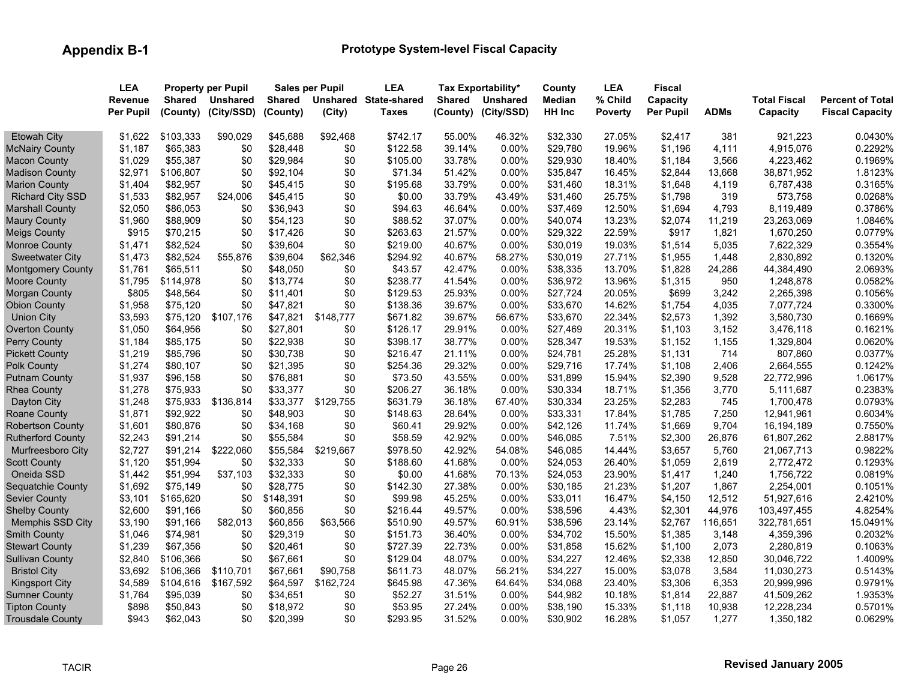## Appendix B-1

### Prototype System-level Fiscal Capacity

| | LEA Revenue Per Pupil | Property per Pupil Shared (County) | Property per Pupil Unshared (City/SSD) | Sales per Pupil Shared (County) | Sales per Pupil Unshared (City) | LEA State-shared Taxes | Tax Exportability* Shared (County) | Tax Exportability* Unshared (City/SSD) | County Median HH Inc | LEA % Child Poverty | Fiscal Capacity Per Pupil | ADMs | Total Fiscal Capacity | Percent of Total Fiscal Capacity |
|---|---|---|---|---|---|---|---|---|---|---|---|---|---|---|
| Etowah City | $1,622 | $103,333 | $90,029 | $45,688 | $92,468 | $742.17 | 55.00% | 46.32% | $32,330 | 27.05% | $2,417 | 381 | 921,223 | 0.0430% |
| McNairy County | $1,187 | $65,383 | $0 | $28,448 | $0 | $122.58 | 39.14% | 0.00% | $29,780 | 19.96% | $1,196 | 4,111 | 4,915,076 | 0.2292% |
| Macon County | $1,029 | $55,387 | $0 | $29,984 | $0 | $105.00 | 33.78% | 0.00% | $29,930 | 18.40% | $1,184 | 3,566 | 4,223,462 | 0.1969% |
| Madison County | $2,971 | $106,807 | $0 | $92,104 | $0 | $71.34 | 51.42% | 0.00% | $35,847 | 16.45% | $2,844 | 13,668 | 38,871,952 | 1.8123% |
| Marion County | $1,404 | $82,957 | $0 | $45,415 | $0 | $195.68 | 33.79% | 0.00% | $31,460 | 18.31% | $1,648 | 4,119 | 6,787,438 | 0.3165% |
| Richard City SSD | $1,533 | $82,957 | $24,006 | $45,415 | $0 | $0.00 | 33.79% | 43.49% | $31,460 | 25.75% | $1,798 | 319 | 573,758 | 0.0268% |
| Marshall County | $2,050 | $86,053 | $0 | $36,943 | $0 | $94.63 | 46.64% | 0.00% | $37,469 | 12.50% | $1,694 | 4,793 | 8,119,489 | 0.3786% |
| Maury County | $1,960 | $88,909 | $0 | $54,123 | $0 | $88.52 | 37.07% | 0.00% | $40,074 | 13.23% | $2,074 | 11,219 | 23,263,069 | 1.0846% |
| Meigs County | $915 | $70,215 | $0 | $17,426 | $0 | $263.63 | 21.57% | 0.00% | $29,322 | 22.59% | $917 | 1,821 | 1,670,250 | 0.0779% |
| Monroe County | $1,471 | $82,524 | $0 | $39,604 | $0 | $219.00 | 40.67% | 0.00% | $30,019 | 19.03% | $1,514 | 5,035 | 7,622,329 | 0.3554% |
| Sweetwater City | $1,473 | $82,524 | $55,876 | $39,604 | $62,346 | $294.92 | 40.67% | 58.27% | $30,019 | 27.71% | $1,955 | 1,448 | 2,830,892 | 0.1320% |
| Montgomery County | $1,761 | $65,511 | $0 | $48,050 | $0 | $43.57 | 42.47% | 0.00% | $38,335 | 13.70% | $1,828 | 24,286 | 44,384,490 | 2.0693% |
| Moore County | $1,795 | $114,978 | $0 | $13,774 | $0 | $238.77 | 41.54% | 0.00% | $36,972 | 13.96% | $1,315 | 950 | 1,248,878 | 0.0582% |
| Morgan County | $805 | $48,564 | $0 | $11,401 | $0 | $129.53 | 25.93% | 0.00% | $27,724 | 20.05% | $699 | 3,242 | 2,265,398 | 0.1056% |
| Obion County | $1,958 | $75,120 | $0 | $47,821 | $0 | $138.36 | 39.67% | 0.00% | $33,670 | 14.62% | $1,754 | 4,035 | 7,077,724 | 0.3300% |
| Union City | $3,593 | $75,120 | $107,176 | $47,821 | $148,777 | $671.82 | 39.67% | 56.67% | $33,670 | 22.34% | $2,573 | 1,392 | 3,580,730 | 0.1669% |
| Overton County | $1,050 | $64,956 | $0 | $27,801 | $0 | $126.17 | 29.91% | 0.00% | $27,469 | 20.31% | $1,103 | 3,152 | 3,476,118 | 0.1621% |
| Perry County | $1,184 | $85,175 | $0 | $22,938 | $0 | $398.17 | 38.77% | 0.00% | $28,347 | 19.53% | $1,152 | 1,155 | 1,329,804 | 0.0620% |
| Pickett County | $1,219 | $85,796 | $0 | $30,738 | $0 | $216.47 | 21.11% | 0.00% | $24,781 | 25.28% | $1,131 | 714 | 807,860 | 0.0377% |
| Polk County | $1,274 | $80,107 | $0 | $21,395 | $0 | $254.36 | 29.32% | 0.00% | $29,716 | 17.74% | $1,108 | 2,406 | 2,664,555 | 0.1242% |
| Putnam County | $1,937 | $96,158 | $0 | $76,881 | $0 | $73.50 | 43.55% | 0.00% | $31,899 | 15.94% | $2,390 | 9,528 | 22,772,996 | 1.0617% |
| Rhea County | $1,278 | $75,933 | $0 | $33,377 | $0 | $206.27 | 36.18% | 0.00% | $30,334 | 18.71% | $1,356 | 3,770 | 5,111,687 | 0.2383% |
| Dayton City | $1,248 | $75,933 | $136,814 | $33,377 | $129,755 | $631.79 | 36.18% | 67.40% | $30,334 | 23.25% | $2,283 | 745 | 1,700,478 | 0.0793% |
| Roane County | $1,871 | $92,922 | $0 | $48,903 | $0 | $148.63 | 28.64% | 0.00% | $33,331 | 17.84% | $1,785 | 7,250 | 12,941,961 | 0.6034% |
| Robertson County | $1,601 | $80,876 | $0 | $34,168 | $0 | $60.41 | 29.92% | 0.00% | $42,126 | 11.74% | $1,669 | 9,704 | 16,194,189 | 0.7550% |
| Rutherford County | $2,243 | $91,214 | $0 | $55,584 | $0 | $58.59 | 42.92% | 0.00% | $46,085 | 7.51% | $2,300 | 26,876 | 61,807,262 | 2.8817% |
| Murfreesboro City | $2,727 | $91,214 | $222,060 | $55,584 | $219,667 | $978.50 | 42.92% | 54.08% | $46,085 | 14.44% | $3,657 | 5,760 | 21,067,713 | 0.9822% |
| Scott County | $1,120 | $51,994 | $0 | $32,333 | $0 | $188.60 | 41.68% | 0.00% | $24,053 | 26.40% | $1,059 | 2,619 | 2,772,472 | 0.1293% |
| Oneida SSD | $1,442 | $51,994 | $37,103 | $32,333 | $0 | $0.00 | 41.68% | 70.13% | $24,053 | 23.90% | $1,417 | 1,240 | 1,756,722 | 0.0819% |
| Sequatchie County | $1,692 | $75,149 | $0 | $28,775 | $0 | $142.30 | 27.38% | 0.00% | $30,185 | 21.23% | $1,207 | 1,867 | 2,254,001 | 0.1051% |
| Sevier County | $3,101 | $165,620 | $0 | $148,391 | $0 | $99.98 | 45.25% | 0.00% | $33,011 | 16.47% | $4,150 | 12,512 | 51,927,616 | 2.4210% |
| Shelby County | $2,600 | $91,166 | $0 | $60,856 | $0 | $216.44 | 49.57% | 0.00% | $38,596 | 4.43% | $2,301 | 44,976 | 103,497,455 | 4.8254% |
| Memphis SSD City | $3,190 | $91,166 | $82,013 | $60,856 | $63,566 | $510.90 | 49.57% | 60.91% | $38,596 | 23.14% | $2,767 | 116,651 | 322,781,651 | 15.0491% |
| Smith County | $1,046 | $74,981 | $0 | $29,319 | $0 | $151.73 | 36.40% | 0.00% | $34,702 | 15.50% | $1,385 | 3,148 | 4,359,396 | 0.2032% |
| Stewart County | $1,239 | $67,356 | $0 | $20,461 | $0 | $727.39 | 22.73% | 0.00% | $31,858 | 15.62% | $1,100 | 2,073 | 2,280,819 | 0.1063% |
| Sullivan County | $2,840 | $106,366 | $0 | $67,661 | $0 | $129.04 | 48.07% | 0.00% | $34,227 | 12.46% | $2,338 | 12,850 | 30,046,722 | 1.4009% |
| Bristol City | $3,692 | $106,366 | $110,701 | $67,661 | $90,758 | $611.73 | 48.07% | 56.21% | $34,227 | 15.00% | $3,078 | 3,584 | 11,030,273 | 0.5143% |
| Kingsport City | $4,589 | $104,616 | $167,592 | $64,597 | $162,724 | $645.98 | 47.36% | 64.64% | $34,068 | 23.40% | $3,306 | 6,353 | 20,999,996 | 0.9791% |
| Sumner County | $1,764 | $95,039 | $0 | $34,651 | $0 | $52.27 | 31.51% | 0.00% | $44,982 | 10.18% | $1,814 | 22,887 | 41,509,262 | 1.9353% |
| Tipton County | $898 | $50,843 | $0 | $18,972 | $0 | $53.95 | 27.24% | 0.00% | $38,190 | 15.33% | $1,118 | 10,938 | 12,228,234 | 0.5701% |
| Trousdale County | $943 | $62,043 | $0 | $20,399 | $0 | $293.95 | 31.52% | 0.00% | $30,902 | 16.28% | $1,057 | 1,277 | 1,350,182 | 0.0629% |

TACIR

Revised January 2005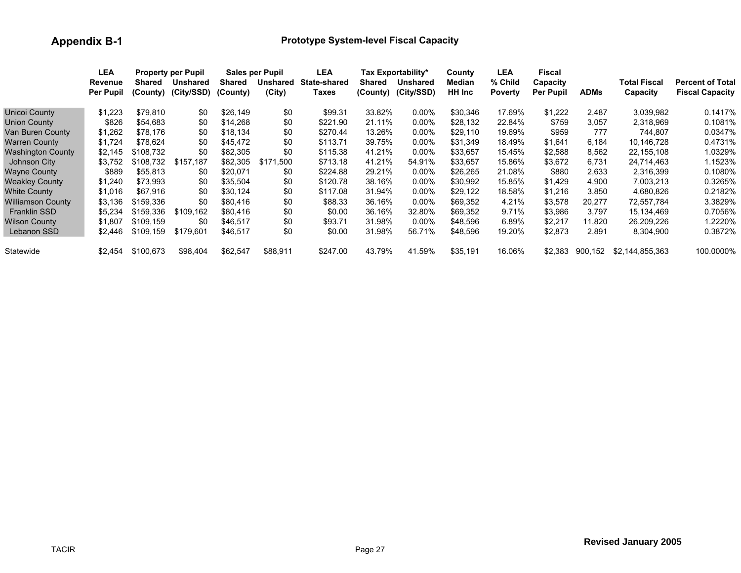# Appendix B-1

## Prototype System-level Fiscal Capacity

| | LEA Revenue Per Pupil | Property per Pupil Shared (County) | Property per Pupil Unshared (City/SSD) | Sales per Pupil Shared (County) | Sales per Pupil Unshared (City) | LEA State-shared Taxes | Tax Exportability* Shared (County) | Tax Exportability* Unshared (City/SSD) | County Median HH Inc | LEA % Child Poverty | Fiscal Capacity Per Pupil | ADMs | Total Fiscal Capacity | Percent of Total Fiscal Capacity |
|---|---|---|---|---|---|---|---|---|---|---|---|---|---|---|
| Unicoi County | $1,223 | $79,810 | $0 | $26,149 | $0 | $99.31 | 33.82% | 0.00% | $30,346 | 17.69% | $1,222 | 2,487 | 3,039,982 | 0.1417% |
| Union County | $826 | $54,683 | $0 | $14,268 | $0 | $221.90 | 21.11% | 0.00% | $28,132 | 22.84% | $759 | 3,057 | 2,318,969 | 0.1081% |
| Van Buren County | $1,262 | $78,176 | $0 | $18,134 | $0 | $270.44 | 13.26% | 0.00% | $29,110 | 19.69% | $959 | 777 | 744,807 | 0.0347% |
| Warren County | $1,724 | $78,624 | $0 | $45,472 | $0 | $113.71 | 39.75% | 0.00% | $31,349 | 18.49% | $1,641 | 6,184 | 10,146,728 | 0.4731% |
| Washington County | $2,145 | $108,732 | $0 | $82,305 | $0 | $115.38 | 41.21% | 0.00% | $33,657 | 15.45% | $2,588 | 8,562 | 22,155,108 | 1.0329% |
| Johnson City | $3,752 | $108,732 | $157,187 | $82,305 | $171,500 | $713.18 | 41.21% | 54.91% | $33,657 | 15.86% | $3,672 | 6,731 | 24,714,463 | 1.1523% |
| Wayne County | $889 | $55,813 | $0 | $20,071 | $0 | $224.88 | 29.21% | 0.00% | $26,265 | 21.08% | $880 | 2,633 | 2,316,399 | 0.1080% |
| Weakley County | $1,240 | $73,993 | $0 | $35,504 | $0 | $120.78 | 38.16% | 0.00% | $30,992 | 15.85% | $1,429 | 4,900 | 7,003,213 | 0.3265% |
| White County | $1,016 | $67,916 | $0 | $30,124 | $0 | $117.08 | 31.94% | 0.00% | $29,122 | 18.58% | $1,216 | 3,850 | 4,680,826 | 0.2182% |
| Williamson County | $3,136 | $159,336 | $0 | $80,416 | $0 | $88.33 | 36.16% | 0.00% | $69,352 | 4.21% | $3,578 | 20,277 | 72,557,784 | 3.3829% |
| Franklin SSD | $5,234 | $159,336 | $109,162 | $80,416 | $0 | $0.00 | 36.16% | 32.80% | $69,352 | 9.71% | $3,986 | 3,797 | 15,134,469 | 0.7056% |
| Wilson County | $1,807 | $109,159 | $0 | $46,517 | $0 | $93.71 | 31.98% | 0.00% | $48,596 | 6.89% | $2,217 | 11,820 | 26,209,226 | 1.2220% |
| Lebanon SSD | $2,446 | $109,159 | $179,601 | $46,517 | $0 | $0.00 | 31.98% | 56.71% | $48,596 | 19.20% | $2,873 | 2,891 | 8,304,900 | 0.3872% |
| Statewide | $2,454 | $100,673 | $98,404 | $62,547 | $88,911 | $247.00 | 43.79% | 41.59% | $35,191 | 16.06% | $2,383 | 900,152 | $2,144,855,363 | 100.0000% |

Revised January 2005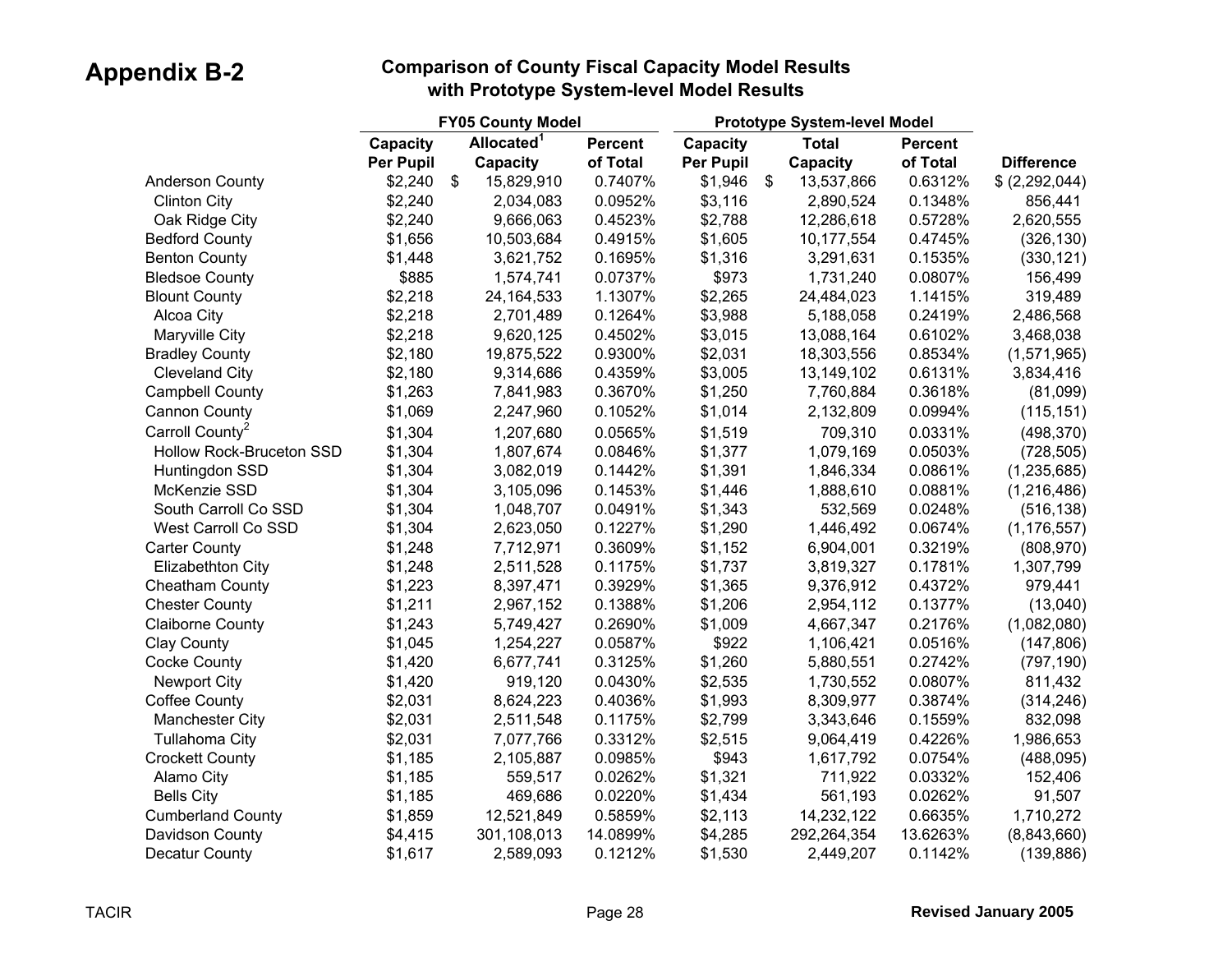# Appendix B-2

## Comparison of County Fiscal Capacity Model Results with Prototype System-level Model Results

| | FY05 County Model | | | Prototype System-level Model | | | |
|---|---|---|---|---|---|---|---|
| | Capacity Per Pupil | Allocated[1] Capacity | Percent of Total | Capacity Per Pupil | Total Capacity | Percent of Total | Difference |
| Anderson County | $2,240 | $ 15,829,910 | 0.7407% | $1,946 | $ 13,537,866 | 0.6312% | $ (2,292,044) |
| Clinton City | $2,240 | 2,034,083 | 0.0952% | $3,116 | 2,890,524 | 0.1348% | 856,441 |
| Oak Ridge City | $2,240 | 9,666,063 | 0.4523% | $2,788 | 12,286,618 | 0.5728% | 2,620,555 |
| Bedford County | $1,656 | 10,503,684 | 0.4915% | $1,605 | 10,177,554 | 0.4745% | (326,130) |
| Benton County | $1,448 | 3,621,752 | 0.1695% | $1,316 | 3,291,631 | 0.1535% | (330,121) |
| Bledsoe County | $885 | 1,574,741 | 0.0737% | $973 | 1,731,240 | 0.0807% | 156,499 |
| Blount County | $2,218 | 24,164,533 | 1.1307% | $2,265 | 24,484,023 | 1.1415% | 319,489 |
| Alcoa City | $2,218 | 2,701,489 | 0.1264% | $3,988 | 5,188,058 | 0.2419% | 2,486,568 |
| Maryville City | $2,218 | 9,620,125 | 0.4502% | $3,015 | 13,088,164 | 0.6102% | 3,468,038 |
| Bradley County | $2,180 | 19,875,522 | 0.9300% | $2,031 | 18,303,556 | 0.8534% | (1,571,965) |
| Cleveland City | $2,180 | 9,314,686 | 0.4359% | $3,005 | 13,149,102 | 0.6131% | 3,834,416 |
| Campbell County | $1,263 | 7,841,983 | 0.3670% | $1,250 | 7,760,884 | 0.3618% | (81,099) |
| Cannon County | $1,069 | 2,247,960 | 0.1052% | $1,014 | 2,132,809 | 0.0994% | (115,151) |
| Carroll County[2] | $1,304 | 1,207,680 | 0.0565% | $1,519 | 709,310 | 0.0331% | (498,370) |
| Hollow Rock-Bruceton SSD | $1,304 | 1,807,674 | 0.0846% | $1,377 | 1,079,169 | 0.0503% | (728,505) |
| Huntingdon SSD | $1,304 | 3,082,019 | 0.1442% | $1,391 | 1,846,334 | 0.0861% | (1,235,685) |
| McKenzie SSD | $1,304 | 3,105,096 | 0.1453% | $1,446 | 1,888,610 | 0.0881% | (1,216,486) |
| South Carroll Co SSD | $1,304 | 1,048,707 | 0.0491% | $1,343 | 532,569 | 0.0248% | (516,138) |
| West Carroll Co SSD | $1,304 | 2,623,050 | 0.1227% | $1,290 | 1,446,492 | 0.0674% | (1,176,557) |
| Carter County | $1,248 | 7,712,971 | 0.3609% | $1,152 | 6,904,001 | 0.3219% | (808,970) |
| Elizabethton City | $1,248 | 2,511,528 | 0.1175% | $1,737 | 3,819,327 | 0.1781% | 1,307,799 |
| Cheatham County | $1,223 | 8,397,471 | 0.3929% | $1,365 | 9,376,912 | 0.4372% | 979,441 |
| Chester County | $1,211 | 2,967,152 | 0.1388% | $1,206 | 2,954,112 | 0.1377% | (13,040) |
| Claiborne County | $1,243 | 5,749,427 | 0.2690% | $1,009 | 4,667,347 | 0.2176% | (1,082,080) |
| Clay County | $1,045 | 1,254,227 | 0.0587% | $922 | 1,106,421 | 0.0516% | (147,806) |
| Cocke County | $1,420 | 6,677,741 | 0.3125% | $1,260 | 5,880,551 | 0.2742% | (797,190) |
| Newport City | $1,420 | 919,120 | 0.0430% | $2,535 | 1,730,552 | 0.0807% | 811,432 |
| Coffee County | $2,031 | 8,624,223 | 0.4036% | $1,993 | 8,309,977 | 0.3874% | (314,246) |
| Manchester City | $2,031 | 2,511,548 | 0.1175% | $2,799 | 3,343,646 | 0.1559% | 832,098 |
| Tullahoma City | $2,031 | 7,077,766 | 0.3312% | $2,515 | 9,064,419 | 0.4226% | 1,986,653 |
| Crockett County | $1,185 | 2,105,887 | 0.0985% | $943 | 1,617,792 | 0.0754% | (488,095) |
| Alamo City | $1,185 | 559,517 | 0.0262% | $1,321 | 711,922 | 0.0332% | 152,406 |
| Bells City | $1,185 | 469,686 | 0.0220% | $1,434 | 561,193 | 0.0262% | 91,507 |
| Cumberland County | $1,859 | 12,521,849 | 0.5859% | $2,113 | 14,232,122 | 0.6635% | 1,710,272 |
| Davidson County | $4,415 | 301,108,013 | 14.0899% | $4,285 | 292,264,354 | 13.6263% | (8,843,660) |
| Decatur County | $1,617 | 2,589,093 | 0.1212% | $1,530 | 2,449,207 | 0.1142% | (139,886) |

TACIR — Revised January 2005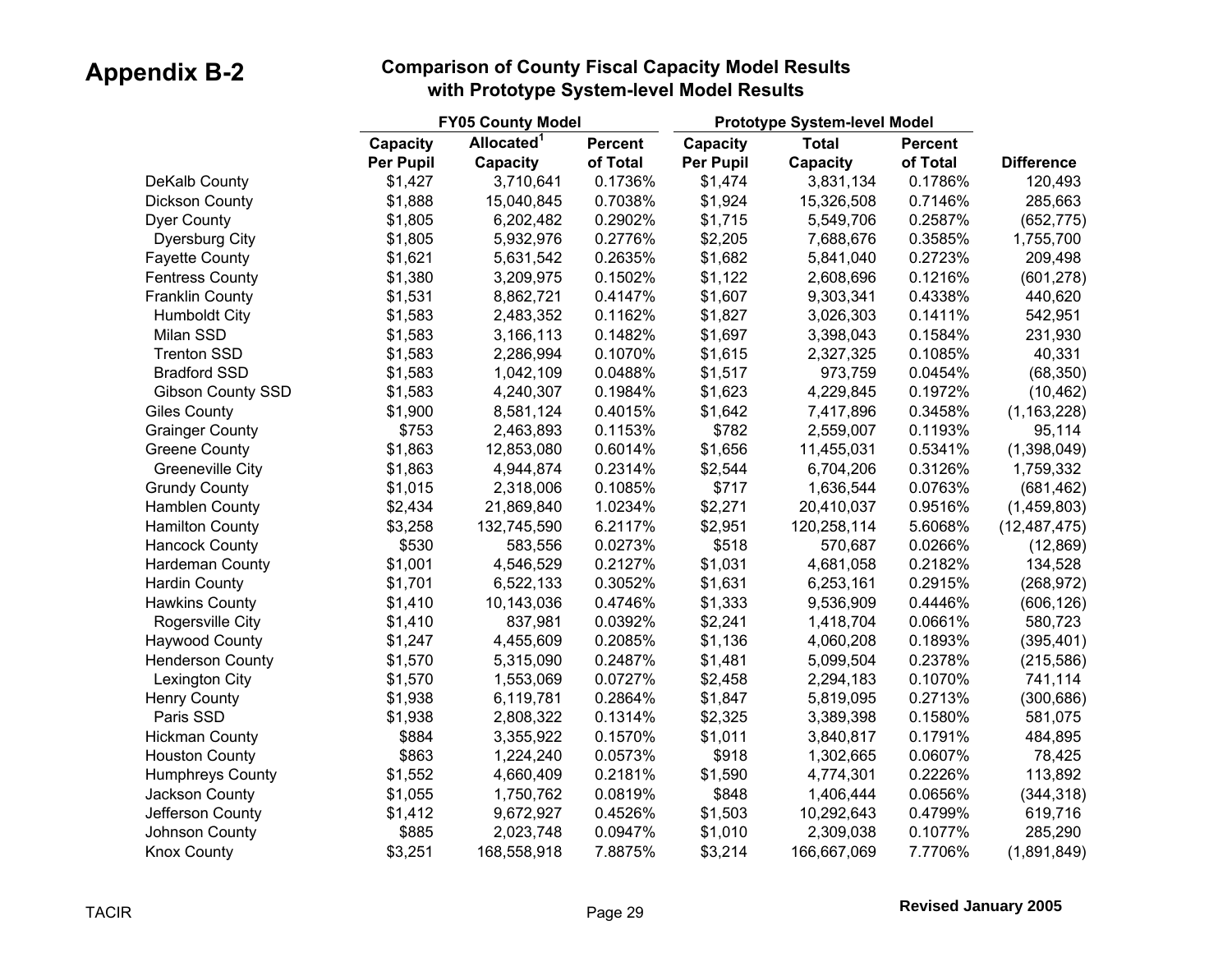# Appendix B-2

## Comparison of County Fiscal Capacity Model Results with Prototype System-level Model Results

| | FY05 County Model | | | Prototype System-level Model | | | |
|---|---|---|---|---|---|---|---|
| | Capacity Per Pupil | Allocated[1] Capacity | Percent of Total | Capacity Per Pupil | Total Capacity | Percent of Total | Difference |
| DeKalb County | $1,427 | 3,710,641 | 0.1736% | $1,474 | 3,831,134 | 0.1786% | 120,493 |
| Dickson County | $1,888 | 15,040,845 | 0.7038% | $1,924 | 15,326,508 | 0.7146% | 285,663 |
| Dyer County | $1,805 | 6,202,482 | 0.2902% | $1,715 | 5,549,706 | 0.2587% | (652,775) |
| Dyersburg City | $1,805 | 5,932,976 | 0.2776% | $2,205 | 7,688,676 | 0.3585% | 1,755,700 |
| Fayette County | $1,621 | 5,631,542 | 0.2635% | $1,682 | 5,841,040 | 0.2723% | 209,498 |
| Fentress County | $1,380 | 3,209,975 | 0.1502% | $1,122 | 2,608,696 | 0.1216% | (601,278) |
| Franklin County | $1,531 | 8,862,721 | 0.4147% | $1,607 | 9,303,341 | 0.4338% | 440,620 |
| Humboldt City | $1,583 | 2,483,352 | 0.1162% | $1,827 | 3,026,303 | 0.1411% | 542,951 |
| Milan SSD | $1,583 | 3,166,113 | 0.1482% | $1,697 | 3,398,043 | 0.1584% | 231,930 |
| Trenton SSD | $1,583 | 2,286,994 | 0.1070% | $1,615 | 2,327,325 | 0.1085% | 40,331 |
| Bradford SSD | $1,583 | 1,042,109 | 0.0488% | $1,517 | 973,759 | 0.0454% | (68,350) |
| Gibson County SSD | $1,583 | 4,240,307 | 0.1984% | $1,623 | 4,229,845 | 0.1972% | (10,462) |
| Giles County | $1,900 | 8,581,124 | 0.4015% | $1,642 | 7,417,896 | 0.3458% | (1,163,228) |
| Grainger County | $753 | 2,463,893 | 0.1153% | $782 | 2,559,007 | 0.1193% | 95,114 |
| Greene County | $1,863 | 12,853,080 | 0.6014% | $1,656 | 11,455,031 | 0.5341% | (1,398,049) |
| Greeneville City | $1,863 | 4,944,874 | 0.2314% | $2,544 | 6,704,206 | 0.3126% | 1,759,332 |
| Grundy County | $1,015 | 2,318,006 | 0.1085% | $717 | 1,636,544 | 0.0763% | (681,462) |
| Hamblen County | $2,434 | 21,869,840 | 1.0234% | $2,271 | 20,410,037 | 0.9516% | (1,459,803) |
| Hamilton County | $3,258 | 132,745,590 | 6.2117% | $2,951 | 120,258,114 | 5.6068% | (12,487,475) |
| Hancock County | $530 | 583,556 | 0.0273% | $518 | 570,687 | 0.0266% | (12,869) |
| Hardeman County | $1,001 | 4,546,529 | 0.2127% | $1,031 | 4,681,058 | 0.2182% | 134,528 |
| Hardin County | $1,701 | 6,522,133 | 0.3052% | $1,631 | 6,253,161 | 0.2915% | (268,972) |
| Hawkins County | $1,410 | 10,143,036 | 0.4746% | $1,333 | 9,536,909 | 0.4446% | (606,126) |
| Rogersville City | $1,410 | 837,981 | 0.0392% | $2,241 | 1,418,704 | 0.0661% | 580,723 |
| Haywood County | $1,247 | 4,455,609 | 0.2085% | $1,136 | 4,060,208 | 0.1893% | (395,401) |
| Henderson County | $1,570 | 5,315,090 | 0.2487% | $1,481 | 5,099,504 | 0.2378% | (215,586) |
| Lexington City | $1,570 | 1,553,069 | 0.0727% | $2,458 | 2,294,183 | 0.1070% | 741,114 |
| Henry County | $1,938 | 6,119,781 | 0.2864% | $1,847 | 5,819,095 | 0.2713% | (300,686) |
| Paris SSD | $1,938 | 2,808,322 | 0.1314% | $2,325 | 3,389,398 | 0.1580% | 581,075 |
| Hickman County | $884 | 3,355,922 | 0.1570% | $1,011 | 3,840,817 | 0.1791% | 484,895 |
| Houston County | $863 | 1,224,240 | 0.0573% | $918 | 1,302,665 | 0.0607% | 78,425 |
| Humphreys County | $1,552 | 4,660,409 | 0.2181% | $1,590 | 4,774,301 | 0.2226% | 113,892 |
| Jackson County | $1,055 | 1,750,762 | 0.0819% | $848 | 1,406,444 | 0.0656% | (344,318) |
| Jefferson County | $1,412 | 9,672,927 | 0.4526% | $1,503 | 10,292,643 | 0.4799% | 619,716 |
| Johnson County | $885 | 2,023,748 | 0.0947% | $1,010 | 2,309,038 | 0.1077% | 285,290 |
| Knox County | $3,251 | 168,558,918 | 7.8875% | $3,214 | 166,667,069 | 7.7706% | (1,891,849) |

TACIR — Revised January 2005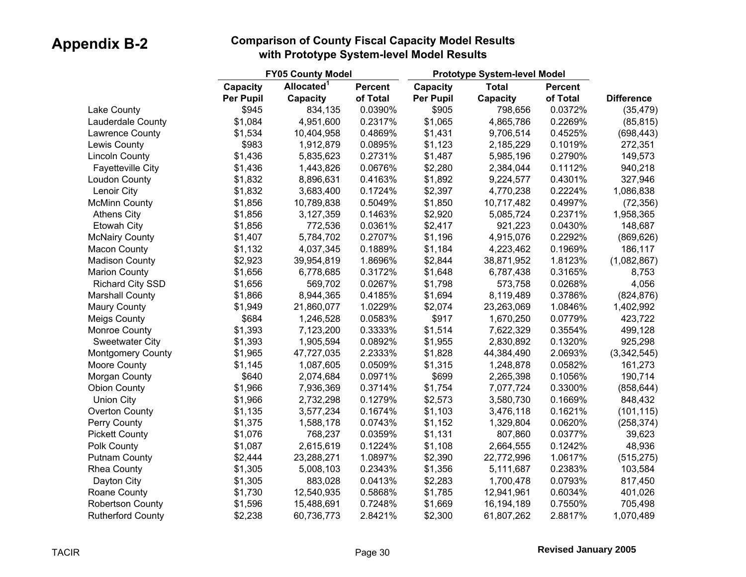# Appendix B-2

## Comparison of County Fiscal Capacity Model Results with Prototype System-level Model Results

| | FY05 County Model | | | Prototype System-level Model | | | |
|---|---|---|---|---|---|---|---|
| | Capacity Per Pupil | Allocated[1] Capacity | Percent of Total | Capacity Per Pupil | Total Capacity | Percent of Total | Difference |
| Lake County | $945 | 834,135 | 0.0390% | $905 | 798,656 | 0.0372% | (35,479) |
| Lauderdale County | $1,084 | 4,951,600 | 0.2317% | $1,065 | 4,865,786 | 0.2269% | (85,815) |
| Lawrence County | $1,534 | 10,404,958 | 0.4869% | $1,431 | 9,706,514 | 0.4525% | (698,443) |
| Lewis County | $983 | 1,912,879 | 0.0895% | $1,123 | 2,185,229 | 0.1019% | 272,351 |
| Lincoln County | $1,436 | 5,835,623 | 0.2731% | $1,487 | 5,985,196 | 0.2790% | 149,573 |
| Fayetteville City | $1,436 | 1,443,826 | 0.0676% | $2,280 | 2,384,044 | 0.1112% | 940,218 |
| Loudon County | $1,832 | 8,896,631 | 0.4163% | $1,892 | 9,224,577 | 0.4301% | 327,946 |
| Lenoir City | $1,832 | 3,683,400 | 0.1724% | $2,397 | 4,770,238 | 0.2224% | 1,086,838 |
| McMinn County | $1,856 | 10,789,838 | 0.5049% | $1,850 | 10,717,482 | 0.4997% | (72,356) |
| Athens City | $1,856 | 3,127,359 | 0.1463% | $2,920 | 5,085,724 | 0.2371% | 1,958,365 |
| Etowah City | $1,856 | 772,536 | 0.0361% | $2,417 | 921,223 | 0.0430% | 148,687 |
| McNairy County | $1,407 | 5,784,702 | 0.2707% | $1,196 | 4,915,076 | 0.2292% | (869,626) |
| Macon County | $1,132 | 4,037,345 | 0.1889% | $1,184 | 4,223,462 | 0.1969% | 186,117 |
| Madison County | $2,923 | 39,954,819 | 1.8696% | $2,844 | 38,871,952 | 1.8123% | (1,082,867) |
| Marion County | $1,656 | 6,778,685 | 0.3172% | $1,648 | 6,787,438 | 0.3165% | 8,753 |
| Richard City SSD | $1,656 | 569,702 | 0.0267% | $1,798 | 573,758 | 0.0268% | 4,056 |
| Marshall County | $1,866 | 8,944,365 | 0.4185% | $1,694 | 8,119,489 | 0.3786% | (824,876) |
| Maury County | $1,949 | 21,860,077 | 1.0229% | $2,074 | 23,263,069 | 1.0846% | 1,402,992 |
| Meigs County | $684 | 1,246,528 | 0.0583% | $917 | 1,670,250 | 0.0779% | 423,722 |
| Monroe County | $1,393 | 7,123,200 | 0.3333% | $1,514 | 7,622,329 | 0.3554% | 499,128 |
| Sweetwater City | $1,393 | 1,905,594 | 0.0892% | $1,955 | 2,830,892 | 0.1320% | 925,298 |
| Montgomery County | $1,965 | 47,727,035 | 2.2333% | $1,828 | 44,384,490 | 2.0693% | (3,342,545) |
| Moore County | $1,145 | 1,087,605 | 0.0509% | $1,315 | 1,248,878 | 0.0582% | 161,273 |
| Morgan County | $640 | 2,074,684 | 0.0971% | $699 | 2,265,398 | 0.1056% | 190,714 |
| Obion County | $1,966 | 7,936,369 | 0.3714% | $1,754 | 7,077,724 | 0.3300% | (858,644) |
| Union City | $1,966 | 2,732,298 | 0.1279% | $2,573 | 3,580,730 | 0.1669% | 848,432 |
| Overton County | $1,135 | 3,577,234 | 0.1674% | $1,103 | 3,476,118 | 0.1621% | (101,115) |
| Perry County | $1,375 | 1,588,178 | 0.0743% | $1,152 | 1,329,804 | 0.0620% | (258,374) |
| Pickett County | $1,076 | 768,237 | 0.0359% | $1,131 | 807,860 | 0.0377% | 39,623 |
| Polk County | $1,087 | 2,615,619 | 0.1224% | $1,108 | 2,664,555 | 0.1242% | 48,936 |
| Putnam County | $2,444 | 23,288,271 | 1.0897% | $2,390 | 22,772,996 | 1.0617% | (515,275) |
| Rhea County | $1,305 | 5,008,103 | 0.2343% | $1,356 | 5,111,687 | 0.2383% | 103,584 |
| Dayton City | $1,305 | 883,028 | 0.0413% | $2,283 | 1,700,478 | 0.0793% | 817,450 |
| Roane County | $1,730 | 12,540,935 | 0.5868% | $1,785 | 12,941,961 | 0.6034% | 401,026 |
| Robertson County | $1,596 | 15,488,691 | 0.7248% | $1,669 | 16,194,189 | 0.7550% | 705,498 |
| Rutherford County | $2,238 | 60,736,773 | 2.8421% | $2,300 | 61,807,262 | 2.8817% | 1,070,489 |

Revised January 2005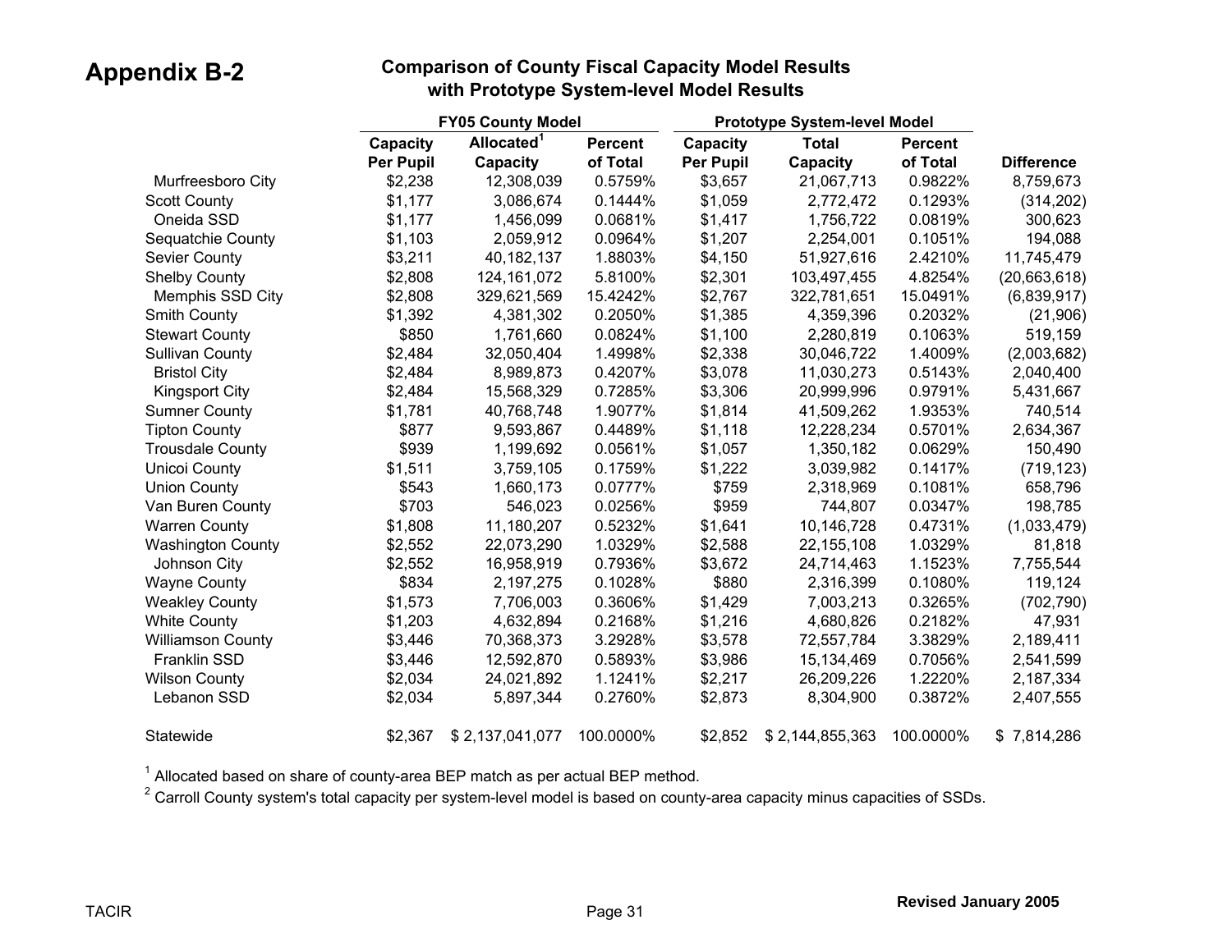# Appendix B-2

## Comparison of County Fiscal Capacity Model Results with Prototype System-level Model Results

| | FY05 County Model | | | Prototype System-level Model | | | |
|---|---|---|---|---|---|---|---|
| | Capacity Per Pupil | Allocated[1] Capacity | Percent of Total | Capacity Per Pupil | Total Capacity | Percent of Total | Difference |
| Murfreesboro City | $2,238 | 12,308,039 | 0.5759% | $3,657 | 21,067,713 | 0.9822% | 8,759,673 |
| Scott County | $1,177 | 3,086,674 | 0.1444% | $1,059 | 2,772,472 | 0.1293% | (314,202) |
| Oneida SSD | $1,177 | 1,456,099 | 0.0681% | $1,417 | 1,756,722 | 0.0819% | 300,623 |
| Sequatchie County | $1,103 | 2,059,912 | 0.0964% | $1,207 | 2,254,001 | 0.1051% | 194,088 |
| Sevier County | $3,211 | 40,182,137 | 1.8803% | $4,150 | 51,927,616 | 2.4210% | 11,745,479 |
| Shelby County | $2,808 | 124,161,072 | 5.8100% | $2,301 | 103,497,455 | 4.8254% | (20,663,618) |
| Memphis SSD City | $2,808 | 329,621,569 | 15.4242% | $2,767 | 322,781,651 | 15.0491% | (6,839,917) |
| Smith County | $1,392 | 4,381,302 | 0.2050% | $1,385 | 4,359,396 | 0.2032% | (21,906) |
| Stewart County | $850 | 1,761,660 | 0.0824% | $1,100 | 2,280,819 | 0.1063% | 519,159 |
| Sullivan County | $2,484 | 32,050,404 | 1.4998% | $2,338 | 30,046,722 | 1.4009% | (2,003,682) |
| Bristol City | $2,484 | 8,989,873 | 0.4207% | $3,078 | 11,030,273 | 0.5143% | 2,040,400 |
| Kingsport City | $2,484 | 15,568,329 | 0.7285% | $3,306 | 20,999,996 | 0.9791% | 5,431,667 |
| Sumner County | $1,781 | 40,768,748 | 1.9077% | $1,814 | 41,509,262 | 1.9353% | 740,514 |
| Tipton County | $877 | 9,593,867 | 0.4489% | $1,118 | 12,228,234 | 0.5701% | 2,634,367 |
| Trousdale County | $939 | 1,199,692 | 0.0561% | $1,057 | 1,350,182 | 0.0629% | 150,490 |
| Unicoi County | $1,511 | 3,759,105 | 0.1759% | $1,222 | 3,039,982 | 0.1417% | (719,123) |
| Union County | $543 | 1,660,173 | 0.0777% | $759 | 2,318,969 | 0.1081% | 658,796 |
| Van Buren County | $703 | 546,023 | 0.0256% | $959 | 744,807 | 0.0347% | 198,785 |
| Warren County | $1,808 | 11,180,207 | 0.5232% | $1,641 | 10,146,728 | 0.4731% | (1,033,479) |
| Washington County | $2,552 | 22,073,290 | 1.0329% | $2,588 | 22,155,108 | 1.0329% | 81,818 |
| Johnson City | $2,552 | 16,958,919 | 0.7936% | $3,672 | 24,714,463 | 1.1523% | 7,755,544 |
| Wayne County | $834 | 2,197,275 | 0.1028% | $880 | 2,316,399 | 0.1080% | 119,124 |
| Weakley County | $1,573 | 7,706,003 | 0.3606% | $1,429 | 7,003,213 | 0.3265% | (702,790) |
| White County | $1,203 | 4,632,894 | 0.2168% | $1,216 | 4,680,826 | 0.2182% | 47,931 |
| Williamson County | $3,446 | 70,368,373 | 3.2928% | $3,578 | 72,557,784 | 3.3829% | 2,189,411 |
| Franklin SSD | $3,446 | 12,592,870 | 0.5893% | $3,986 | 15,134,469 | 0.7056% | 2,541,599 |
| Wilson County | $2,034 | 24,021,892 | 1.1241% | $2,217 | 26,209,226 | 1.2220% | 2,187,334 |
| Lebanon SSD | $2,034 | 5,897,344 | 0.2760% | $2,873 | 8,304,900 | 0.3872% | 2,407,555 |
| Statewide | $2,367 | $ 2,137,041,077 | 100.0000% | $2,852 | $ 2,144,855,363 | 100.0000% | $ 7,814,286 |

[1] Allocated based on share of county-area BEP match as per actual BEP method.

[2] Carroll County system's total capacity per system-level model is based on county-area capacity minus capacities of SSDs.

Revised January 2005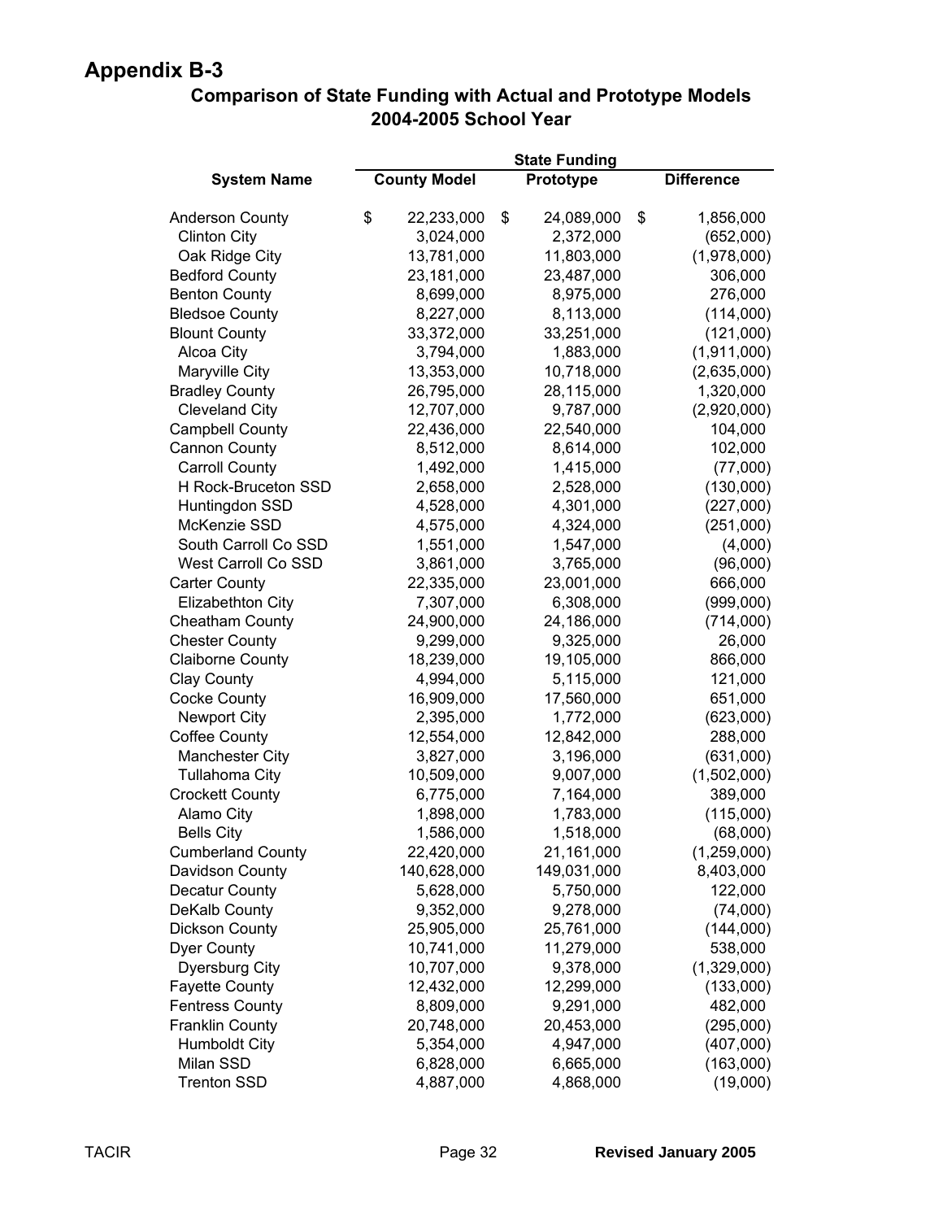## Appendix B-3

### Comparison of State Funding with Actual and Prototype Models
### 2004-2005 School Year

| System Name | State Funding | | |
|---|---|---|---|
| | County Model | Prototype | Difference |
| Anderson County | $ 22,233,000 | $ 24,089,000 | $ 1,856,000 |
| Clinton City | 3,024,000 | 2,372,000 | (652,000) |
| Oak Ridge City | 13,781,000 | 11,803,000 | (1,978,000) |
| Bedford County | 23,181,000 | 23,487,000 | 306,000 |
| Benton County | 8,699,000 | 8,975,000 | 276,000 |
| Bledsoe County | 8,227,000 | 8,113,000 | (114,000) |
| Blount County | 33,372,000 | 33,251,000 | (121,000) |
| Alcoa City | 3,794,000 | 1,883,000 | (1,911,000) |
| Maryville City | 13,353,000 | 10,718,000 | (2,635,000) |
| Bradley County | 26,795,000 | 28,115,000 | 1,320,000 |
| Cleveland City | 12,707,000 | 9,787,000 | (2,920,000) |
| Campbell County | 22,436,000 | 22,540,000 | 104,000 |
| Cannon County | 8,512,000 | 8,614,000 | 102,000 |
| Carroll County | 1,492,000 | 1,415,000 | (77,000) |
| H Rock-Bruceton SSD | 2,658,000 | 2,528,000 | (130,000) |
| Huntingdon SSD | 4,528,000 | 4,301,000 | (227,000) |
| McKenzie SSD | 4,575,000 | 4,324,000 | (251,000) |
| South Carroll Co SSD | 1,551,000 | 1,547,000 | (4,000) |
| West Carroll Co SSD | 3,861,000 | 3,765,000 | (96,000) |
| Carter County | 22,335,000 | 23,001,000 | 666,000 |
| Elizabethton City | 7,307,000 | 6,308,000 | (999,000) |
| Cheatham County | 24,900,000 | 24,186,000 | (714,000) |
| Chester County | 9,299,000 | 9,325,000 | 26,000 |
| Claiborne County | 18,239,000 | 19,105,000 | 866,000 |
| Clay County | 4,994,000 | 5,115,000 | 121,000 |
| Cocke County | 16,909,000 | 17,560,000 | 651,000 |
| Newport City | 2,395,000 | 1,772,000 | (623,000) |
| Coffee County | 12,554,000 | 12,842,000 | 288,000 |
| Manchester City | 3,827,000 | 3,196,000 | (631,000) |
| Tullahoma City | 10,509,000 | 9,007,000 | (1,502,000) |
| Crockett County | 6,775,000 | 7,164,000 | 389,000 |
| Alamo City | 1,898,000 | 1,783,000 | (115,000) |
| Bells City | 1,586,000 | 1,518,000 | (68,000) |
| Cumberland County | 22,420,000 | 21,161,000 | (1,259,000) |
| Davidson County | 140,628,000 | 149,031,000 | 8,403,000 |
| Decatur County | 5,628,000 | 5,750,000 | 122,000 |
| DeKalb County | 9,352,000 | 9,278,000 | (74,000) |
| Dickson County | 25,905,000 | 25,761,000 | (144,000) |
| Dyer County | 10,741,000 | 11,279,000 | 538,000 |
| Dyersburg City | 10,707,000 | 9,378,000 | (1,329,000) |
| Fayette County | 12,432,000 | 12,299,000 | (133,000) |
| Fentress County | 8,809,000 | 9,291,000 | 482,000 |
| Franklin County | 20,748,000 | 20,453,000 | (295,000) |
| Humboldt City | 5,354,000 | 4,947,000 | (407,000) |
| Milan SSD | 6,828,000 | 6,665,000 | (163,000) |
| Trenton SSD | 4,887,000 | 4,868,000 | (19,000) |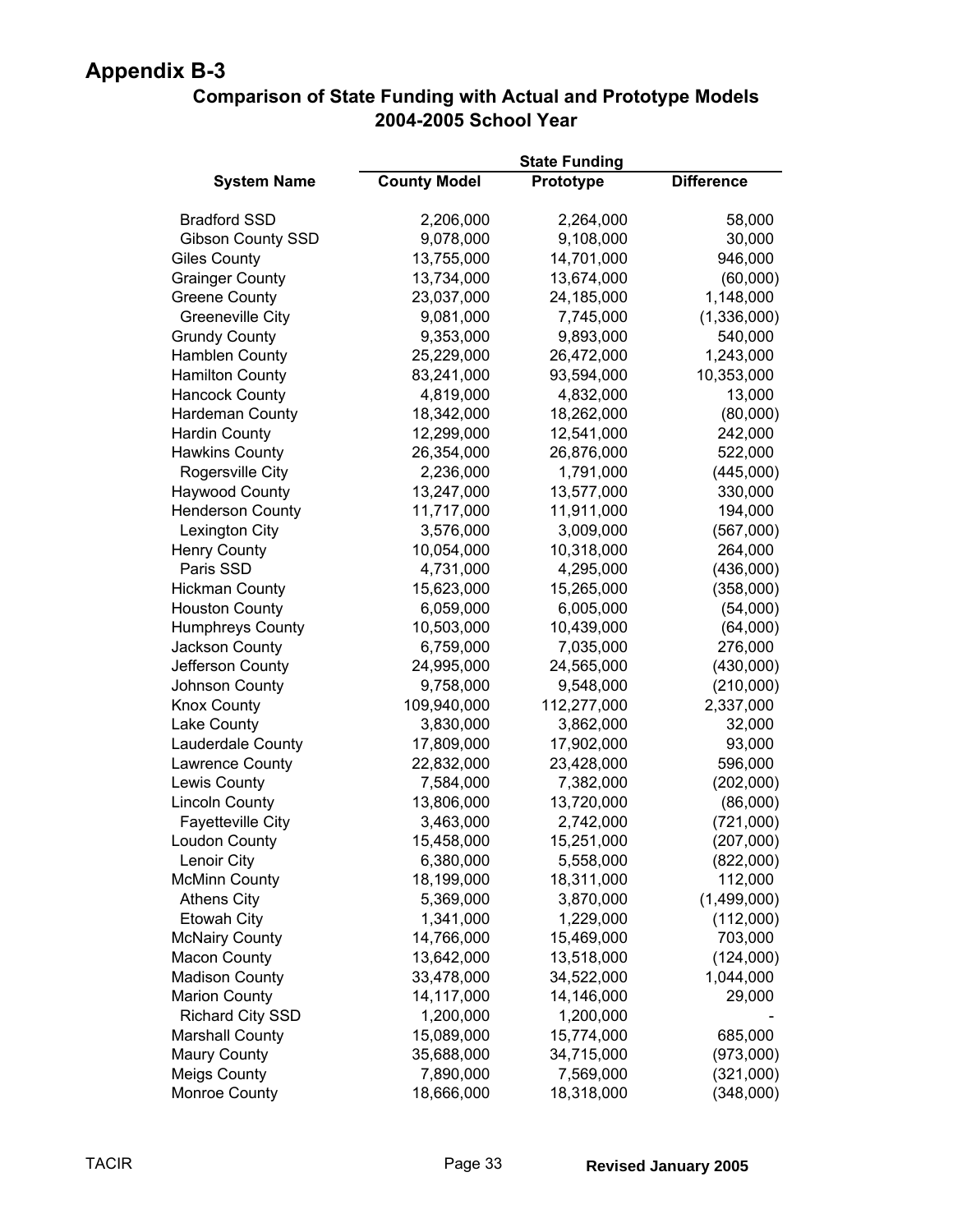# Appendix B-3

## Comparison of State Funding with Actual and Prototype Models
## 2004-2005 School Year

| System Name | State Funding | | |
|---|---|---|---|
| | County Model | Prototype | Difference |
| Bradford SSD | 2,206,000 | 2,264,000 | 58,000 |
| Gibson County SSD | 9,078,000 | 9,108,000 | 30,000 |
| Giles County | 13,755,000 | 14,701,000 | 946,000 |
| Grainger County | 13,734,000 | 13,674,000 | (60,000) |
| Greene County | 23,037,000 | 24,185,000 | 1,148,000 |
| Greeneville City | 9,081,000 | 7,745,000 | (1,336,000) |
| Grundy County | 9,353,000 | 9,893,000 | 540,000 |
| Hamblen County | 25,229,000 | 26,472,000 | 1,243,000 |
| Hamilton County | 83,241,000 | 93,594,000 | 10,353,000 |
| Hancock County | 4,819,000 | 4,832,000 | 13,000 |
| Hardeman County | 18,342,000 | 18,262,000 | (80,000) |
| Hardin County | 12,299,000 | 12,541,000 | 242,000 |
| Hawkins County | 26,354,000 | 26,876,000 | 522,000 |
| Rogersville City | 2,236,000 | 1,791,000 | (445,000) |
| Haywood County | 13,247,000 | 13,577,000 | 330,000 |
| Henderson County | 11,717,000 | 11,911,000 | 194,000 |
| Lexington City | 3,576,000 | 3,009,000 | (567,000) |
| Henry County | 10,054,000 | 10,318,000 | 264,000 |
| Paris SSD | 4,731,000 | 4,295,000 | (436,000) |
| Hickman County | 15,623,000 | 15,265,000 | (358,000) |
| Houston County | 6,059,000 | 6,005,000 | (54,000) |
| Humphreys County | 10,503,000 | 10,439,000 | (64,000) |
| Jackson County | 6,759,000 | 7,035,000 | 276,000 |
| Jefferson County | 24,995,000 | 24,565,000 | (430,000) |
| Johnson County | 9,758,000 | 9,548,000 | (210,000) |
| Knox County | 109,940,000 | 112,277,000 | 2,337,000 |
| Lake County | 3,830,000 | 3,862,000 | 32,000 |
| Lauderdale County | 17,809,000 | 17,902,000 | 93,000 |
| Lawrence County | 22,832,000 | 23,428,000 | 596,000 |
| Lewis County | 7,584,000 | 7,382,000 | (202,000) |
| Lincoln County | 13,806,000 | 13,720,000 | (86,000) |
| Fayetteville City | 3,463,000 | 2,742,000 | (721,000) |
| Loudon County | 15,458,000 | 15,251,000 | (207,000) |
| Lenoir City | 6,380,000 | 5,558,000 | (822,000) |
| McMinn County | 18,199,000 | 18,311,000 | 112,000 |
| Athens City | 5,369,000 | 3,870,000 | (1,499,000) |
| Etowah City | 1,341,000 | 1,229,000 | (112,000) |
| McNairy County | 14,766,000 | 15,469,000 | 703,000 |
| Macon County | 13,642,000 | 13,518,000 | (124,000) |
| Madison County | 33,478,000 | 34,522,000 | 1,044,000 |
| Marion County | 14,117,000 | 14,146,000 | 29,000 |
| Richard City SSD | 1,200,000 | 1,200,000 | - |
| Marshall County | 15,089,000 | 15,774,000 | 685,000 |
| Maury County | 35,688,000 | 34,715,000 | (973,000) |
| Meigs County | 7,890,000 | 7,569,000 | (321,000) |
| Monroe County | 18,666,000 | 18,318,000 | (348,000) |

TACIR Revised January 2005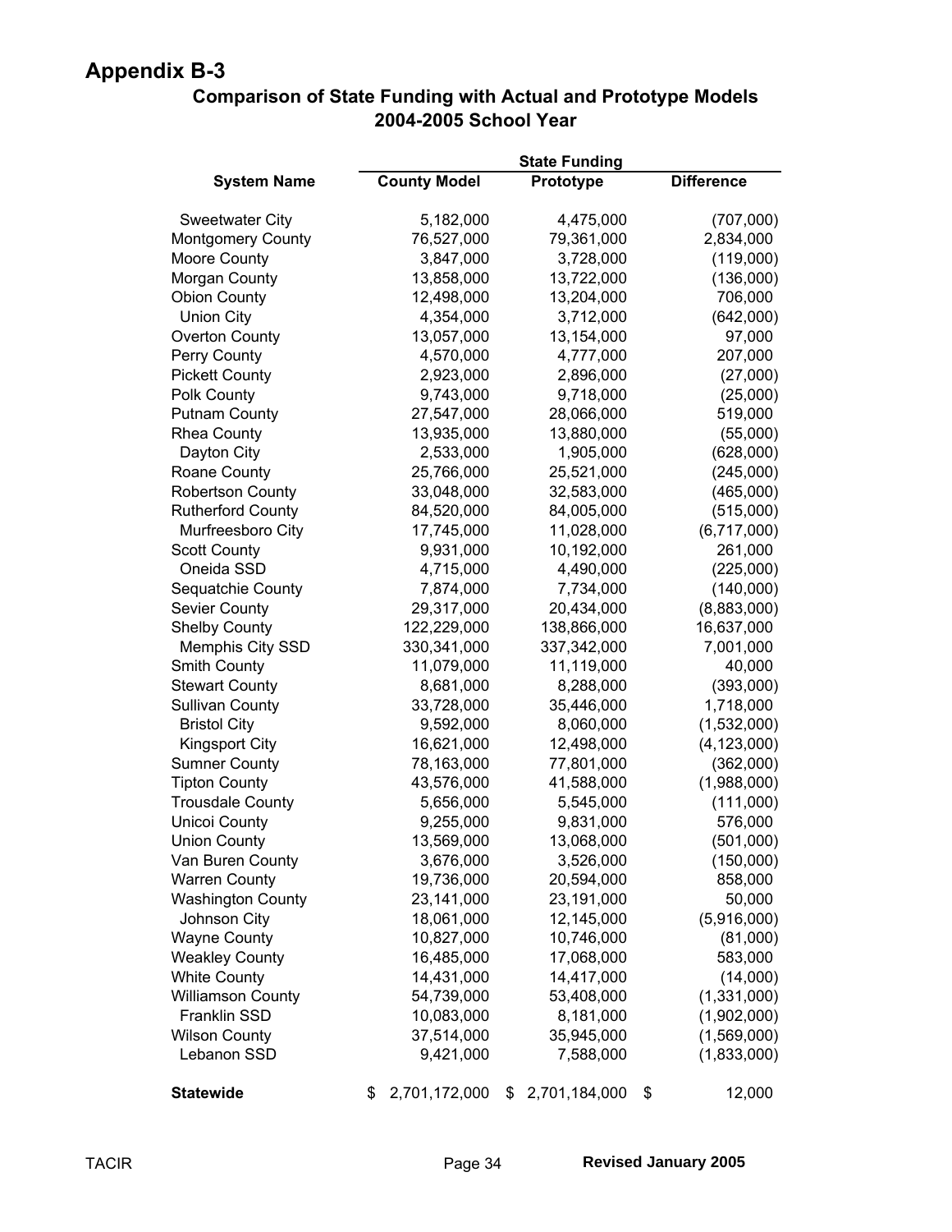# Appendix B-3

## Comparison of State Funding with Actual and Prototype Models
## 2004-2005 School Year

| System Name | State Funding | | |
|---|---|---|---|
| | County Model | Prototype | Difference |
| Sweetwater City | 5,182,000 | 4,475,000 | (707,000) |
| Montgomery County | 76,527,000 | 79,361,000 | 2,834,000 |
| Moore County | 3,847,000 | 3,728,000 | (119,000) |
| Morgan County | 13,858,000 | 13,722,000 | (136,000) |
| Obion County | 12,498,000 | 13,204,000 | 706,000 |
| Union City | 4,354,000 | 3,712,000 | (642,000) |
| Overton County | 13,057,000 | 13,154,000 | 97,000 |
| Perry County | 4,570,000 | 4,777,000 | 207,000 |
| Pickett County | 2,923,000 | 2,896,000 | (27,000) |
| Polk County | 9,743,000 | 9,718,000 | (25,000) |
| Putnam County | 27,547,000 | 28,066,000 | 519,000 |
| Rhea County | 13,935,000 | 13,880,000 | (55,000) |
| Dayton City | 2,533,000 | 1,905,000 | (628,000) |
| Roane County | 25,766,000 | 25,521,000 | (245,000) |
| Robertson County | 33,048,000 | 32,583,000 | (465,000) |
| Rutherford County | 84,520,000 | 84,005,000 | (515,000) |
| Murfreesboro City | 17,745,000 | 11,028,000 | (6,717,000) |
| Scott County | 9,931,000 | 10,192,000 | 261,000 |
| Oneida SSD | 4,715,000 | 4,490,000 | (225,000) |
| Sequatchie County | 7,874,000 | 7,734,000 | (140,000) |
| Sevier County | 29,317,000 | 20,434,000 | (8,883,000) |
| Shelby County | 122,229,000 | 138,866,000 | 16,637,000 |
| Memphis City SSD | 330,341,000 | 337,342,000 | 7,001,000 |
| Smith County | 11,079,000 | 11,119,000 | 40,000 |
| Stewart County | 8,681,000 | 8,288,000 | (393,000) |
| Sullivan County | 33,728,000 | 35,446,000 | 1,718,000 |
| Bristol City | 9,592,000 | 8,060,000 | (1,532,000) |
| Kingsport City | 16,621,000 | 12,498,000 | (4,123,000) |
| Sumner County | 78,163,000 | 77,801,000 | (362,000) |
| Tipton County | 43,576,000 | 41,588,000 | (1,988,000) |
| Trousdale County | 5,656,000 | 5,545,000 | (111,000) |
| Unicoi County | 9,255,000 | 9,831,000 | 576,000 |
| Union County | 13,569,000 | 13,068,000 | (501,000) |
| Van Buren County | 3,676,000 | 3,526,000 | (150,000) |
| Warren County | 19,736,000 | 20,594,000 | 858,000 |
| Washington County | 23,141,000 | 23,191,000 | 50,000 |
| Johnson City | 18,061,000 | 12,145,000 | (5,916,000) |
| Wayne County | 10,827,000 | 10,746,000 | (81,000) |
| Weakley County | 16,485,000 | 17,068,000 | 583,000 |
| White County | 14,431,000 | 14,417,000 | (14,000) |
| Williamson County | 54,739,000 | 53,408,000 | (1,331,000) |
| Franklin SSD | 10,083,000 | 8,181,000 | (1,902,000) |
| Wilson County | 37,514,000 | 35,945,000 | (1,569,000) |
| Lebanon SSD | 9,421,000 | 7,588,000 | (1,833,000) |
| **Statewide** | $ 2,701,172,000 | $ 2,701,184,000 | $ 12,000 |

TACIR | Revised January 2005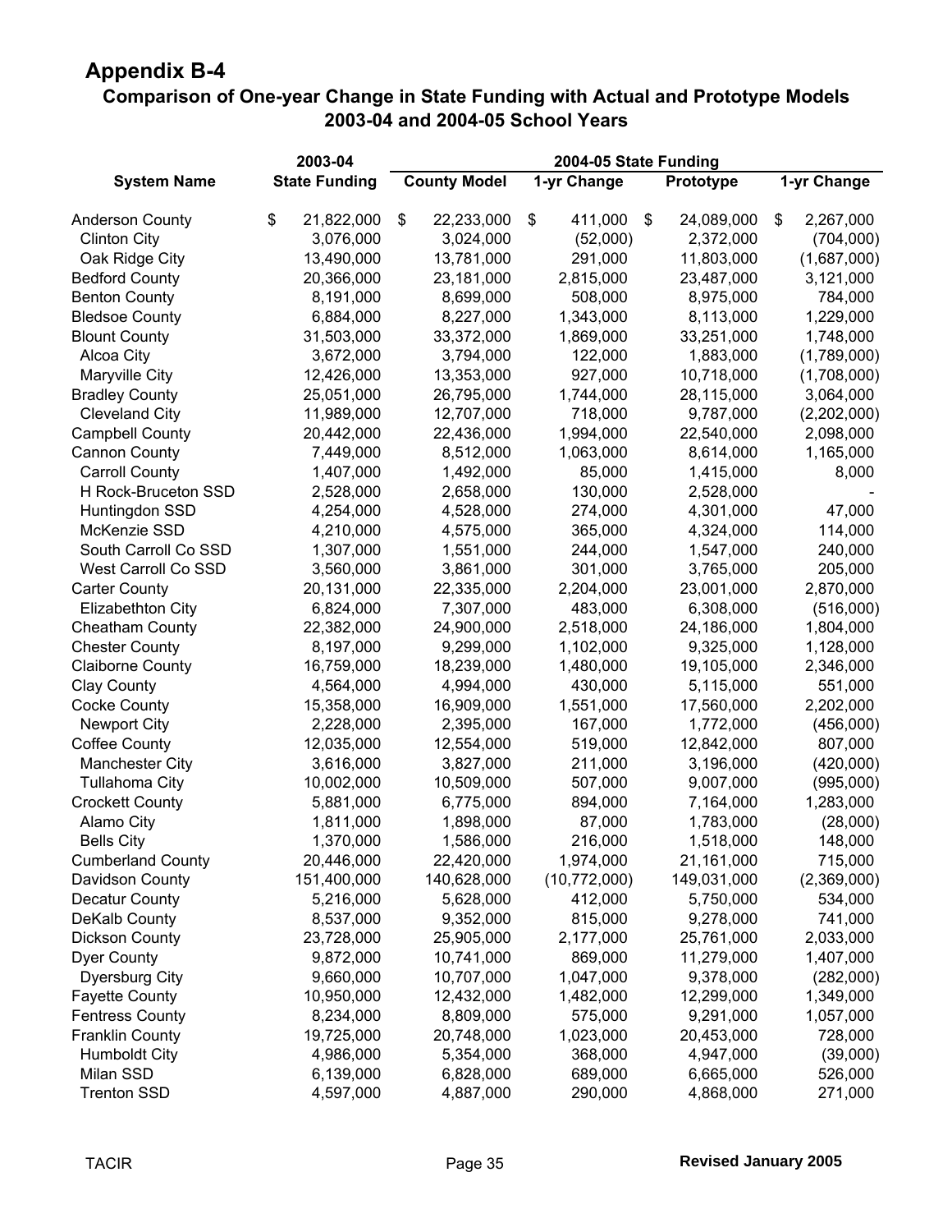## Appendix B-4

### Comparison of One-year Change in State Funding with Actual and Prototype Models 2003-04 and 2004-05 School Years

| System Name | 2003-04 State Funding | 2004-05 State Funding County Model | 1-yr Change | Prototype | 1-yr Change |
|---|---|---|---|---|---|
| Anderson County | $ 21,822,000 | $ 22,233,000 | $ 411,000 | $ 24,089,000 | $ 2,267,000 |
| Clinton City | 3,076,000 | 3,024,000 | (52,000) | 2,372,000 | (704,000) |
| Oak Ridge City | 13,490,000 | 13,781,000 | 291,000 | 11,803,000 | (1,687,000) |
| Bedford County | 20,366,000 | 23,181,000 | 2,815,000 | 23,487,000 | 3,121,000 |
| Benton County | 8,191,000 | 8,699,000 | 508,000 | 8,975,000 | 784,000 |
| Bledsoe County | 6,884,000 | 8,227,000 | 1,343,000 | 8,113,000 | 1,229,000 |
| Blount County | 31,503,000 | 33,372,000 | 1,869,000 | 33,251,000 | 1,748,000 |
| Alcoa City | 3,672,000 | 3,794,000 | 122,000 | 1,883,000 | (1,789,000) |
| Maryville City | 12,426,000 | 13,353,000 | 927,000 | 10,718,000 | (1,708,000) |
| Bradley County | 25,051,000 | 26,795,000 | 1,744,000 | 28,115,000 | 3,064,000 |
| Cleveland City | 11,989,000 | 12,707,000 | 718,000 | 9,787,000 | (2,202,000) |
| Campbell County | 20,442,000 | 22,436,000 | 1,994,000 | 22,540,000 | 2,098,000 |
| Cannon County | 7,449,000 | 8,512,000 | 1,063,000 | 8,614,000 | 1,165,000 |
| Carroll County | 1,407,000 | 1,492,000 | 85,000 | 1,415,000 | 8,000 |
| H Rock-Bruceton SSD | 2,528,000 | 2,658,000 | 130,000 | 2,528,000 | - |
| Huntingdon SSD | 4,254,000 | 4,528,000 | 274,000 | 4,301,000 | 47,000 |
| McKenzie SSD | 4,210,000 | 4,575,000 | 365,000 | 4,324,000 | 114,000 |
| South Carroll Co SSD | 1,307,000 | 1,551,000 | 244,000 | 1,547,000 | 240,000 |
| West Carroll Co SSD | 3,560,000 | 3,861,000 | 301,000 | 3,765,000 | 205,000 |
| Carter County | 20,131,000 | 22,335,000 | 2,204,000 | 23,001,000 | 2,870,000 |
| Elizabethton City | 6,824,000 | 7,307,000 | 483,000 | 6,308,000 | (516,000) |
| Cheatham County | 22,382,000 | 24,900,000 | 2,518,000 | 24,186,000 | 1,804,000 |
| Chester County | 8,197,000 | 9,299,000 | 1,102,000 | 9,325,000 | 1,128,000 |
| Claiborne County | 16,759,000 | 18,239,000 | 1,480,000 | 19,105,000 | 2,346,000 |
| Clay County | 4,564,000 | 4,994,000 | 430,000 | 5,115,000 | 551,000 |
| Cocke County | 15,358,000 | 16,909,000 | 1,551,000 | 17,560,000 | 2,202,000 |
| Newport City | 2,228,000 | 2,395,000 | 167,000 | 1,772,000 | (456,000) |
| Coffee County | 12,035,000 | 12,554,000 | 519,000 | 12,842,000 | 807,000 |
| Manchester City | 3,616,000 | 3,827,000 | 211,000 | 3,196,000 | (420,000) |
| Tullahoma City | 10,002,000 | 10,509,000 | 507,000 | 9,007,000 | (995,000) |
| Crockett County | 5,881,000 | 6,775,000 | 894,000 | 7,164,000 | 1,283,000 |
| Alamo City | 1,811,000 | 1,898,000 | 87,000 | 1,783,000 | (28,000) |
| Bells City | 1,370,000 | 1,586,000 | 216,000 | 1,518,000 | 148,000 |
| Cumberland County | 20,446,000 | 22,420,000 | 1,974,000 | 21,161,000 | 715,000 |
| Davidson County | 151,400,000 | 140,628,000 | (10,772,000) | 149,031,000 | (2,369,000) |
| Decatur County | 5,216,000 | 5,628,000 | 412,000 | 5,750,000 | 534,000 |
| DeKalb County | 8,537,000 | 9,352,000 | 815,000 | 9,278,000 | 741,000 |
| Dickson County | 23,728,000 | 25,905,000 | 2,177,000 | 25,761,000 | 2,033,000 |
| Dyer County | 9,872,000 | 10,741,000 | 869,000 | 11,279,000 | 1,407,000 |
| Dyersburg City | 9,660,000 | 10,707,000 | 1,047,000 | 9,378,000 | (282,000) |
| Fayette County | 10,950,000 | 12,432,000 | 1,482,000 | 12,299,000 | 1,349,000 |
| Fentress County | 8,234,000 | 8,809,000 | 575,000 | 9,291,000 | 1,057,000 |
| Franklin County | 19,725,000 | 20,748,000 | 1,023,000 | 20,453,000 | 728,000 |
| Humboldt City | 4,986,000 | 5,354,000 | 368,000 | 4,947,000 | (39,000) |
| Milan SSD | 6,139,000 | 6,828,000 | 689,000 | 6,665,000 | 526,000 |
| Trenton SSD | 4,597,000 | 4,887,000 | 290,000 | 4,868,000 | 271,000 |

TACIR | Revised January 2005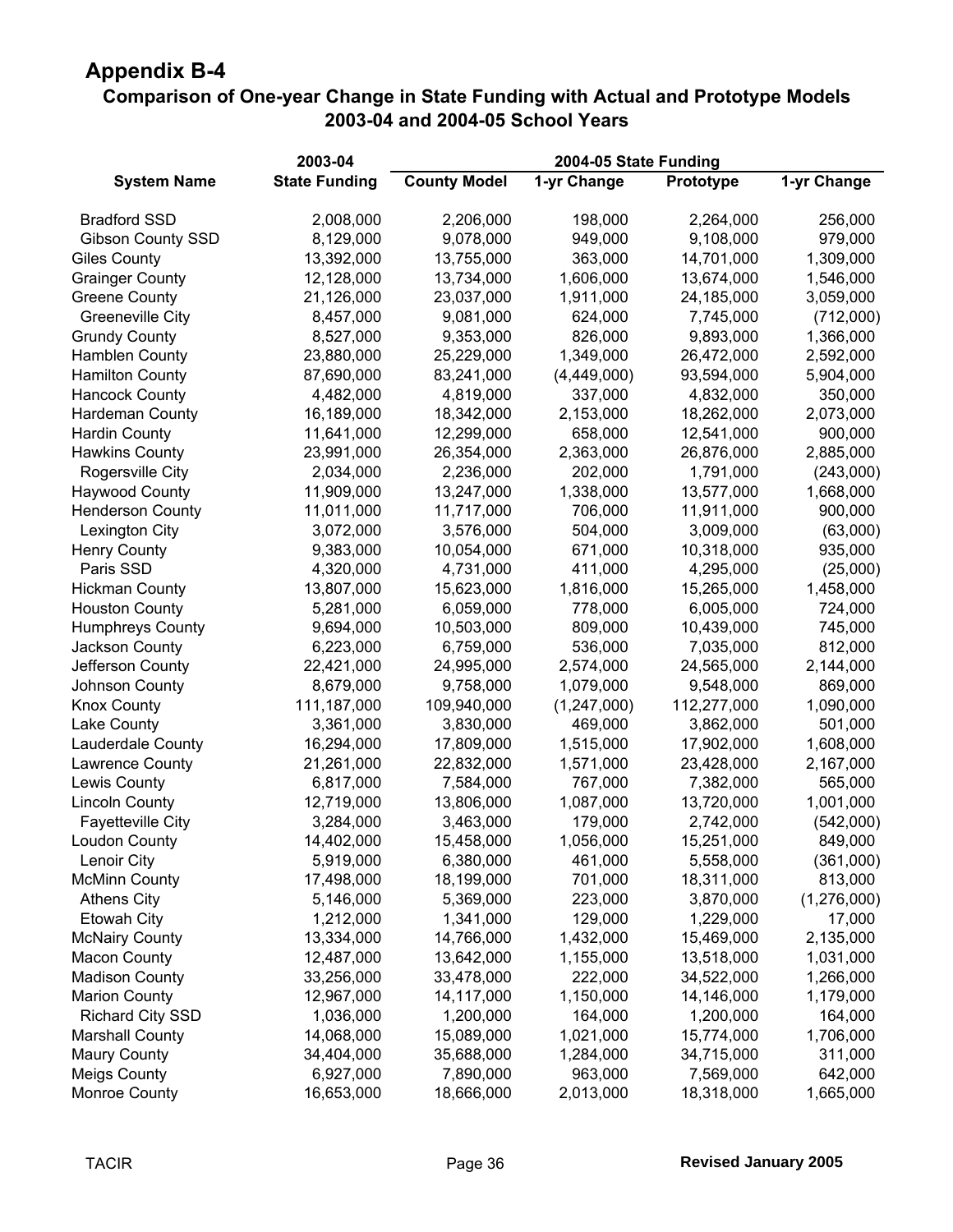# Appendix B-4

## Comparison of One-year Change in State Funding with Actual and Prototype Models 2003-04 and 2004-05 School Years

| System Name | 2003-04 State Funding | 2004-05 State Funding County Model | 1-yr Change | Prototype | 1-yr Change |
|---|---|---|---|---|---|
| Bradford SSD | 2,008,000 | 2,206,000 | 198,000 | 2,264,000 | 256,000 |
| Gibson County SSD | 8,129,000 | 9,078,000 | 949,000 | 9,108,000 | 979,000 |
| Giles County | 13,392,000 | 13,755,000 | 363,000 | 14,701,000 | 1,309,000 |
| Grainger County | 12,128,000 | 13,734,000 | 1,606,000 | 13,674,000 | 1,546,000 |
| Greene County | 21,126,000 | 23,037,000 | 1,911,000 | 24,185,000 | 3,059,000 |
| Greeneville City | 8,457,000 | 9,081,000 | 624,000 | 7,745,000 | (712,000) |
| Grundy County | 8,527,000 | 9,353,000 | 826,000 | 9,893,000 | 1,366,000 |
| Hamblen County | 23,880,000 | 25,229,000 | 1,349,000 | 26,472,000 | 2,592,000 |
| Hamilton County | 87,690,000 | 83,241,000 | (4,449,000) | 93,594,000 | 5,904,000 |
| Hancock County | 4,482,000 | 4,819,000 | 337,000 | 4,832,000 | 350,000 |
| Hardeman County | 16,189,000 | 18,342,000 | 2,153,000 | 18,262,000 | 2,073,000 |
| Hardin County | 11,641,000 | 12,299,000 | 658,000 | 12,541,000 | 900,000 |
| Hawkins County | 23,991,000 | 26,354,000 | 2,363,000 | 26,876,000 | 2,885,000 |
| Rogersville City | 2,034,000 | 2,236,000 | 202,000 | 1,791,000 | (243,000) |
| Haywood County | 11,909,000 | 13,247,000 | 1,338,000 | 13,577,000 | 1,668,000 |
| Henderson County | 11,011,000 | 11,717,000 | 706,000 | 11,911,000 | 900,000 |
| Lexington City | 3,072,000 | 3,576,000 | 504,000 | 3,009,000 | (63,000) |
| Henry County | 9,383,000 | 10,054,000 | 671,000 | 10,318,000 | 935,000 |
| Paris SSD | 4,320,000 | 4,731,000 | 411,000 | 4,295,000 | (25,000) |
| Hickman County | 13,807,000 | 15,623,000 | 1,816,000 | 15,265,000 | 1,458,000 |
| Houston County | 5,281,000 | 6,059,000 | 778,000 | 6,005,000 | 724,000 |
| Humphreys County | 9,694,000 | 10,503,000 | 809,000 | 10,439,000 | 745,000 |
| Jackson County | 6,223,000 | 6,759,000 | 536,000 | 7,035,000 | 812,000 |
| Jefferson County | 22,421,000 | 24,995,000 | 2,574,000 | 24,565,000 | 2,144,000 |
| Johnson County | 8,679,000 | 9,758,000 | 1,079,000 | 9,548,000 | 869,000 |
| Knox County | 111,187,000 | 109,940,000 | (1,247,000) | 112,277,000 | 1,090,000 |
| Lake County | 3,361,000 | 3,830,000 | 469,000 | 3,862,000 | 501,000 |
| Lauderdale County | 16,294,000 | 17,809,000 | 1,515,000 | 17,902,000 | 1,608,000 |
| Lawrence County | 21,261,000 | 22,832,000 | 1,571,000 | 23,428,000 | 2,167,000 |
| Lewis County | 6,817,000 | 7,584,000 | 767,000 | 7,382,000 | 565,000 |
| Lincoln County | 12,719,000 | 13,806,000 | 1,087,000 | 13,720,000 | 1,001,000 |
| Fayetteville City | 3,284,000 | 3,463,000 | 179,000 | 2,742,000 | (542,000) |
| Loudon County | 14,402,000 | 15,458,000 | 1,056,000 | 15,251,000 | 849,000 |
| Lenoir City | 5,919,000 | 6,380,000 | 461,000 | 5,558,000 | (361,000) |
| McMinn County | 17,498,000 | 18,199,000 | 701,000 | 18,311,000 | 813,000 |
| Athens City | 5,146,000 | 5,369,000 | 223,000 | 3,870,000 | (1,276,000) |
| Etowah City | 1,212,000 | 1,341,000 | 129,000 | 1,229,000 | 17,000 |
| McNairy County | 13,334,000 | 14,766,000 | 1,432,000 | 15,469,000 | 2,135,000 |
| Macon County | 12,487,000 | 13,642,000 | 1,155,000 | 13,518,000 | 1,031,000 |
| Madison County | 33,256,000 | 33,478,000 | 222,000 | 34,522,000 | 1,266,000 |
| Marion County | 12,967,000 | 14,117,000 | 1,150,000 | 14,146,000 | 1,179,000 |
| Richard City SSD | 1,036,000 | 1,200,000 | 164,000 | 1,200,000 | 164,000 |
| Marshall County | 14,068,000 | 15,089,000 | 1,021,000 | 15,774,000 | 1,706,000 |
| Maury County | 34,404,000 | 35,688,000 | 1,284,000 | 34,715,000 | 311,000 |
| Meigs County | 6,927,000 | 7,890,000 | 963,000 | 7,569,000 | 642,000 |
| Monroe County | 16,653,000 | 18,666,000 | 2,013,000 | 18,318,000 | 1,665,000 |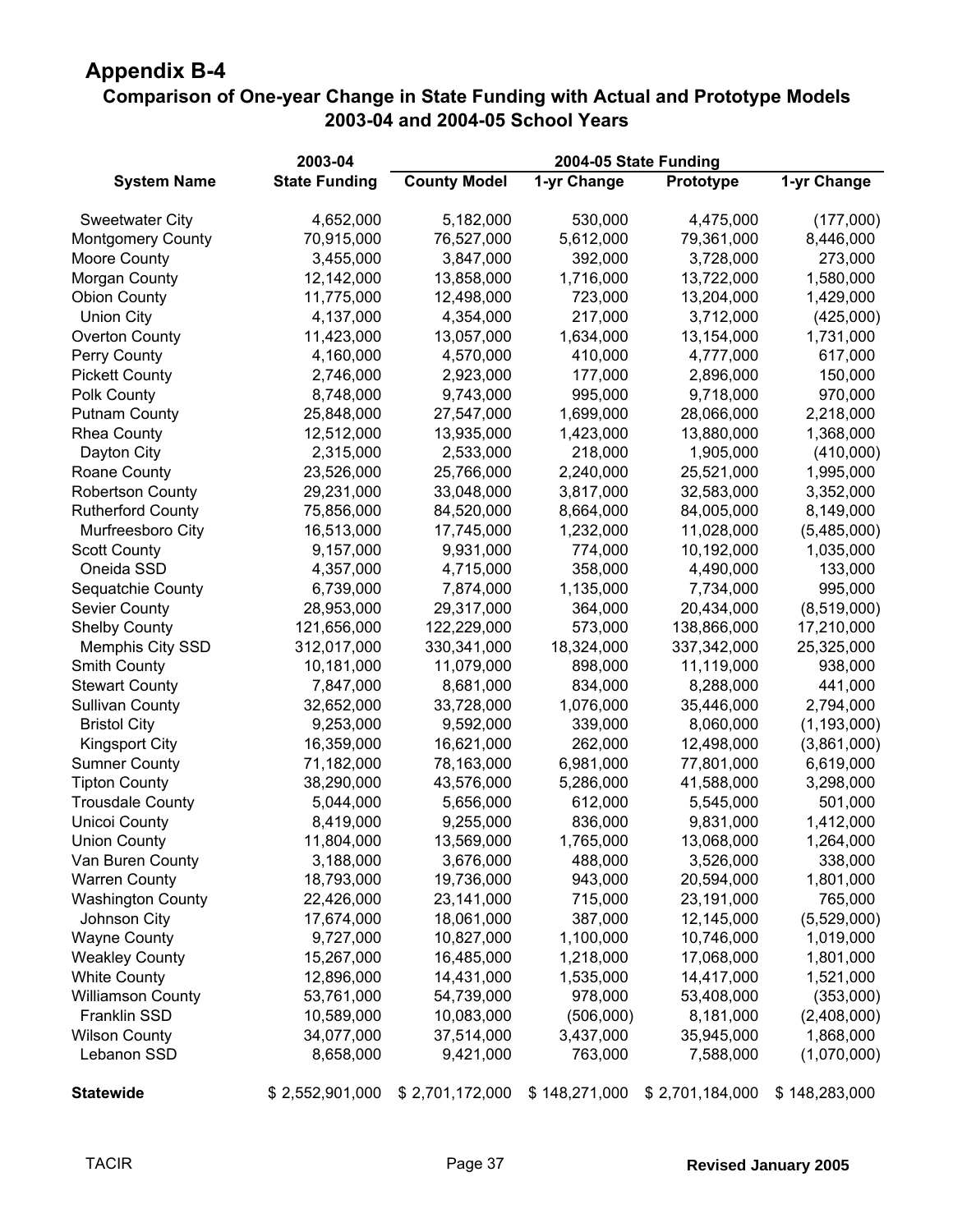# Appendix B-4

## Comparison of One-year Change in State Funding with Actual and Prototype Models 2003-04 and 2004-05 School Years

| System Name | 2003-04 State Funding | 2004-05 State Funding County Model | 1-yr Change | Prototype | 1-yr Change |
|---|---|---|---|---|---|
| Sweetwater City | 4,652,000 | 5,182,000 | 530,000 | 4,475,000 | (177,000) |
| Montgomery County | 70,915,000 | 76,527,000 | 5,612,000 | 79,361,000 | 8,446,000 |
| Moore County | 3,455,000 | 3,847,000 | 392,000 | 3,728,000 | 273,000 |
| Morgan County | 12,142,000 | 13,858,000 | 1,716,000 | 13,722,000 | 1,580,000 |
| Obion County | 11,775,000 | 12,498,000 | 723,000 | 13,204,000 | 1,429,000 |
| Union City | 4,137,000 | 4,354,000 | 217,000 | 3,712,000 | (425,000) |
| Overton County | 11,423,000 | 13,057,000 | 1,634,000 | 13,154,000 | 1,731,000 |
| Perry County | 4,160,000 | 4,570,000 | 410,000 | 4,777,000 | 617,000 |
| Pickett County | 2,746,000 | 2,923,000 | 177,000 | 2,896,000 | 150,000 |
| Polk County | 8,748,000 | 9,743,000 | 995,000 | 9,718,000 | 970,000 |
| Putnam County | 25,848,000 | 27,547,000 | 1,699,000 | 28,066,000 | 2,218,000 |
| Rhea County | 12,512,000 | 13,935,000 | 1,423,000 | 13,880,000 | 1,368,000 |
| Dayton City | 2,315,000 | 2,533,000 | 218,000 | 1,905,000 | (410,000) |
| Roane County | 23,526,000 | 25,766,000 | 2,240,000 | 25,521,000 | 1,995,000 |
| Robertson County | 29,231,000 | 33,048,000 | 3,817,000 | 32,583,000 | 3,352,000 |
| Rutherford County | 75,856,000 | 84,520,000 | 8,664,000 | 84,005,000 | 8,149,000 |
| Murfreesboro City | 16,513,000 | 17,745,000 | 1,232,000 | 11,028,000 | (5,485,000) |
| Scott County | 9,157,000 | 9,931,000 | 774,000 | 10,192,000 | 1,035,000 |
| Oneida SSD | 4,357,000 | 4,715,000 | 358,000 | 4,490,000 | 133,000 |
| Sequatchie County | 6,739,000 | 7,874,000 | 1,135,000 | 7,734,000 | 995,000 |
| Sevier County | 28,953,000 | 29,317,000 | 364,000 | 20,434,000 | (8,519,000) |
| Shelby County | 121,656,000 | 122,229,000 | 573,000 | 138,866,000 | 17,210,000 |
| Memphis City SSD | 312,017,000 | 330,341,000 | 18,324,000 | 337,342,000 | 25,325,000 |
| Smith County | 10,181,000 | 11,079,000 | 898,000 | 11,119,000 | 938,000 |
| Stewart County | 7,847,000 | 8,681,000 | 834,000 | 8,288,000 | 441,000 |
| Sullivan County | 32,652,000 | 33,728,000 | 1,076,000 | 35,446,000 | 2,794,000 |
| Bristol City | 9,253,000 | 9,592,000 | 339,000 | 8,060,000 | (1,193,000) |
| Kingsport City | 16,359,000 | 16,621,000 | 262,000 | 12,498,000 | (3,861,000) |
| Sumner County | 71,182,000 | 78,163,000 | 6,981,000 | 77,801,000 | 6,619,000 |
| Tipton County | 38,290,000 | 43,576,000 | 5,286,000 | 41,588,000 | 3,298,000 |
| Trousdale County | 5,044,000 | 5,656,000 | 612,000 | 5,545,000 | 501,000 |
| Unicoi County | 8,419,000 | 9,255,000 | 836,000 | 9,831,000 | 1,412,000 |
| Union County | 11,804,000 | 13,569,000 | 1,765,000 | 13,068,000 | 1,264,000 |
| Van Buren County | 3,188,000 | 3,676,000 | 488,000 | 3,526,000 | 338,000 |
| Warren County | 18,793,000 | 19,736,000 | 943,000 | 20,594,000 | 1,801,000 |
| Washington County | 22,426,000 | 23,141,000 | 715,000 | 23,191,000 | 765,000 |
| Johnson City | 17,674,000 | 18,061,000 | 387,000 | 12,145,000 | (5,529,000) |
| Wayne County | 9,727,000 | 10,827,000 | 1,100,000 | 10,746,000 | 1,019,000 |
| Weakley County | 15,267,000 | 16,485,000 | 1,218,000 | 17,068,000 | 1,801,000 |
| White County | 12,896,000 | 14,431,000 | 1,535,000 | 14,417,000 | 1,521,000 |
| Williamson County | 53,761,000 | 54,739,000 | 978,000 | 53,408,000 | (353,000) |
| Franklin SSD | 10,589,000 | 10,083,000 | (506,000) | 8,181,000 | (2,408,000) |
| Wilson County | 34,077,000 | 37,514,000 | 3,437,000 | 35,945,000 | 1,868,000 |
| Lebanon SSD | 8,658,000 | 9,421,000 | 763,000 | 7,588,000 | (1,070,000) |
| **Statewide** | $ 2,552,901,000 | $ 2,701,172,000 | $ 148,271,000 | $ 2,701,184,000 | $ 148,283,000 |

TACIR | **Revised January 2005**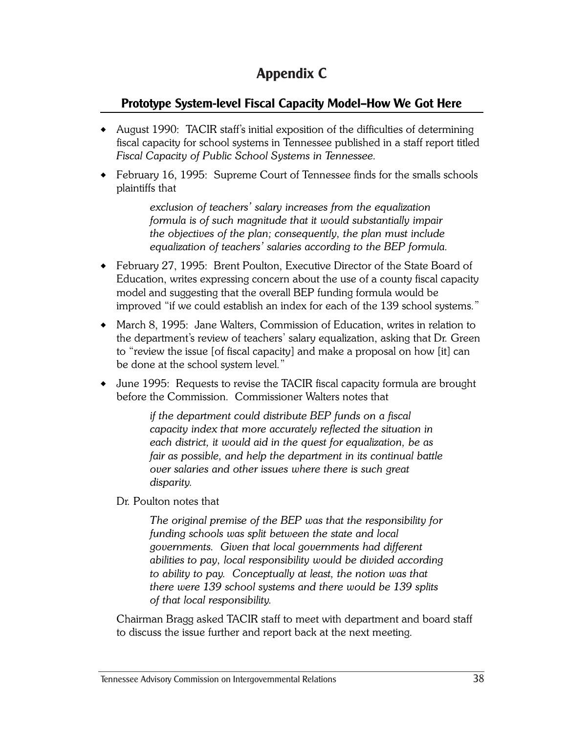# Appendix C

## Prototype System-level Fiscal Capacity Model–How We Got Here

- August 1990: TACIR staff's initial exposition of the difficulties of determining fiscal capacity for school systems in Tennessee published in a staff report titled *Fiscal Capacity of Public School Systems in Tennessee.*
- February 16, 1995: Supreme Court of Tennessee finds for the smalls schools plaintiffs that

  > *exclusion of teachers' salary increases from the equalization formula is of such magnitude that it would substantially impair the objectives of the plan; consequently, the plan must include equalization of teachers' salaries according to the BEP formula.*

- February 27, 1995: Brent Poulton, Executive Director of the State Board of Education, writes expressing concern about the use of a county fiscal capacity model and suggesting that the overall BEP funding formula would be improved "if we could establish an index for each of the 139 school systems."
- March 8, 1995: Jane Walters, Commission of Education, writes in relation to the department's review of teachers' salary equalization, asking that Dr. Green to "review the issue [of fiscal capacity] and make a proposal on how [it] can be done at the school system level."
- June 1995: Requests to revise the TACIR fiscal capacity formula are brought before the Commission. Commissioner Walters notes that

  > *if the department could distribute BEP funds on a fiscal capacity index that more accurately reflected the situation in each district, it would aid in the quest for equalization, be as fair as possible, and help the department in its continual battle over salaries and other issues where there is such great disparity.*

  Dr. Poulton notes that

  > *The original premise of the BEP was that the responsibility for funding schools was split between the state and local governments. Given that local governments had different abilities to pay, local responsibility would be divided according to ability to pay. Conceptually at least, the notion was that there were 139 school systems and there would be 139 splits of that local responsibility.*

  Chairman Bragg asked TACIR staff to meet with department and board staff to discuss the issue further and report back at the next meeting.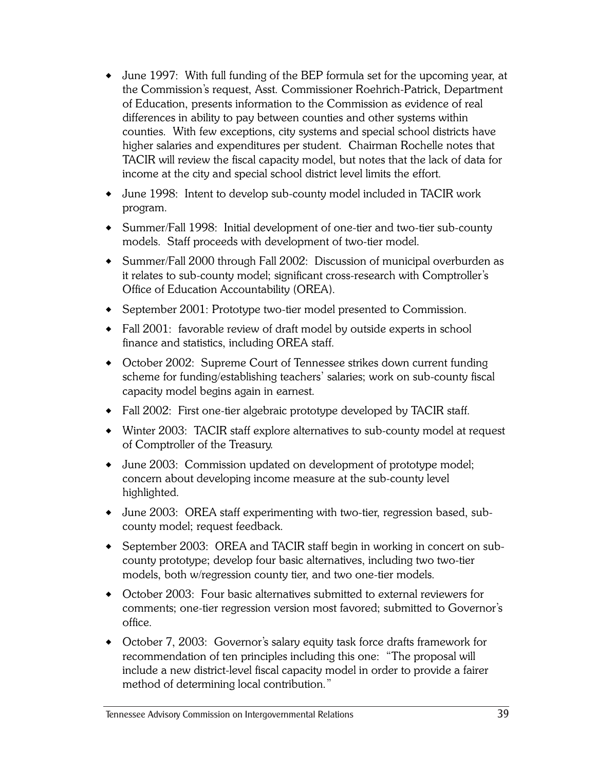- June 1997: With full funding of the BEP formula set for the upcoming year, at the Commission's request, Asst. Commissioner Roehrich-Patrick, Department of Education, presents information to the Commission as evidence of real differences in ability to pay between counties and other systems within counties. With few exceptions, city systems and special school districts have higher salaries and expenditures per student. Chairman Rochelle notes that TACIR will review the fiscal capacity model, but notes that the lack of data for income at the city and special school district level limits the effort.
- June 1998: Intent to develop sub-county model included in TACIR work program.
- Summer/Fall 1998: Initial development of one-tier and two-tier sub-county models. Staff proceeds with development of two-tier model.
- Summer/Fall 2000 through Fall 2002: Discussion of municipal overburden as it relates to sub-county model; significant cross-research with Comptroller's Office of Education Accountability (OREA).
- September 2001: Prototype two-tier model presented to Commission.
- Fall 2001: favorable review of draft model by outside experts in school finance and statistics, including OREA staff.
- October 2002: Supreme Court of Tennessee strikes down current funding scheme for funding/establishing teachers' salaries; work on sub-county fiscal capacity model begins again in earnest.
- Fall 2002: First one-tier algebraic prototype developed by TACIR staff.
- Winter 2003: TACIR staff explore alternatives to sub-county model at request of Comptroller of the Treasury.
- June 2003: Commission updated on development of prototype model; concern about developing income measure at the sub-county level highlighted.
- June 2003: OREA staff experimenting with two-tier, regression based, sub-county model; request feedback.
- September 2003: OREA and TACIR staff begin in working in concert on sub-county prototype; develop four basic alternatives, including two two-tier models, both w/regression county tier, and two one-tier models.
- October 2003: Four basic alternatives submitted to external reviewers for comments; one-tier regression version most favored; submitted to Governor's office.
- October 7, 2003: Governor's salary equity task force drafts framework for recommendation of ten principles including this one: "The proposal will include a new district-level fiscal capacity model in order to provide a fairer method of determining local contribution."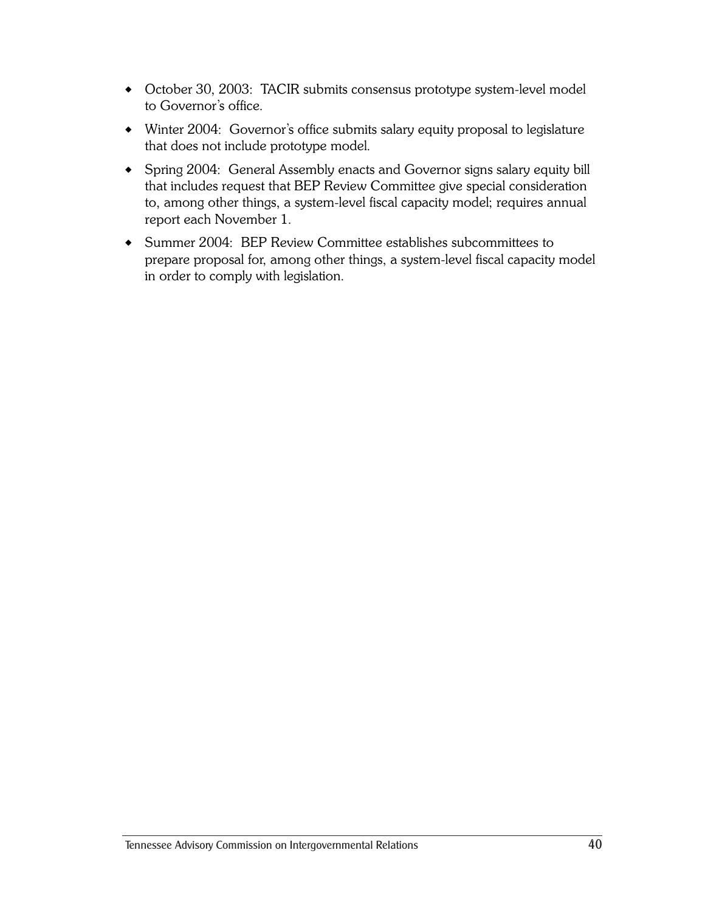- October 30, 2003: TACIR submits consensus prototype system-level model to Governor's office.
- Winter 2004: Governor's office submits salary equity proposal to legislature that does not include prototype model.
- Spring 2004: General Assembly enacts and Governor signs salary equity bill that includes request that BEP Review Committee give special consideration to, among other things, a system-level fiscal capacity model; requires annual report each November 1.
- Summer 2004: BEP Review Committee establishes subcommittees to prepare proposal for, among other things, a system-level fiscal capacity model in order to comply with legislation.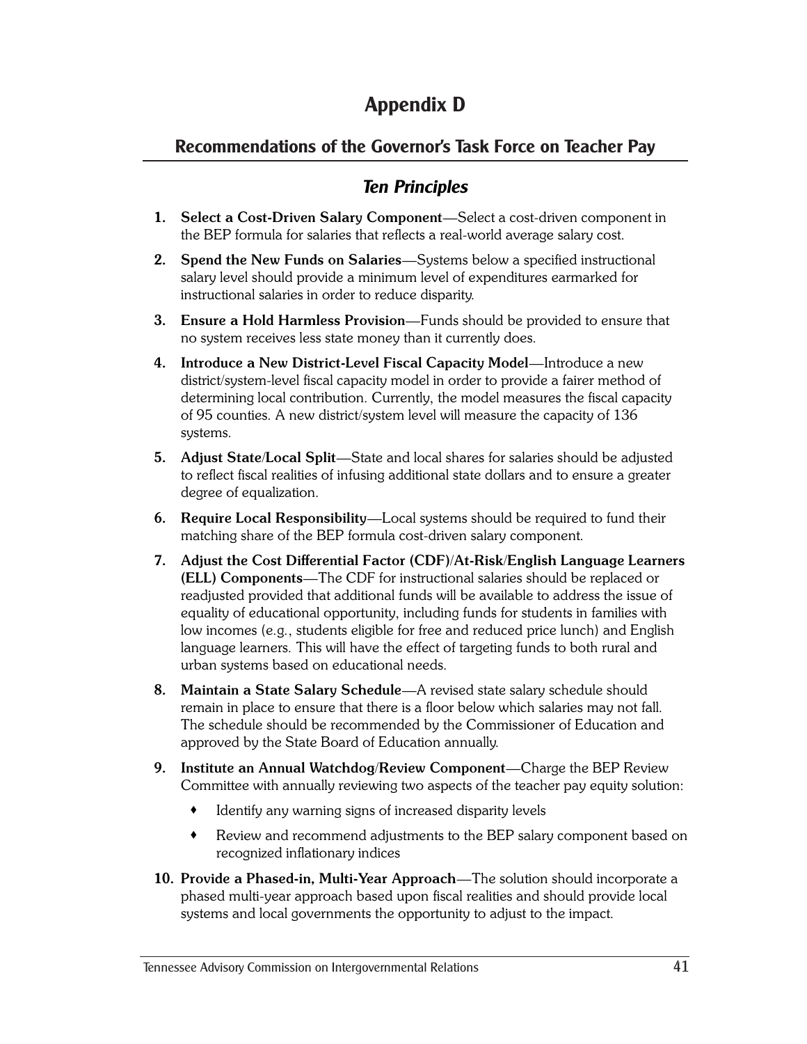# Appendix D

## Recommendations of the Governor's Task Force on Teacher Pay

### *Ten Principles*

1. **Select a Cost-Driven Salary Component**—Select a cost-driven component in the BEP formula for salaries that reflects a real-world average salary cost.
2. **Spend the New Funds on Salaries**—Systems below a specified instructional salary level should provide a minimum level of expenditures earmarked for instructional salaries in order to reduce disparity.
3. **Ensure a Hold Harmless Provision**—Funds should be provided to ensure that no system receives less state money than it currently does.
4. **Introduce a New District-Level Fiscal Capacity Model**—Introduce a new district/system-level fiscal capacity model in order to provide a fairer method of determining local contribution. Currently, the model measures the fiscal capacity of 95 counties. A new district/system level will measure the capacity of 136 systems.
5. **Adjust State/Local Split**—State and local shares for salaries should be adjusted to reflect fiscal realities of infusing additional state dollars and to ensure a greater degree of equalization.
6. **Require Local Responsibility**—Local systems should be required to fund their matching share of the BEP formula cost-driven salary component.
7. **Adjust the Cost Differential Factor (CDF)/At-Risk/English Language Learners (ELL) Components**—The CDF for instructional salaries should be replaced or readjusted provided that additional funds will be available to address the issue of equality of educational opportunity, including funds for students in families with low incomes (e.g., students eligible for free and reduced price lunch) and English language learners. This will have the effect of targeting funds to both rural and urban systems based on educational needs.
8. **Maintain a State Salary Schedule**—A revised state salary schedule should remain in place to ensure that there is a floor below which salaries may not fall. The schedule should be recommended by the Commissioner of Education and approved by the State Board of Education annually.
9. **Institute an Annual Watchdog/Review Component**—Charge the BEP Review Committee with annually reviewing two aspects of the teacher pay equity solution:
   - Identify any warning signs of increased disparity levels
   - Review and recommend adjustments to the BEP salary component based on recognized inflationary indices
10. **Provide a Phased-in, Multi-Year Approach**—The solution should incorporate a phased multi-year approach based upon fiscal realities and should provide local systems and local governments the opportunity to adjust to the impact.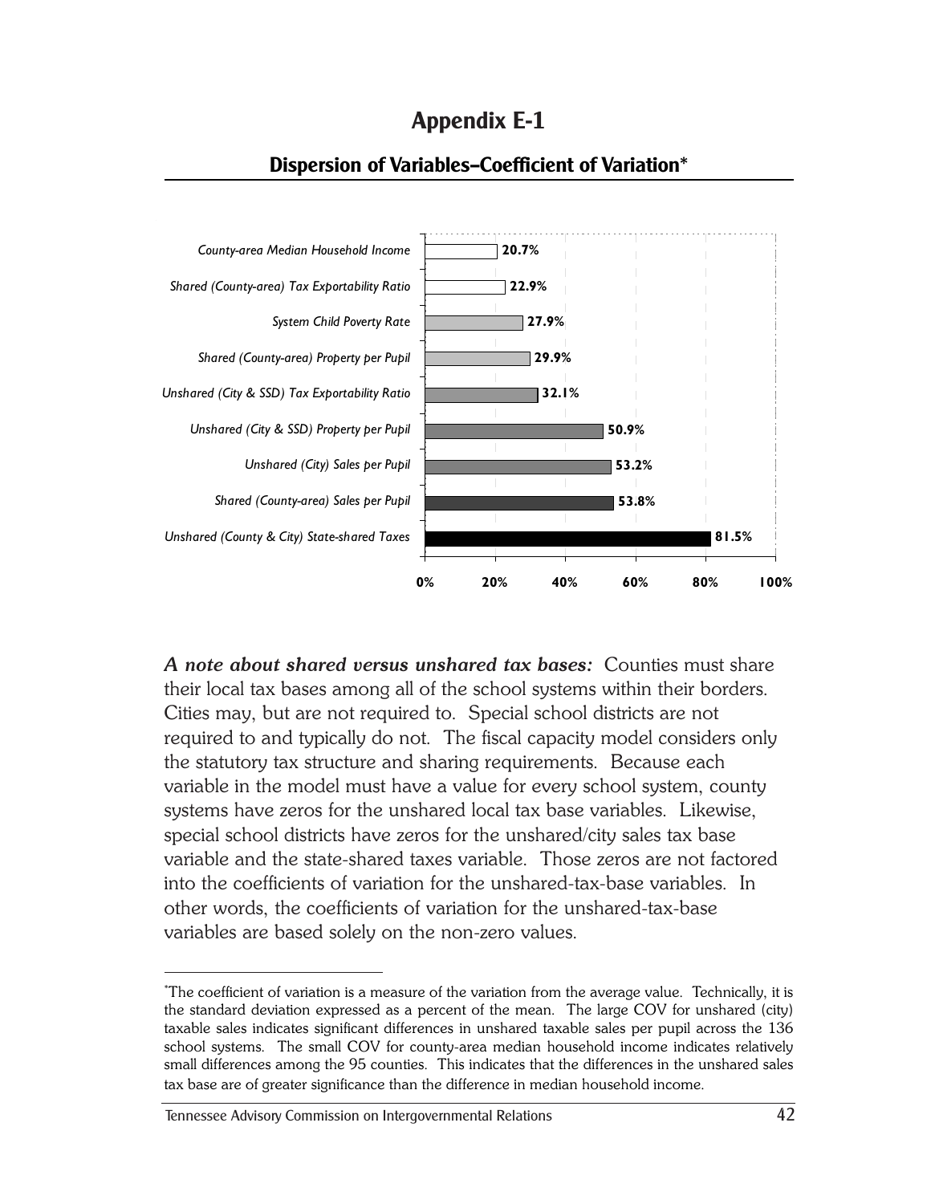# Appendix E-1

## Dispersion of Variables–Coefficient of Variation*

| Variable | Coefficient of Variation |
|---|---|
| County-area Median Household Income | 20.7% |
| Shared (County-area) Tax Exportability Ratio | 22.9% |
| System Child Poverty Rate | 27.9% |
| Shared (County-area) Property per Pupil | 29.9% |
| Unshared (City & SSD) Tax Exportability Ratio | 32.1% |
| Unshared (City & SSD) Property per Pupil | 50.9% |
| Unshared (City) Sales per Pupil | 53.2% |
| Shared (County-area) Sales per Pupil | 53.8% |
| Unshared (County & City) State-shared Taxes | 81.5% |

***A note about shared versus unshared tax bases:*** Counties must share their local tax bases among all of the school systems within their borders. Cities may, but are not required to. Special school districts are not required to and typically do not. The fiscal capacity model considers only the statutory tax structure and sharing requirements. Because each variable in the model must have a value for every school system, county systems have zeros for the unshared local tax base variables. Likewise, special school districts have zeros for the unshared/city sales tax base variable and the state-shared taxes variable. Those zeros are not factored into the coefficients of variation for the unshared-tax-base variables. In other words, the coefficients of variation for the unshared-tax-base variables are based solely on the non-zero values.

---

*The coefficient of variation is a measure of the variation from the average value. Technically, it is the standard deviation expressed as a percent of the mean. The large COV for unshared (city) taxable sales indicates significant differences in unshared taxable sales per pupil across the 136 school systems. The small COV for county-area median household income indicates relatively small differences among the 95 counties. This indicates that the differences in the unshared sales tax base are of greater significance than the difference in median household income.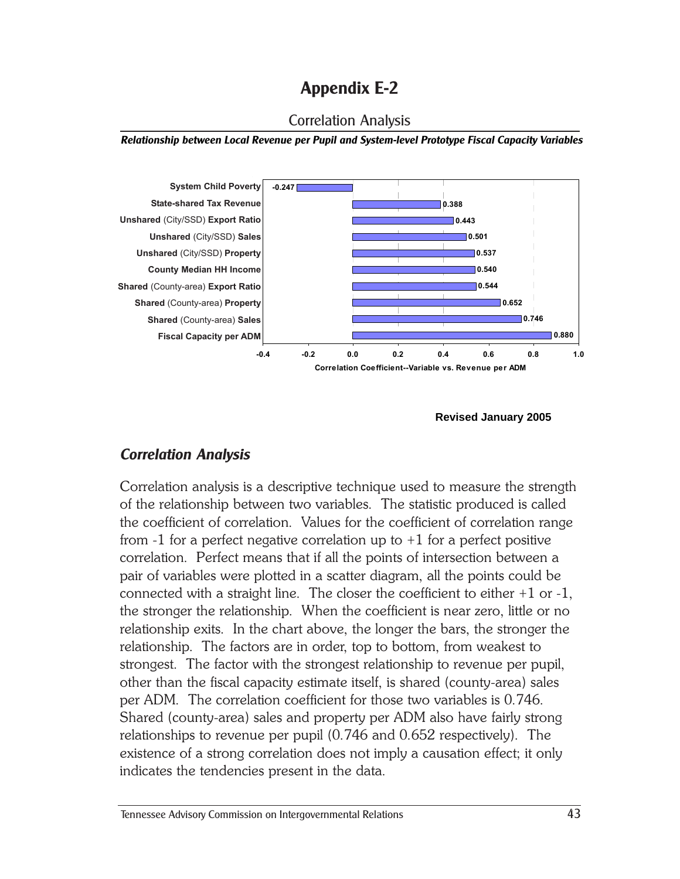# Appendix E-2

## Correlation Analysis

***Relationship between Local Revenue per Pupil and System-level Prototype Fiscal Capacity Variables***

| Variable | Correlation Coefficient--Variable vs. Revenue per ADM |
|---|---|
| **System Child Poverty** | -0.247 |
| **State-shared Tax Revenue** | 0.388 |
| **Unshared** (City/SSD) **Export Ratio** | 0.443 |
| **Unshared** (City/SSD) **Sales** | 0.501 |
| **Unshared** (City/SSD) **Property** | 0.537 |
| **County Median HH Income** | 0.540 |
| **Shared** (County-area) **Export Ratio** | 0.544 |
| **Shared** (County-area) **Property** | 0.652 |
| **Shared** (County-area) **Sales** | 0.746 |
| **Fiscal Capacity per ADM** | 0.880 |

**Revised January 2005**

### *Correlation Analysis*

Correlation analysis is a descriptive technique used to measure the strength of the relationship between two variables. The statistic produced is called the coefficient of correlation. Values for the coefficient of correlation range from -1 for a perfect negative correlation up to +1 for a perfect positive correlation. Perfect means that if all the points of intersection between a pair of variables were plotted in a scatter diagram, all the points could be connected with a straight line. The closer the coefficient to either +1 or -1, the stronger the relationship. When the coefficient is near zero, little or no relationship exits. In the chart above, the longer the bars, the stronger the relationship. The factors are in order, top to bottom, from weakest to strongest. The factor with the strongest relationship to revenue per pupil, other than the fiscal capacity estimate itself, is shared (county-area) sales per ADM. The correlation coefficient for those two variables is 0.746. Shared (county-area) sales and property per ADM also have fairly strong relationships to revenue per pupil (0.746 and 0.652 respectively). The existence of a strong correlation does not imply a causation effect; it only indicates the tendencies present in the data.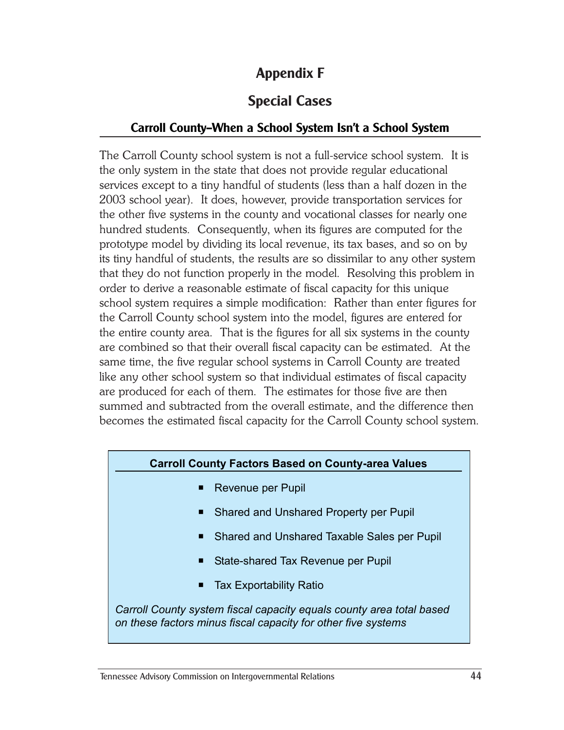# Appendix F

## Special Cases

### Carroll County–When a School System Isn't a School System

The Carroll County school system is not a full-service school system. It is the only system in the state that does not provide regular educational services except to a tiny handful of students (less than a half dozen in the 2003 school year). It does, however, provide transportation services for the other five systems in the county and vocational classes for nearly one hundred students. Consequently, when its figures are computed for the prototype model by dividing its local revenue, its tax bases, and so on by its tiny handful of students, the results are so dissimilar to any other system that they do not function properly in the model. Resolving this problem in order to derive a reasonable estimate of fiscal capacity for this unique school system requires a simple modification: Rather than enter figures for the Carroll County school system into the model, figures are entered for the entire county area. That is the figures for all six systems in the county are combined so that their overall fiscal capacity can be estimated. At the same time, the five regular school systems in Carroll County are treated like any other school system so that individual estimates of fiscal capacity are produced for each of them. The estimates for those five are then summed and subtracted from the overall estimate, and the difference then becomes the estimated fiscal capacity for the Carroll County school system.

**Carroll County Factors Based on County-area Values**

- Revenue per Pupil
- Shared and Unshared Property per Pupil
- Shared and Unshared Taxable Sales per Pupil
- State-shared Tax Revenue per Pupil
- Tax Exportability Ratio

*Carroll County system fiscal capacity equals county area total based on these factors minus fiscal capacity for other five systems*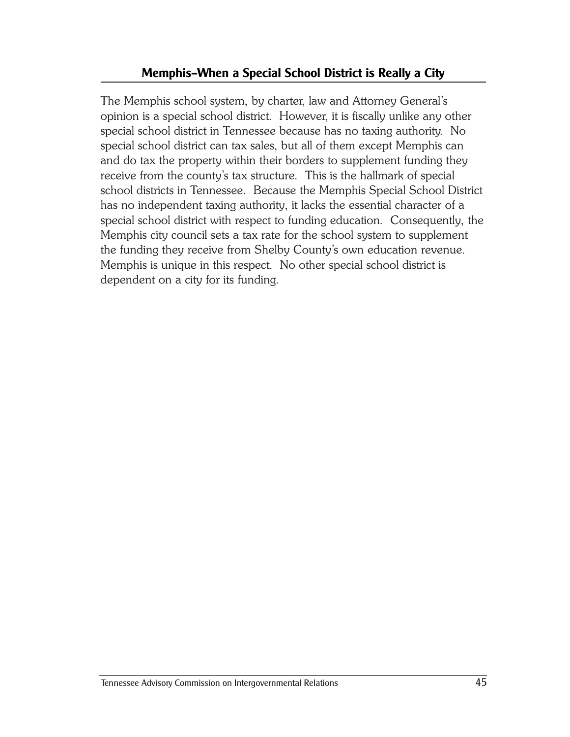## Memphis–When a Special School District is Really a City

The Memphis school system, by charter, law and Attorney General's opinion is a special school district. However, it is fiscally unlike any other special school district in Tennessee because has no taxing authority. No special school district can tax sales, but all of them except Memphis can and do tax the property within their borders to supplement funding they receive from the county's tax structure. This is the hallmark of special school districts in Tennessee. Because the Memphis Special School District has no independent taxing authority, it lacks the essential character of a special school district with respect to funding education. Consequently, the Memphis city council sets a tax rate for the school system to supplement the funding they receive from Shelby County's own education revenue. Memphis is unique in this respect. No other special school district is dependent on a city for its funding.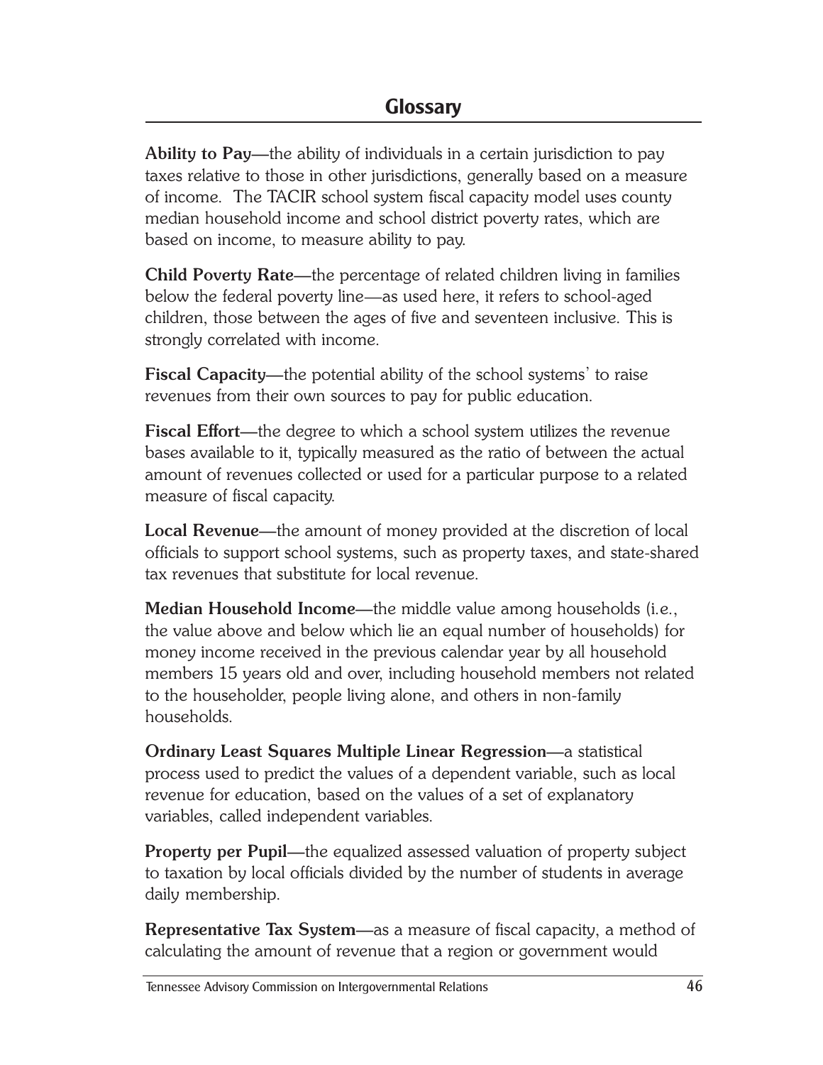## Glossary

**Ability to Pay**—the ability of individuals in a certain jurisdiction to pay taxes relative to those in other jurisdictions, generally based on a measure of income. The TACIR school system fiscal capacity model uses county median household income and school district poverty rates, which are based on income, to measure ability to pay.

**Child Poverty Rate**—the percentage of related children living in families below the federal poverty line—as used here, it refers to school-aged children, those between the ages of five and seventeen inclusive. This is strongly correlated with income.

**Fiscal Capacity**—the potential ability of the school systems' to raise revenues from their own sources to pay for public education.

**Fiscal Effort**—the degree to which a school system utilizes the revenue bases available to it, typically measured as the ratio of between the actual amount of revenues collected or used for a particular purpose to a related measure of fiscal capacity.

**Local Revenue**—the amount of money provided at the discretion of local officials to support school systems, such as property taxes, and state-shared tax revenues that substitute for local revenue.

**Median Household Income**—the middle value among households (i.e., the value above and below which lie an equal number of households) for money income received in the previous calendar year by all household members 15 years old and over, including household members not related to the householder, people living alone, and others in non-family households.

**Ordinary Least Squares Multiple Linear Regression**—a statistical process used to predict the values of a dependent variable, such as local revenue for education, based on the values of a set of explanatory variables, called independent variables.

**Property per Pupil**—the equalized assessed valuation of property subject to taxation by local officials divided by the number of students in average daily membership.

**Representative Tax System**—as a measure of fiscal capacity, a method of calculating the amount of revenue that a region or government would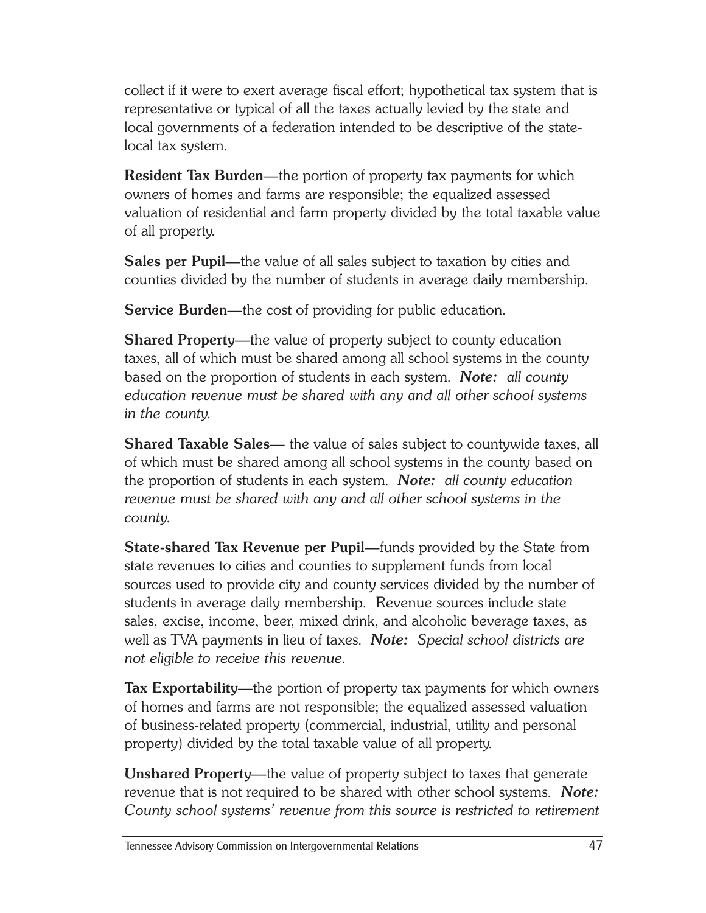collect if it were to exert average fiscal effort; hypothetical tax system that is representative or typical of all the taxes actually levied by the state and local governments of a federation intended to be descriptive of the state-local tax system.

**Resident Tax Burden**—the portion of property tax payments for which owners of homes and farms are responsible; the equalized assessed valuation of residential and farm property divided by the total taxable value of all property.

**Sales per Pupil**—the value of all sales subject to taxation by cities and counties divided by the number of students in average daily membership.

**Service Burden**—the cost of providing for public education.

**Shared Property**—the value of property subject to county education taxes, all of which must be shared among all school systems in the county based on the proportion of students in each system. ***Note:*** *all county education revenue must be shared with any and all other school systems in the county.*

**Shared Taxable Sales**— the value of sales subject to countywide taxes, all of which must be shared among all school systems in the county based on the proportion of students in each system. ***Note:*** *all county education revenue must be shared with any and all other school systems in the county.*

**State-shared Tax Revenue per Pupil**—funds provided by the State from state revenues to cities and counties to supplement funds from local sources used to provide city and county services divided by the number of students in average daily membership. Revenue sources include state sales, excise, income, beer, mixed drink, and alcoholic beverage taxes, as well as TVA payments in lieu of taxes. ***Note:*** *Special school districts are not eligible to receive this revenue.*

**Tax Exportability**—the portion of property tax payments for which owners of homes and farms are not responsible; the equalized assessed valuation of business-related property (commercial, industrial, utility and personal property) divided by the total taxable value of all property.

**Unshared Property**—the value of property subject to taxes that generate revenue that is not required to be shared with other school systems. ***Note:*** *County school systems' revenue from this source is restricted to retirement*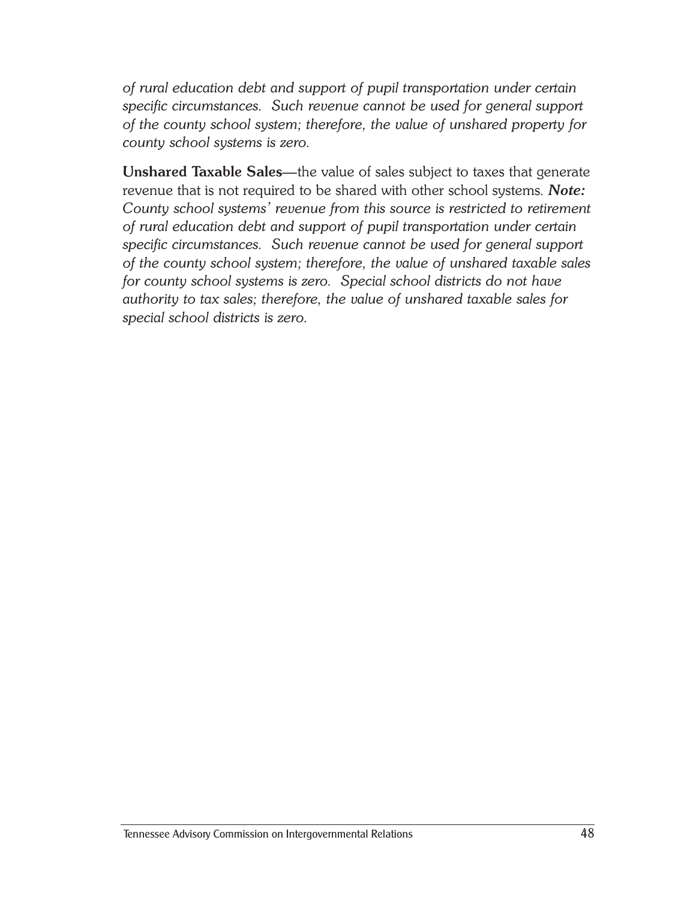*of rural education debt and support of pupil transportation under certain specific circumstances. Such revenue cannot be used for general support of the county school system; therefore, the value of unshared property for county school systems is zero.*

**Unshared Taxable Sales**—the value of sales subject to taxes that generate revenue that is not required to be shared with other school systems. ***Note:*** *County school systems' revenue from this source is restricted to retirement of rural education debt and support of pupil transportation under certain specific circumstances. Such revenue cannot be used for general support of the county school system; therefore, the value of unshared taxable sales for county school systems is zero. Special school districts do not have authority to tax sales; therefore, the value of unshared taxable sales for special school districts is zero.*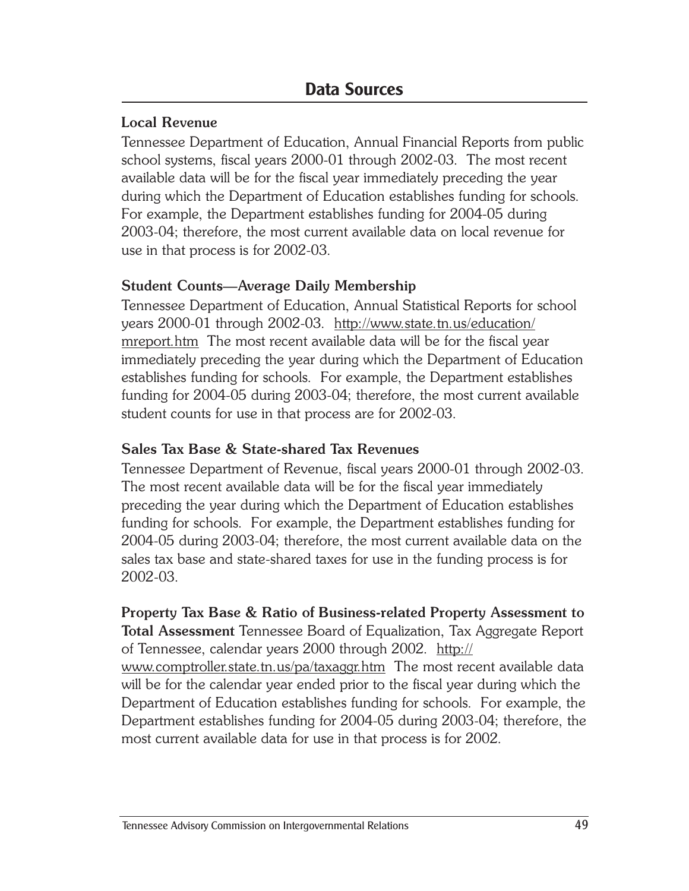## Data Sources

**Local Revenue**

Tennessee Department of Education, Annual Financial Reports from public school systems, fiscal years 2000-01 through 2002-03. The most recent available data will be for the fiscal year immediately preceding the year during which the Department of Education establishes funding for schools. For example, the Department establishes funding for 2004-05 during 2003-04; therefore, the most current available data on local revenue for use in that process is for 2002-03.

**Student Counts—Average Daily Membership**

Tennessee Department of Education, Annual Statistical Reports for school years 2000-01 through 2002-03. http://www.state.tn.us/education/mreport.htm The most recent available data will be for the fiscal year immediately preceding the year during which the Department of Education establishes funding for schools. For example, the Department establishes funding for 2004-05 during 2003-04; therefore, the most current available student counts for use in that process are for 2002-03.

**Sales Tax Base & State-shared Tax Revenues**

Tennessee Department of Revenue, fiscal years 2000-01 through 2002-03. The most recent available data will be for the fiscal year immediately preceding the year during which the Department of Education establishes funding for schools. For example, the Department establishes funding for 2004-05 during 2003-04; therefore, the most current available data on the sales tax base and state-shared taxes for use in the funding process is for 2002-03.

**Property Tax Base & Ratio of Business-related Property Assessment to Total Assessment** Tennessee Board of Equalization, Tax Aggregate Report of Tennessee, calendar years 2000 through 2002. http://www.comptroller.state.tn.us/pa/taxaggr.htm The most recent available data will be for the calendar year ended prior to the fiscal year during which the Department of Education establishes funding for schools. For example, the Department establishes funding for 2004-05 during 2003-04; therefore, the most current available data for use in that process is for 2002.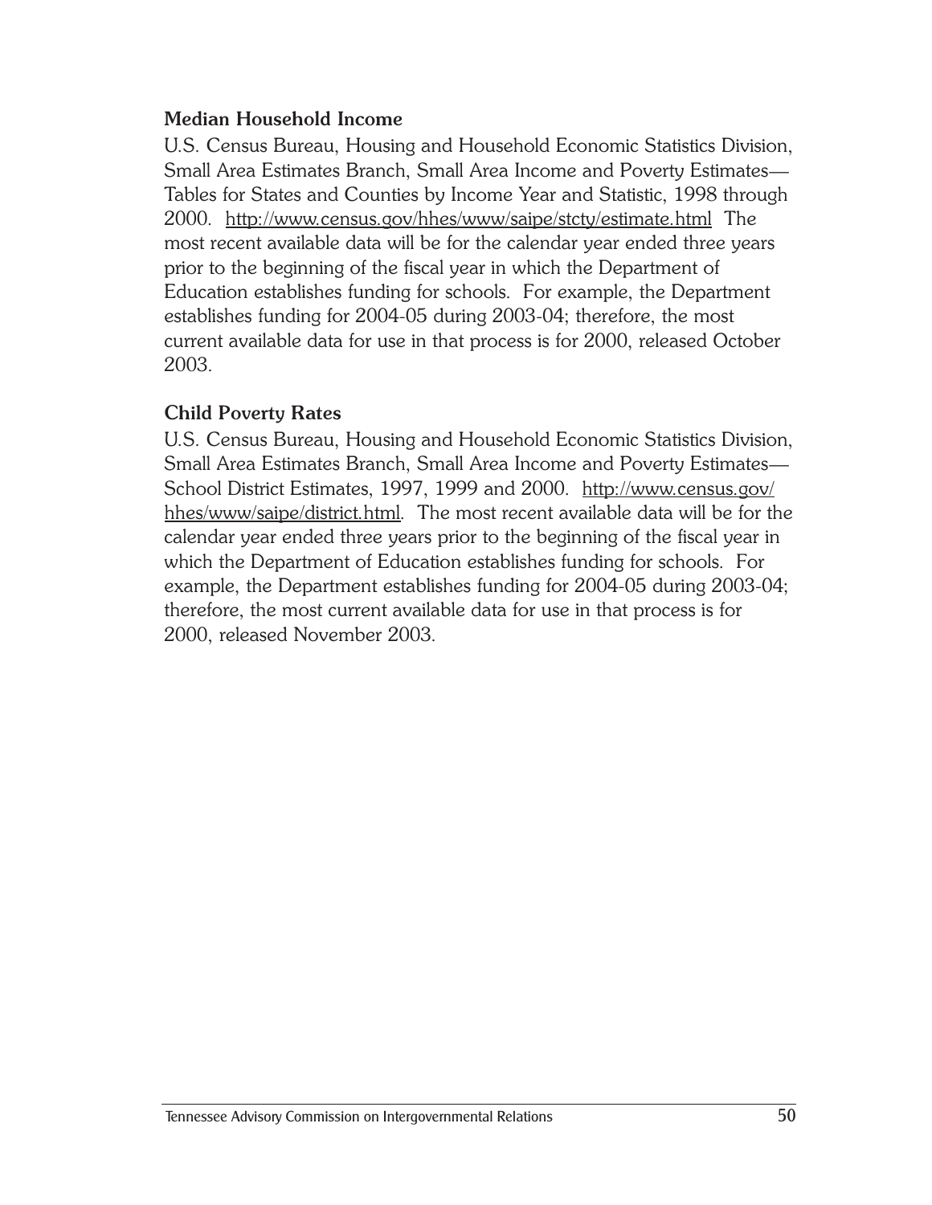**Median Household Income**

U.S. Census Bureau, Housing and Household Economic Statistics Division, Small Area Estimates Branch, Small Area Income and Poverty Estimates—Tables for States and Counties by Income Year and Statistic, 1998 through 2000. http://www.census.gov/hhes/www/saipe/stcty/estimate.html The most recent available data will be for the calendar year ended three years prior to the beginning of the fiscal year in which the Department of Education establishes funding for schools. For example, the Department establishes funding for 2004-05 during 2003-04; therefore, the most current available data for use in that process is for 2000, released October 2003.

**Child Poverty Rates**

U.S. Census Bureau, Housing and Household Economic Statistics Division, Small Area Estimates Branch, Small Area Income and Poverty Estimates—School District Estimates, 1997, 1999 and 2000. http://www.census.gov/hhes/www/saipe/district.html. The most recent available data will be for the calendar year ended three years prior to the beginning of the fiscal year in which the Department of Education establishes funding for schools. For example, the Department establishes funding for 2004-05 during 2003-04; therefore, the most current available data for use in that process is for 2000, released November 2003.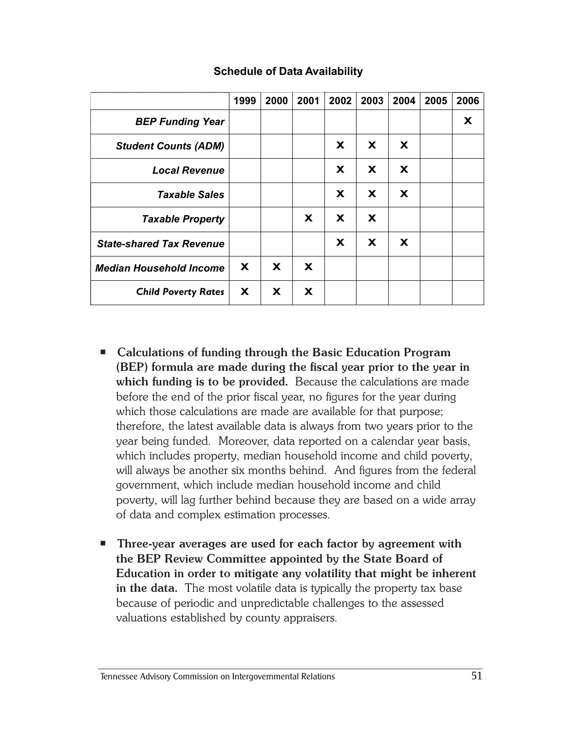**Schedule of Data Availability**

| | 1999 | 2000 | 2001 | 2002 | 2003 | 2004 | 2005 | 2006 |
|---|---|---|---|---|---|---|---|---|
| ***BEP Funding Year*** | | | | | | | | X |
| ***Student Counts (ADM)*** | | | | X | X | X | | |
| ***Local Revenue*** | | | | X | X | X | | |
| ***Taxable Sales*** | | | | X | X | X | | |
| ***Taxable Property*** | | | X | X | X | | | |
| ***State-shared Tax Revenue*** | | | | X | X | X | | |
| ***Median Household Income*** | X | X | X | | | | | |
| ***Child Poverty Rates*** | X | X | X | | | | | |

- **Calculations of funding through the Basic Education Program (BEP) formula are made during the fiscal year prior to the year in which funding is to be provided.** Because the calculations are made before the end of the prior fiscal year, no figures for the year during which those calculations are made are available for that purpose; therefore, the latest available data is always from two years prior to the year being funded. Moreover, data reported on a calendar year basis, which includes property, median household income and child poverty, will always be another six months behind. And figures from the federal government, which include median household income and child poverty, will lag further behind because they are based on a wide array of data and complex estimation processes.

- **Three-year averages are used for each factor by agreement with the BEP Review Committee appointed by the State Board of Education in order to mitigate any volatility that might be inherent in the data.** The most volatile data is typically the property tax base because of periodic and unpredictable challenges to the assessed valuations established by county appraisers.